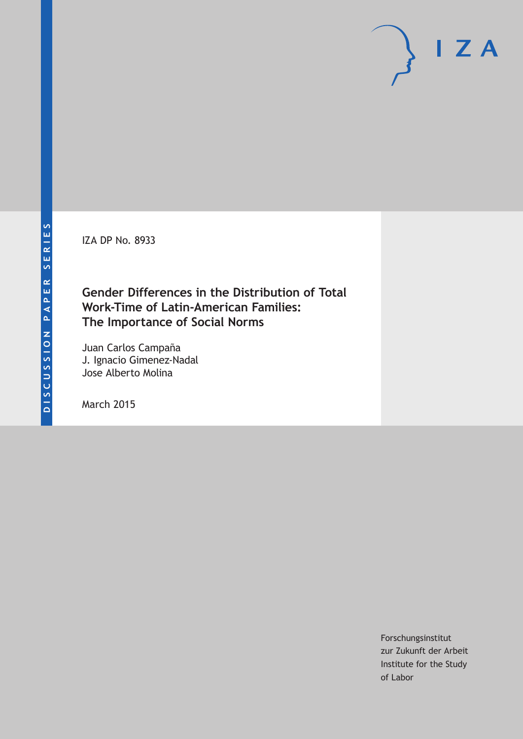DISCUSSION PAPER SERIES

IZA

IZA DP No. 8933

# Gender Differences in the Distribution of Total Work-Time of Latin-American Families: The Importance of Social Norms

Juan Carlos Campaña
J. Ignacio Gimenez-Nadal
Jose Alberto Molina

March 2015

Forschungsinstitut
zur Zukunft der Arbeit
Institute for the Study
of Labor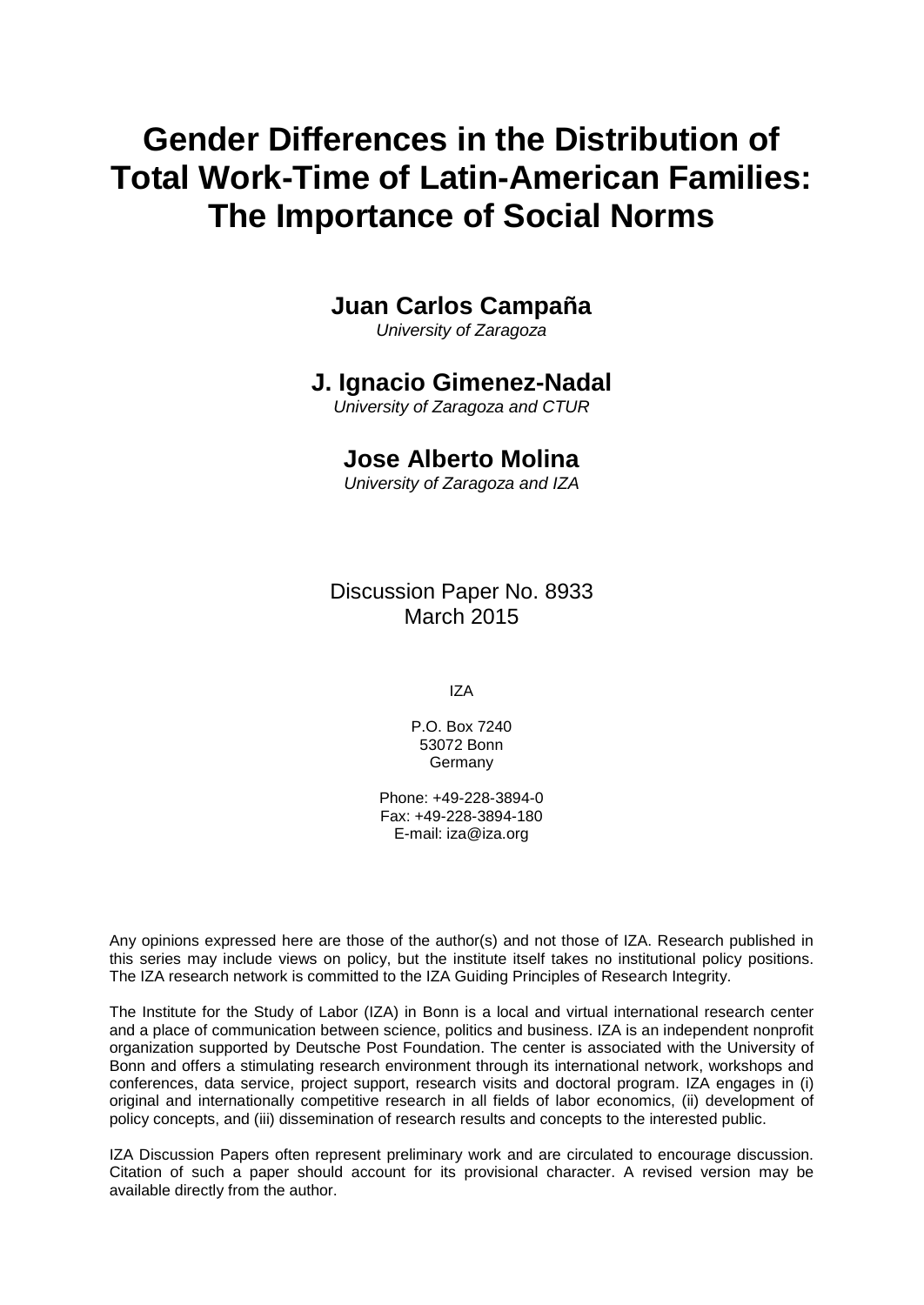# Gender Differences in the Distribution of Total Work-Time of Latin-American Families: The Importance of Social Norms

**Juan Carlos Campaña**
*University of Zaragoza*

**J. Ignacio Gimenez-Nadal**
*University of Zaragoza and CTUR*

**Jose Alberto Molina**
*University of Zaragoza and IZA*

Discussion Paper No. 8933
March 2015

IZA

P.O. Box 7240
53072 Bonn
Germany

Phone: +49-228-3894-0
Fax: +49-228-3894-180
E-mail: iza@iza.org

Any opinions expressed here are those of the author(s) and not those of IZA. Research published in this series may include views on policy, but the institute itself takes no institutional policy positions. The IZA research network is committed to the IZA Guiding Principles of Research Integrity.

The Institute for the Study of Labor (IZA) in Bonn is a local and virtual international research center and a place of communication between science, politics and business. IZA is an independent nonprofit organization supported by Deutsche Post Foundation. The center is associated with the University of Bonn and offers a stimulating research environment through its international network, workshops and conferences, data service, project support, research visits and doctoral program. IZA engages in (i) original and internationally competitive research in all fields of labor economics, (ii) development of policy concepts, and (iii) dissemination of research results and concepts to the interested public.

IZA Discussion Papers often represent preliminary work and are circulated to encourage discussion. Citation of such a paper should account for its provisional character. A revised version may be available directly from the author.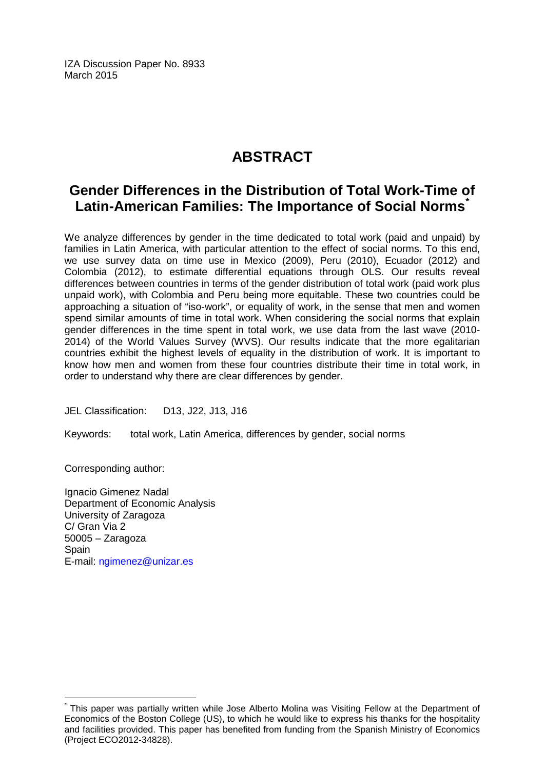IZA Discussion Paper No. 8933
March 2015

# ABSTRACT

## Gender Differences in the Distribution of Total Work-Time of Latin-American Families: The Importance of Social Norms*

We analyze differences by gender in the time dedicated to total work (paid and unpaid) by families in Latin America, with particular attention to the effect of social norms. To this end, we use survey data on time use in Mexico (2009), Peru (2010), Ecuador (2012) and Colombia (2012), to estimate differential equations through OLS. Our results reveal differences between countries in terms of the gender distribution of total work (paid work plus unpaid work), with Colombia and Peru being more equitable. These two countries could be approaching a situation of "iso-work", or equality of work, in the sense that men and women spend similar amounts of time in total work. When considering the social norms that explain gender differences in the time spent in total work, we use data from the last wave (2010-2014) of the World Values Survey (WVS). Our results indicate that the more egalitarian countries exhibit the highest levels of equality in the distribution of work. It is important to know how men and women from these four countries distribute their time in total work, in order to understand why there are clear differences by gender.

JEL Classification: D13, J22, J13, J16

Keywords: total work, Latin America, differences by gender, social norms

Corresponding author:

Ignacio Gimenez Nadal
Department of Economic Analysis
University of Zaragoza
C/ Gran Via 2
50005 – Zaragoza
Spain
E-mail: ngimenez@unizar.es

---

* This paper was partially written while Jose Alberto Molina was Visiting Fellow at the Department of Economics of the Boston College (US), to which he would like to express his thanks for the hospitality and facilities provided. This paper has benefited from funding from the Spanish Ministry of Economics (Project ECO2012-34828).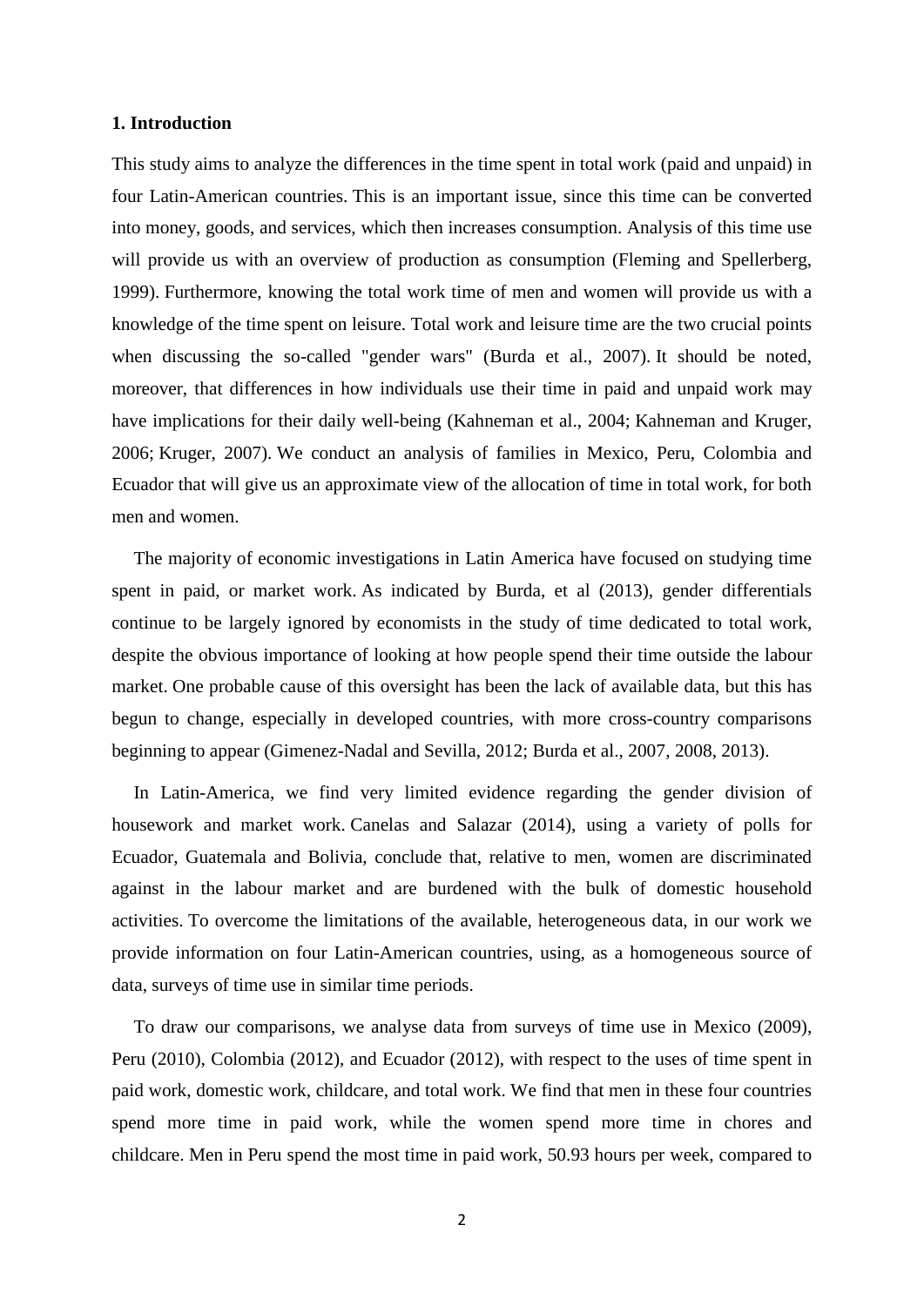## 1. Introduction

This study aims to analyze the differences in the time spent in total work (paid and unpaid) in four Latin-American countries. This is an important issue, since this time can be converted into money, goods, and services, which then increases consumption. Analysis of this time use will provide us with an overview of production as consumption (Fleming and Spellerberg, 1999). Furthermore, knowing the total work time of men and women will provide us with a knowledge of the time spent on leisure. Total work and leisure time are the two crucial points when discussing the so-called "gender wars" (Burda et al., 2007). It should be noted, moreover, that differences in how individuals use their time in paid and unpaid work may have implications for their daily well-being (Kahneman et al., 2004; Kahneman and Kruger, 2006; Kruger, 2007). We conduct an analysis of families in Mexico, Peru, Colombia and Ecuador that will give us an approximate view of the allocation of time in total work, for both men and women.

The majority of economic investigations in Latin America have focused on studying time spent in paid, or market work. As indicated by Burda, et al (2013), gender differentials continue to be largely ignored by economists in the study of time dedicated to total work, despite the obvious importance of looking at how people spend their time outside the labour market. One probable cause of this oversight has been the lack of available data, but this has begun to change, especially in developed countries, with more cross-country comparisons beginning to appear (Gimenez-Nadal and Sevilla, 2012; Burda et al., 2007, 2008, 2013).

In Latin-America, we find very limited evidence regarding the gender division of housework and market work. Canelas and Salazar (2014), using a variety of polls for Ecuador, Guatemala and Bolivia, conclude that, relative to men, women are discriminated against in the labour market and are burdened with the bulk of domestic household activities. To overcome the limitations of the available, heterogeneous data, in our work we provide information on four Latin-American countries, using, as a homogeneous source of data, surveys of time use in similar time periods.

To draw our comparisons, we analyse data from surveys of time use in Mexico (2009), Peru (2010), Colombia (2012), and Ecuador (2012), with respect to the uses of time spent in paid work, domestic work, childcare, and total work. We find that men in these four countries spend more time in paid work, while the women spend more time in chores and childcare. Men in Peru spend the most time in paid work, 50.93 hours per week, compared to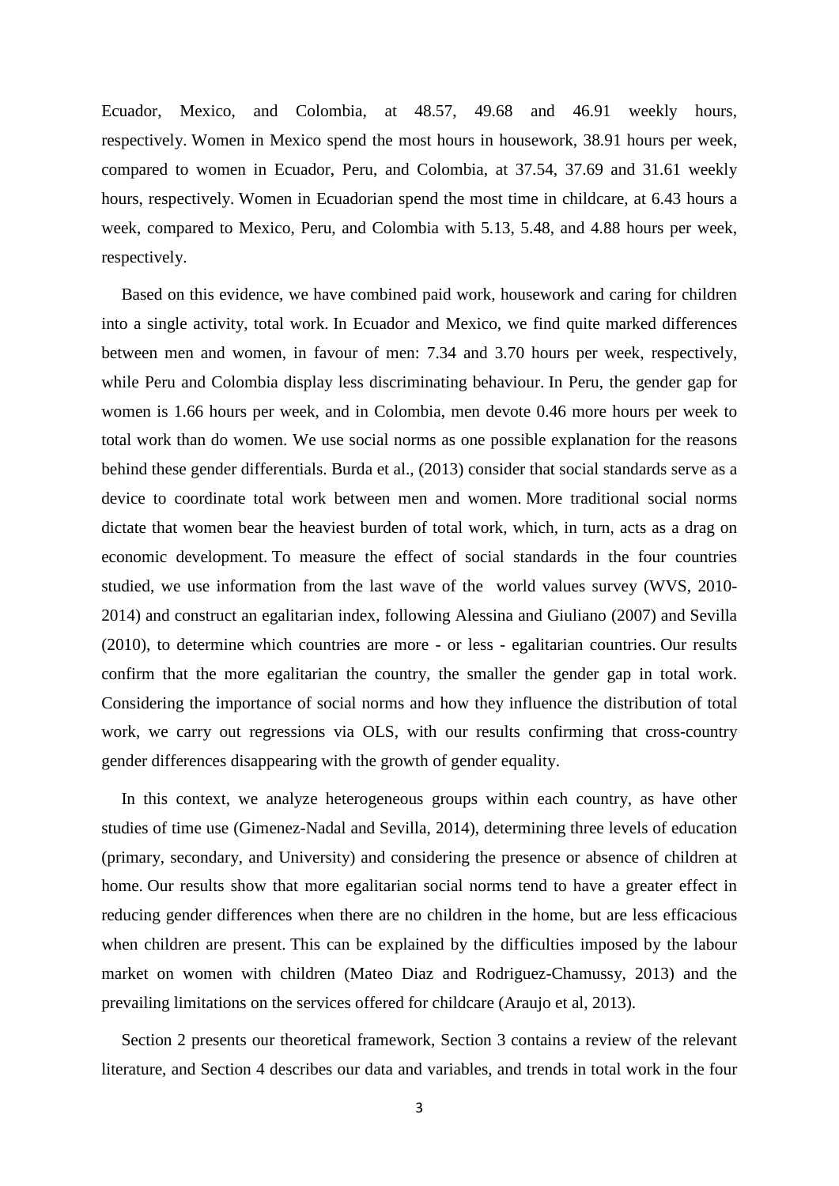Ecuador, Mexico, and Colombia, at 48.57, 49.68 and 46.91 weekly hours, respectively. Women in Mexico spend the most hours in housework, 38.91 hours per week, compared to women in Ecuador, Peru, and Colombia, at 37.54, 37.69 and 31.61 weekly hours, respectively. Women in Ecuadorian spend the most time in childcare, at 6.43 hours a week, compared to Mexico, Peru, and Colombia with 5.13, 5.48, and 4.88 hours per week, respectively.

Based on this evidence, we have combined paid work, housework and caring for children into a single activity, total work. In Ecuador and Mexico, we find quite marked differences between men and women, in favour of men: 7.34 and 3.70 hours per week, respectively, while Peru and Colombia display less discriminating behaviour. In Peru, the gender gap for women is 1.66 hours per week, and in Colombia, men devote 0.46 more hours per week to total work than do women. We use social norms as one possible explanation for the reasons behind these gender differentials. Burda et al., (2013) consider that social standards serve as a device to coordinate total work between men and women. More traditional social norms dictate that women bear the heaviest burden of total work, which, in turn, acts as a drag on economic development. To measure the effect of social standards in the four countries studied, we use information from the last wave of the world values survey (WVS, 2010-2014) and construct an egalitarian index, following Alessina and Giuliano (2007) and Sevilla (2010), to determine which countries are more - or less - egalitarian countries. Our results confirm that the more egalitarian the country, the smaller the gender gap in total work. Considering the importance of social norms and how they influence the distribution of total work, we carry out regressions via OLS, with our results confirming that cross-country gender differences disappearing with the growth of gender equality.

In this context, we analyze heterogeneous groups within each country, as have other studies of time use (Gimenez-Nadal and Sevilla, 2014), determining three levels of education (primary, secondary, and University) and considering the presence or absence of children at home. Our results show that more egalitarian social norms tend to have a greater effect in reducing gender differences when there are no children in the home, but are less efficacious when children are present. This can be explained by the difficulties imposed by the labour market on women with children (Mateo Diaz and Rodriguez-Chamussy, 2013) and the prevailing limitations on the services offered for childcare (Araujo et al, 2013).

Section 2 presents our theoretical framework, Section 3 contains a review of the relevant literature, and Section 4 describes our data and variables, and trends in total work in the four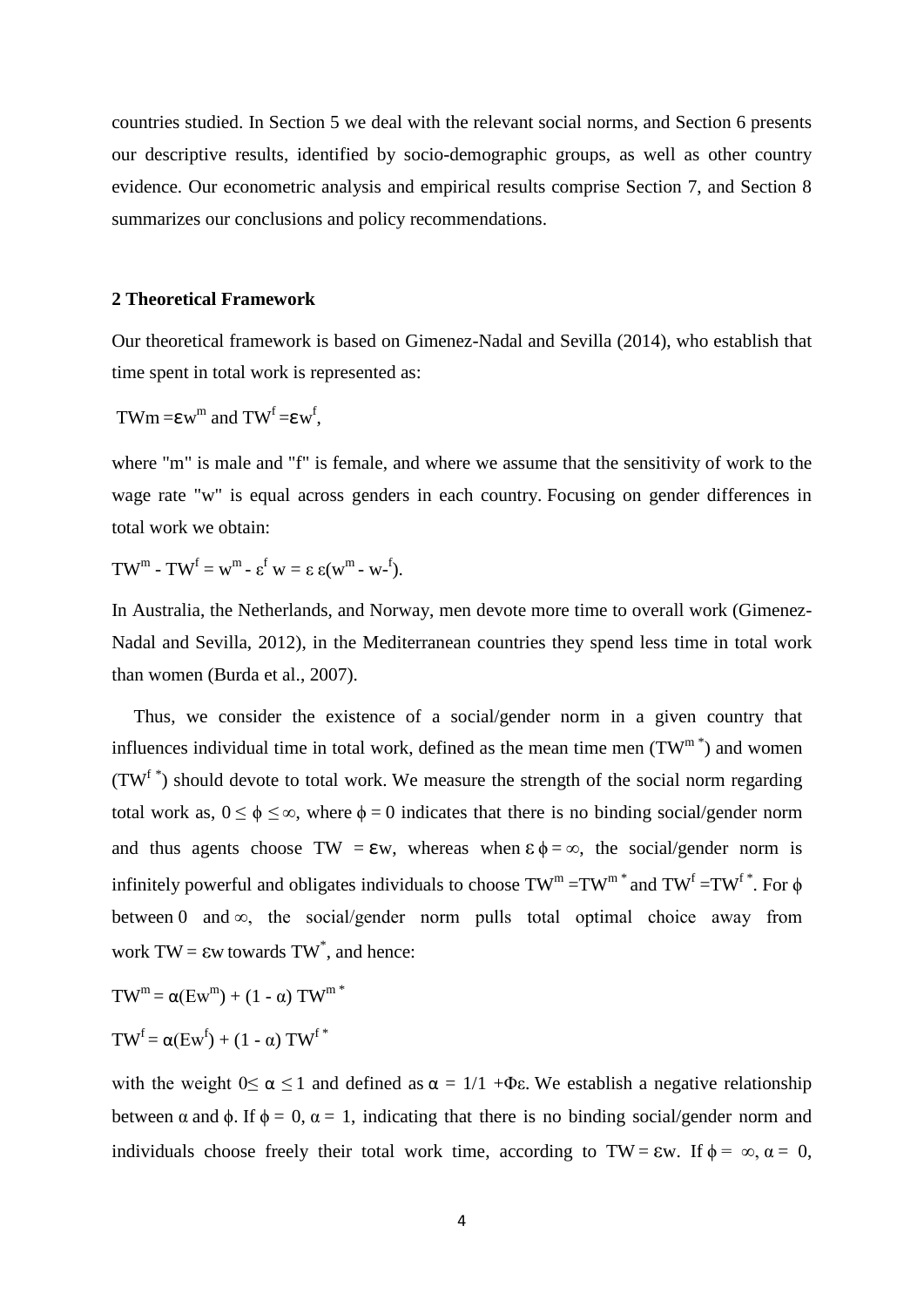countries studied. In Section 5 we deal with the relevant social norms, and Section 6 presents our descriptive results, identified by socio-demographic groups, as well as other country evidence. Our econometric analysis and empirical results comprise Section 7, and Section 8 summarizes our conclusions and policy recommendations.

## 2 Theoretical Framework

Our theoretical framework is based on Gimenez-Nadal and Sevilla (2014), who establish that time spent in total work is represented as:

$TWm = \varepsilon w^{m}$ and $TW^{f} = \varepsilon w^{f}$,

where "m" is male and "f" is female, and where we assume that the sensitivity of work to the wage rate "w" is equal across genders in each country. Focusing on gender differences in total work we obtain:

$TW^{m} - TW^{f} = w^{m} - \varepsilon^{f} w = \varepsilon\, \varepsilon(w^{m} - w\text{-}^{f})$.

In Australia, the Netherlands, and Norway, men devote more time to overall work (Gimenez-Nadal and Sevilla, 2012), in the Mediterranean countries they spend less time in total work than women (Burda et al., 2007).

Thus, we consider the existence of a social/gender norm in a given country that influences individual time in total work, defined as the mean time men ($TW^{m\,*}$) and women ($TW^{f\,*}$) should devote to total work. We measure the strength of the social norm regarding total work as, $0 \leq \phi \leq \infty$, where $\phi = 0$ indicates that there is no binding social/gender norm and thus agents choose $TW = \varepsilon w$, whereas when $\varepsilon\, \phi = \infty$, the social/gender norm is infinitely powerful and obligates individuals to choose $TW^{m} = TW^{m\,*}$ and $TW^{f} = TW^{f\,*}$. For $\phi$ between $0$ and $\infty$, the social/gender norm pulls total optimal choice away from work $TW = \varepsilon w$ towards $TW^{*}$, and hence:

$$TW^{m} = \alpha(Ew^{m}) + (1 - \alpha)\, TW^{m\,*}$$

$$TW^{f} = \alpha(Ew^{f}) + (1 - \alpha)\, TW^{f\,*}$$

with the weight $0 \leq \alpha \leq 1$ and defined as $\alpha = 1/1 + \Phi\varepsilon$. We establish a negative relationship between $\alpha$ and $\phi$. If $\phi = 0$, $\alpha = 1$, indicating that there is no binding social/gender norm and individuals choose freely their total work time, according to $TW = \varepsilon w$. If $\phi = \infty$, $\alpha = 0$,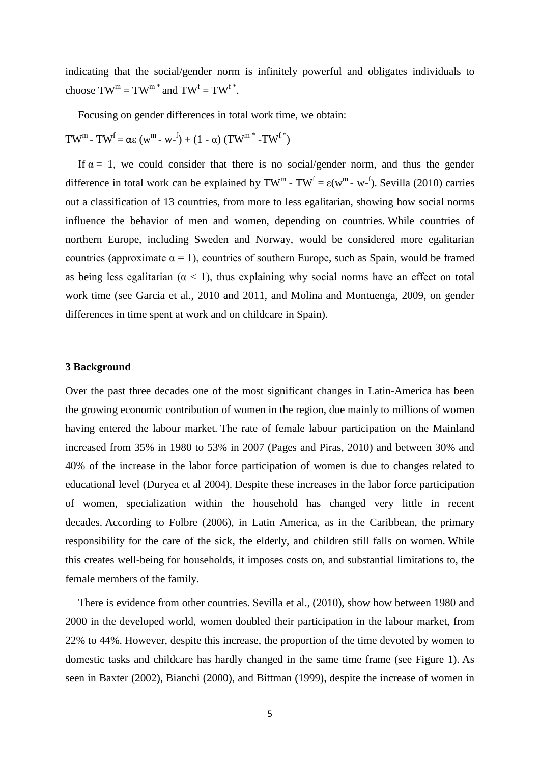indicating that the social/gender norm is infinitely powerful and obligates individuals to choose $TW^m = TW^{m*}$ and $TW^f = TW^{f*}$.

Focusing on gender differences in total work time, we obtain:

$$TW^m - TW^f = \alpha\varepsilon (w^m - w\text{-}^f) + (1 - \alpha) (TW^{m*} - TW^{f*})$$

If $\alpha = 1$, we could consider that there is no social/gender norm, and thus the gender difference in total work can be explained by $TW^m - TW^f = \varepsilon(w^m - w\text{-}^f)$. Sevilla (2010) carries out a classification of 13 countries, from more to less egalitarian, showing how social norms influence the behavior of men and women, depending on countries. While countries of northern Europe, including Sweden and Norway, would be considered more egalitarian countries (approximate $\alpha = 1$), countries of southern Europe, such as Spain, would be framed as being less egalitarian ($\alpha < 1$), thus explaining why social norms have an effect on total work time (see Garcia et al., 2010 and 2011, and Molina and Montuenga, 2009, on gender differences in time spent at work and on childcare in Spain).

## 3 Background

Over the past three decades one of the most significant changes in Latin-America has been the growing economic contribution of women in the region, due mainly to millions of women having entered the labour market. The rate of female labour participation on the Mainland increased from 35% in 1980 to 53% in 2007 (Pages and Piras, 2010) and between 30% and 40% of the increase in the labor force participation of women is due to changes related to educational level (Duryea et al 2004). Despite these increases in the labor force participation of women, specialization within the household has changed very little in recent decades. According to Folbre (2006), in Latin America, as in the Caribbean, the primary responsibility for the care of the sick, the elderly, and children still falls on women. While this creates well-being for households, it imposes costs on, and substantial limitations to, the female members of the family.

There is evidence from other countries. Sevilla et al., (2010), show how between 1980 and 2000 in the developed world, women doubled their participation in the labour market, from 22% to 44%. However, despite this increase, the proportion of the time devoted by women to domestic tasks and childcare has hardly changed in the same time frame (see Figure 1). As seen in Baxter (2002), Bianchi (2000), and Bittman (1999), despite the increase of women in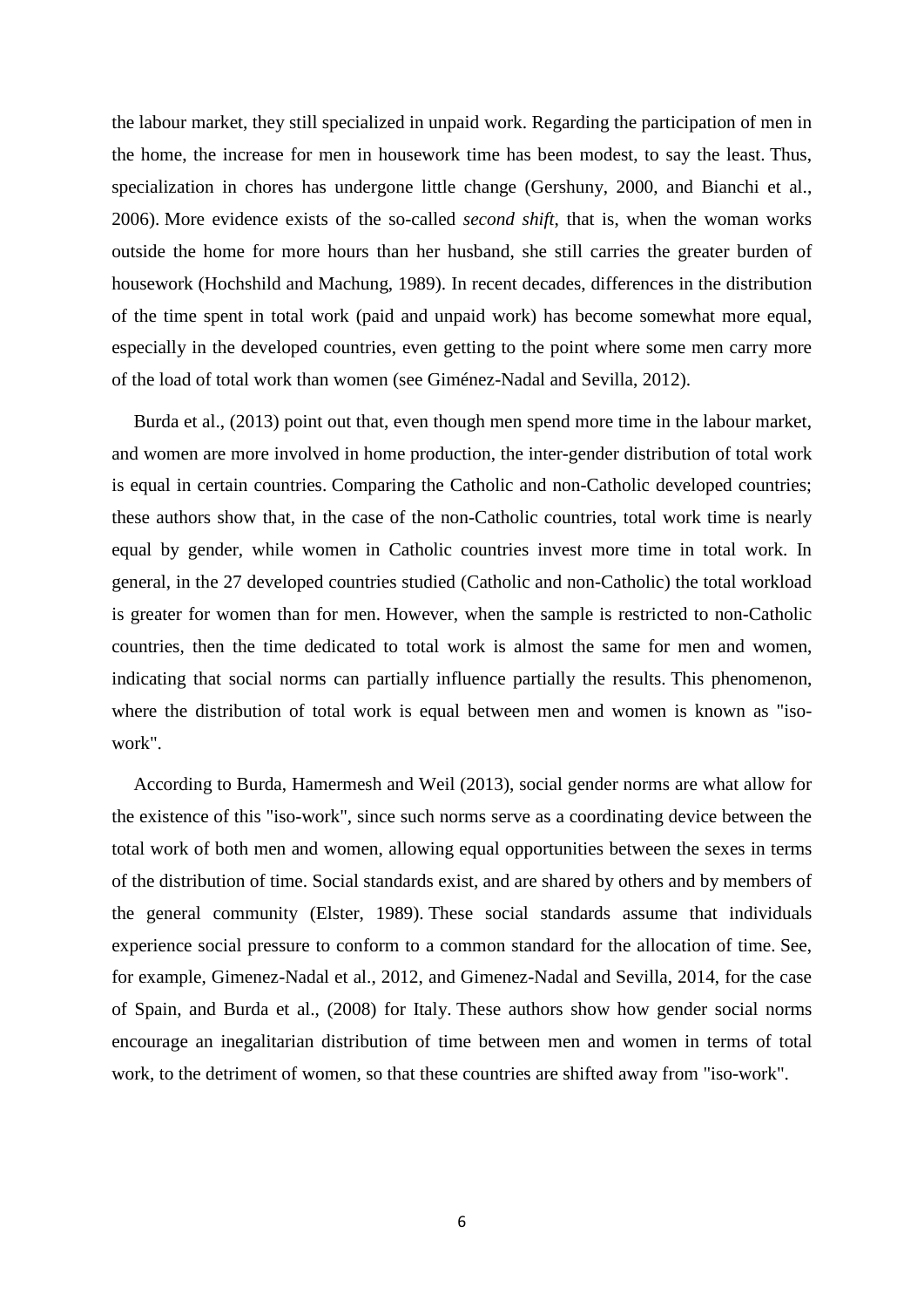the labour market, they still specialized in unpaid work. Regarding the participation of men in the home, the increase for men in housework time has been modest, to say the least. Thus, specialization in chores has undergone little change (Gershuny, 2000, and Bianchi et al., 2006). More evidence exists of the so-called *second shift*, that is, when the woman works outside the home for more hours than her husband, she still carries the greater burden of housework (Hochshild and Machung, 1989). In recent decades, differences in the distribution of the time spent in total work (paid and unpaid work) has become somewhat more equal, especially in the developed countries, even getting to the point where some men carry more of the load of total work than women (see Giménez-Nadal and Sevilla, 2012).

Burda et al., (2013) point out that, even though men spend more time in the labour market, and women are more involved in home production, the inter-gender distribution of total work is equal in certain countries. Comparing the Catholic and non-Catholic developed countries; these authors show that, in the case of the non-Catholic countries, total work time is nearly equal by gender, while women in Catholic countries invest more time in total work. In general, in the 27 developed countries studied (Catholic and non-Catholic) the total workload is greater for women than for men. However, when the sample is restricted to non-Catholic countries, then the time dedicated to total work is almost the same for men and women, indicating that social norms can partially influence partially the results. This phenomenon, where the distribution of total work is equal between men and women is known as "iso-work".

According to Burda, Hamermesh and Weil (2013), social gender norms are what allow for the existence of this "iso-work", since such norms serve as a coordinating device between the total work of both men and women, allowing equal opportunities between the sexes in terms of the distribution of time. Social standards exist, and are shared by others and by members of the general community (Elster, 1989). These social standards assume that individuals experience social pressure to conform to a common standard for the allocation of time. See, for example, Gimenez-Nadal et al., 2012, and Gimenez-Nadal and Sevilla, 2014, for the case of Spain, and Burda et al., (2008) for Italy. These authors show how gender social norms encourage an inegalitarian distribution of time between men and women in terms of total work, to the detriment of women, so that these countries are shifted away from "iso-work".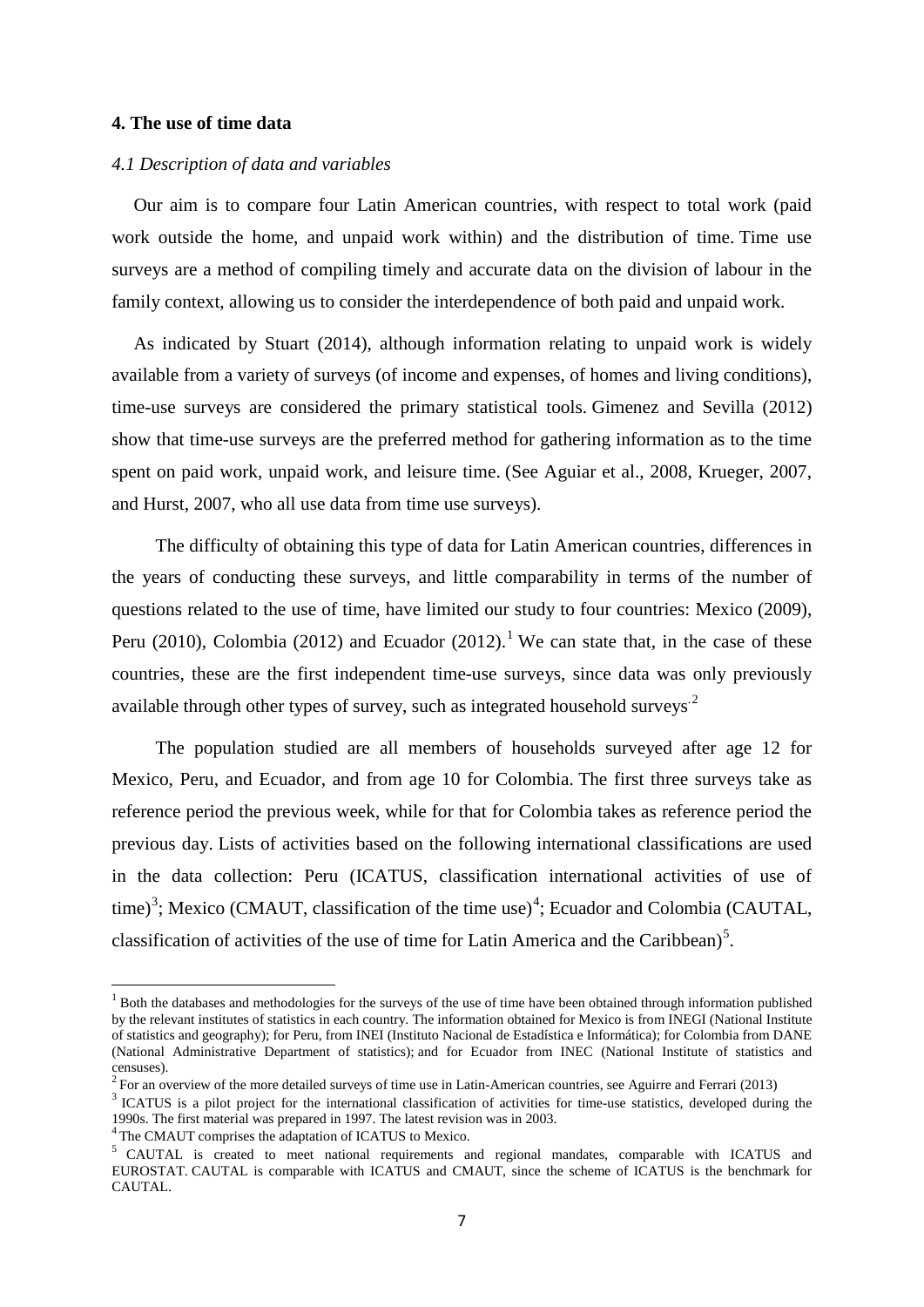## 4. The use of time data

### *4.1 Description of data and variables*

Our aim is to compare four Latin American countries, with respect to total work (paid work outside the home, and unpaid work within) and the distribution of time. Time use surveys are a method of compiling timely and accurate data on the division of labour in the family context, allowing us to consider the interdependence of both paid and unpaid work.

As indicated by Stuart (2014), although information relating to unpaid work is widely available from a variety of surveys (of income and expenses, of homes and living conditions), time-use surveys are considered the primary statistical tools. Gimenez and Sevilla (2012) show that time-use surveys are the preferred method for gathering information as to the time spent on paid work, unpaid work, and leisure time. (See Aguiar et al., 2008, Krueger, 2007, and Hurst, 2007, who all use data from time use surveys).

The difficulty of obtaining this type of data for Latin American countries, differences in the years of conducting these surveys, and little comparability in terms of the number of questions related to the use of time, have limited our study to four countries: Mexico (2009), Peru (2010), Colombia (2012) and Ecuador (2012).[1] We can state that, in the case of these countries, these are the first independent time-use surveys, since data was only previously available through other types of survey, such as integrated household surveys.[2]

The population studied are all members of households surveyed after age 12 for Mexico, Peru, and Ecuador, and from age 10 for Colombia. The first three surveys take as reference period the previous week, while for that for Colombia takes as reference period the previous day. Lists of activities based on the following international classifications are used in the data collection: Peru (ICATUS, classification international activities of use of time)[3]; Mexico (CMAUT, classification of the time use)[4]; Ecuador and Colombia (CAUTAL, classification of activities of the use of time for Latin America and the Caribbean)[5].

---

[1] Both the databases and methodologies for the surveys of the use of time have been obtained through information published by the relevant institutes of statistics in each country. The information obtained for Mexico is from INEGI (National Institute of statistics and geography); for Peru, from INEI (Instituto Nacional de Estadística e Informática); for Colombia from DANE (National Administrative Department of statistics); and for Ecuador from INEC (National Institute of statistics and censuses).

[2] For an overview of the more detailed surveys of time use in Latin-American countries, see Aguirre and Ferrari (2013)

[3] ICATUS is a pilot project for the international classification of activities for time-use statistics, developed during the 1990s. The first material was prepared in 1997. The latest revision was in 2003.

[4] The CMAUT comprises the adaptation of ICATUS to Mexico.

[5] CAUTAL is created to meet national requirements and regional mandates, comparable with ICATUS and EUROSTAT. CAUTAL is comparable with ICATUS and CMAUT, since the scheme of ICATUS is the benchmark for CAUTAL.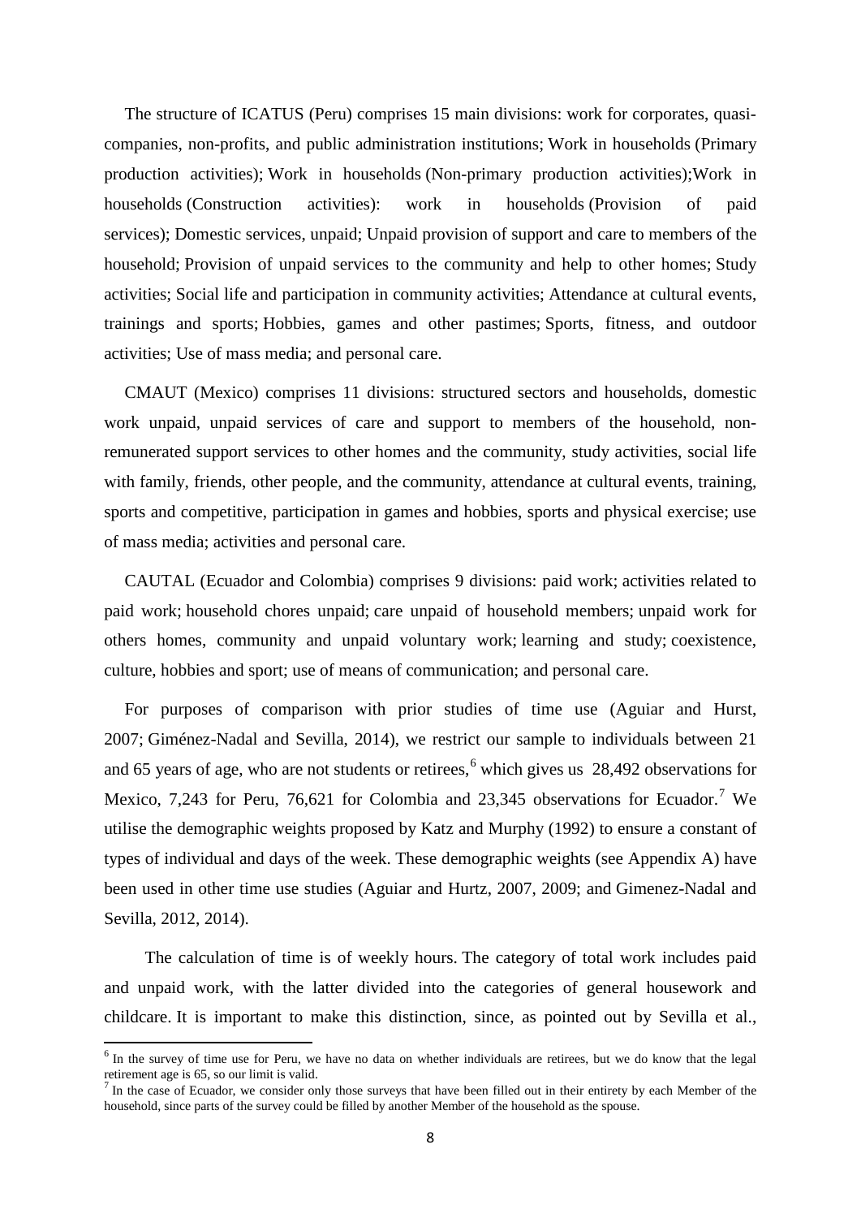The structure of ICATUS (Peru) comprises 15 main divisions: work for corporates, quasi-companies, non-profits, and public administration institutions; Work in households (Primary production activities); Work in households (Non-primary production activities);Work in households (Construction activities): work in households (Provision of paid services); Domestic services, unpaid; Unpaid provision of support and care to members of the household; Provision of unpaid services to the community and help to other homes; Study activities; Social life and participation in community activities; Attendance at cultural events, trainings and sports; Hobbies, games and other pastimes; Sports, fitness, and outdoor activities; Use of mass media; and personal care.

CMAUT (Mexico) comprises 11 divisions: structured sectors and households, domestic work unpaid, unpaid services of care and support to members of the household, non-remunerated support services to other homes and the community, study activities, social life with family, friends, other people, and the community, attendance at cultural events, training, sports and competitive, participation in games and hobbies, sports and physical exercise; use of mass media; activities and personal care.

CAUTAL (Ecuador and Colombia) comprises 9 divisions: paid work; activities related to paid work; household chores unpaid; care unpaid of household members; unpaid work for others homes, community and unpaid voluntary work; learning and study; coexistence, culture, hobbies and sport; use of means of communication; and personal care.

For purposes of comparison with prior studies of time use (Aguiar and Hurst, 2007; Giménez-Nadal and Sevilla, 2014), we restrict our sample to individuals between 21 and 65 years of age, who are not students or retirees,[6] which gives us 28,492 observations for Mexico, 7,243 for Peru, 76,621 for Colombia and 23,345 observations for Ecuador.[7] We utilise the demographic weights proposed by Katz and Murphy (1992) to ensure a constant of types of individual and days of the week. These demographic weights (see Appendix A) have been used in other time use studies (Aguiar and Hurtz, 2007, 2009; and Gimenez-Nadal and Sevilla, 2012, 2014).

The calculation of time is of weekly hours. The category of total work includes paid and unpaid work, with the latter divided into the categories of general housework and childcare. It is important to make this distinction, since, as pointed out by Sevilla et al.,

[6] In the survey of time use for Peru, we have no data on whether individuals are retirees, but we do know that the legal retirement age is 65, so our limit is valid.

[7] In the case of Ecuador, we consider only those surveys that have been filled out in their entirety by each Member of the household, since parts of the survey could be filled by another Member of the household as the spouse.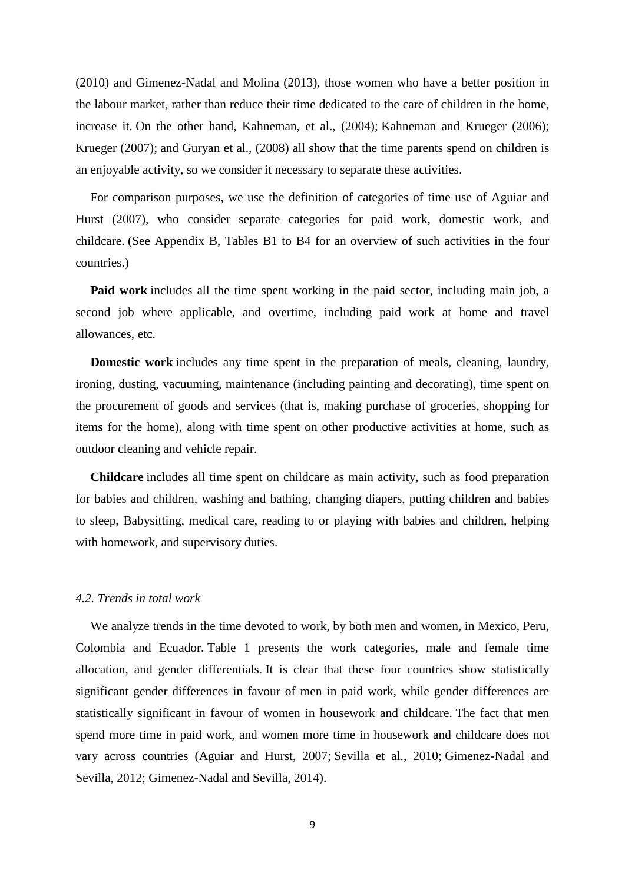(2010) and Gimenez-Nadal and Molina (2013), those women who have a better position in the labour market, rather than reduce their time dedicated to the care of children in the home, increase it. On the other hand, Kahneman, et al., (2004); Kahneman and Krueger (2006); Krueger (2007); and Guryan et al., (2008) all show that the time parents spend on children is an enjoyable activity, so we consider it necessary to separate these activities.

For comparison purposes, we use the definition of categories of time use of Aguiar and Hurst (2007), who consider separate categories for paid work, domestic work, and childcare. (See Appendix B, Tables B1 to B4 for an overview of such activities in the four countries.)

**Paid work** includes all the time spent working in the paid sector, including main job, a second job where applicable, and overtime, including paid work at home and travel allowances, etc.

**Domestic work** includes any time spent in the preparation of meals, cleaning, laundry, ironing, dusting, vacuuming, maintenance (including painting and decorating), time spent on the procurement of goods and services (that is, making purchase of groceries, shopping for items for the home), along with time spent on other productive activities at home, such as outdoor cleaning and vehicle repair.

**Childcare** includes all time spent on childcare as main activity, such as food preparation for babies and children, washing and bathing, changing diapers, putting children and babies to sleep, Babysitting, medical care, reading to or playing with babies and children, helping with homework, and supervisory duties.

### *4.2. Trends in total work*

We analyze trends in the time devoted to work, by both men and women, in Mexico, Peru, Colombia and Ecuador. Table 1 presents the work categories, male and female time allocation, and gender differentials. It is clear that these four countries show statistically significant gender differences in favour of men in paid work, while gender differences are statistically significant in favour of women in housework and childcare. The fact that men spend more time in paid work, and women more time in housework and childcare does not vary across countries (Aguiar and Hurst, 2007; Sevilla et al., 2010; Gimenez-Nadal and Sevilla, 2012; Gimenez-Nadal and Sevilla, 2014).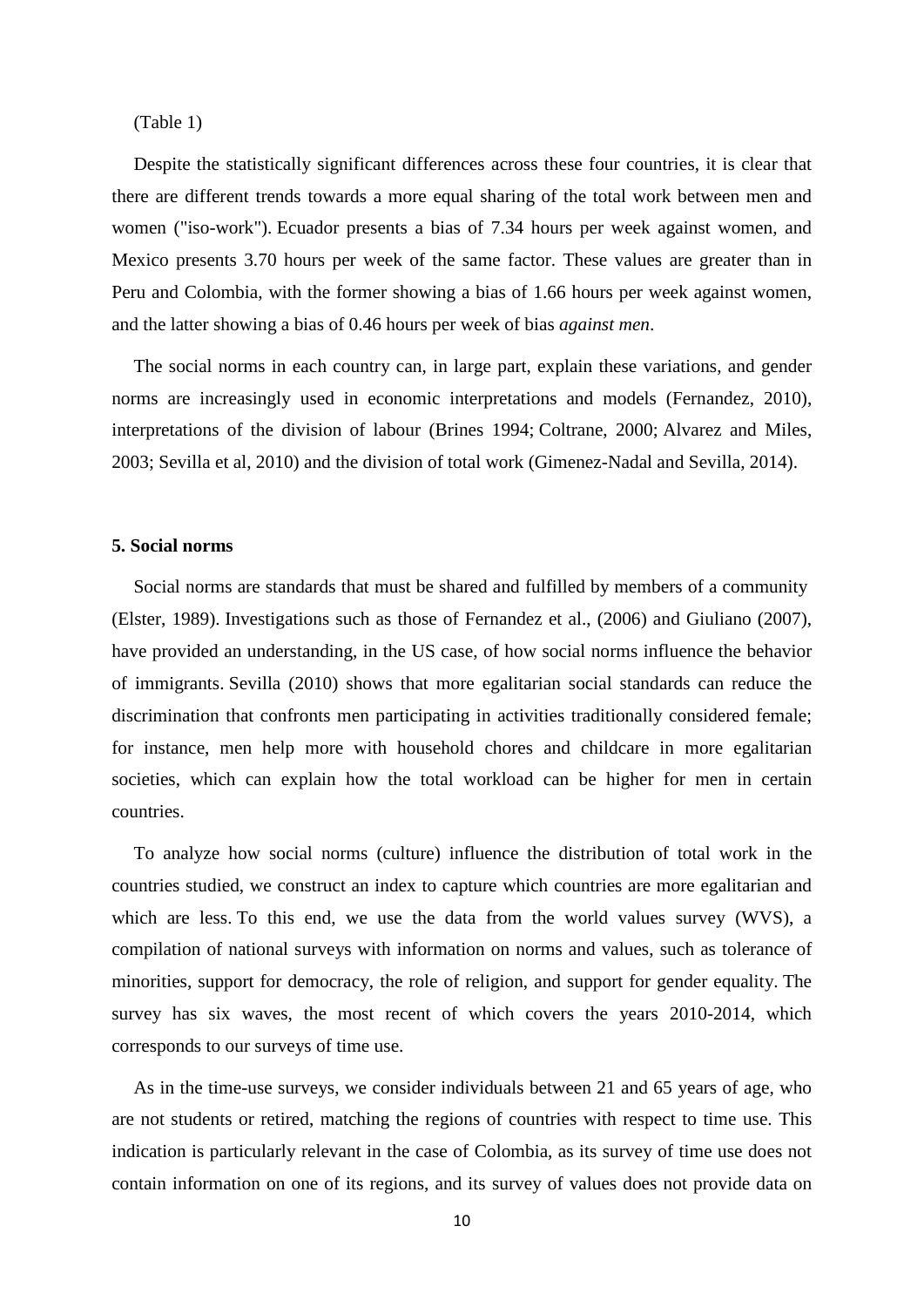(Table 1)

Despite the statistically significant differences across these four countries, it is clear that there are different trends towards a more equal sharing of the total work between men and women ("iso-work"). Ecuador presents a bias of 7.34 hours per week against women, and Mexico presents 3.70 hours per week of the same factor. These values are greater than in Peru and Colombia, with the former showing a bias of 1.66 hours per week against women, and the latter showing a bias of 0.46 hours per week of bias *against men*.

The social norms in each country can, in large part, explain these variations, and gender norms are increasingly used in economic interpretations and models (Fernandez, 2010), interpretations of the division of labour (Brines 1994; Coltrane, 2000; Alvarez and Miles, 2003; Sevilla et al, 2010) and the division of total work (Gimenez-Nadal and Sevilla, 2014).

## 5. Social norms

Social norms are standards that must be shared and fulfilled by members of a community (Elster, 1989). Investigations such as those of Fernandez et al., (2006) and Giuliano (2007), have provided an understanding, in the US case, of how social norms influence the behavior of immigrants. Sevilla (2010) shows that more egalitarian social standards can reduce the discrimination that confronts men participating in activities traditionally considered female; for instance, men help more with household chores and childcare in more egalitarian societies, which can explain how the total workload can be higher for men in certain countries.

To analyze how social norms (culture) influence the distribution of total work in the countries studied, we construct an index to capture which countries are more egalitarian and which are less. To this end, we use the data from the world values survey (WVS), a compilation of national surveys with information on norms and values, such as tolerance of minorities, support for democracy, the role of religion, and support for gender equality. The survey has six waves, the most recent of which covers the years 2010-2014, which corresponds to our surveys of time use.

As in the time-use surveys, we consider individuals between 21 and 65 years of age, who are not students or retired, matching the regions of countries with respect to time use. This indication is particularly relevant in the case of Colombia, as its survey of time use does not contain information on one of its regions, and its survey of values does not provide data on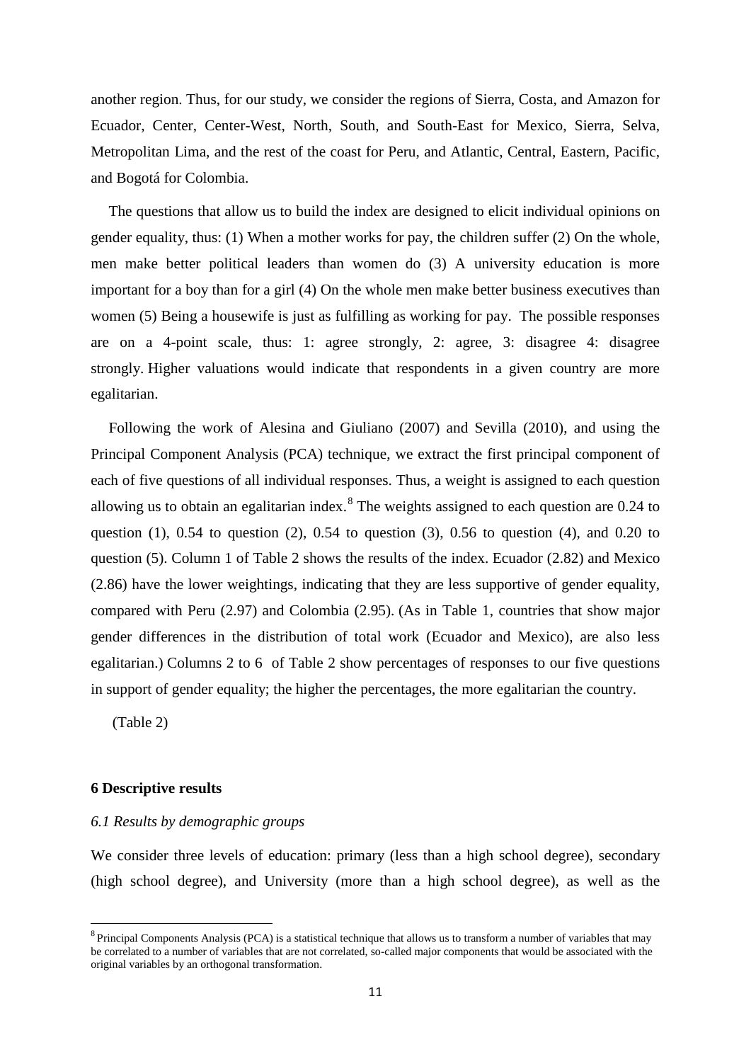another region. Thus, for our study, we consider the regions of Sierra, Costa, and Amazon for Ecuador, Center, Center-West, North, South, and South-East for Mexico, Sierra, Selva, Metropolitan Lima, and the rest of the coast for Peru, and Atlantic, Central, Eastern, Pacific, and Bogotá for Colombia.

The questions that allow us to build the index are designed to elicit individual opinions on gender equality, thus: (1) When a mother works for pay, the children suffer (2) On the whole, men make better political leaders than women do (3) A university education is more important for a boy than for a girl (4) On the whole men make better business executives than women (5) Being a housewife is just as fulfilling as working for pay. The possible responses are on a 4-point scale, thus: 1: agree strongly, 2: agree, 3: disagree 4: disagree strongly. Higher valuations would indicate that respondents in a given country are more egalitarian.

Following the work of Alesina and Giuliano (2007) and Sevilla (2010), and using the Principal Component Analysis (PCA) technique, we extract the first principal component of each of five questions of all individual responses. Thus, a weight is assigned to each question allowing us to obtain an egalitarian index.[8] The weights assigned to each question are 0.24 to question (1), 0.54 to question (2), 0.54 to question (3), 0.56 to question (4), and 0.20 to question (5). Column 1 of Table 2 shows the results of the index. Ecuador (2.82) and Mexico (2.86) have the lower weightings, indicating that they are less supportive of gender equality, compared with Peru (2.97) and Colombia (2.95). (As in Table 1, countries that show major gender differences in the distribution of total work (Ecuador and Mexico), are also less egalitarian.) Columns 2 to 6 of Table 2 show percentages of responses to our five questions in support of gender equality; the higher the percentages, the more egalitarian the country.

(Table 2)

**6 Descriptive results**

*6.1 Results by demographic groups*

We consider three levels of education: primary (less than a high school degree), secondary (high school degree), and University (more than a high school degree), as well as the

[8] Principal Components Analysis (PCA) is a statistical technique that allows us to transform a number of variables that may be correlated to a number of variables that are not correlated, so-called major components that would be associated with the original variables by an orthogonal transformation.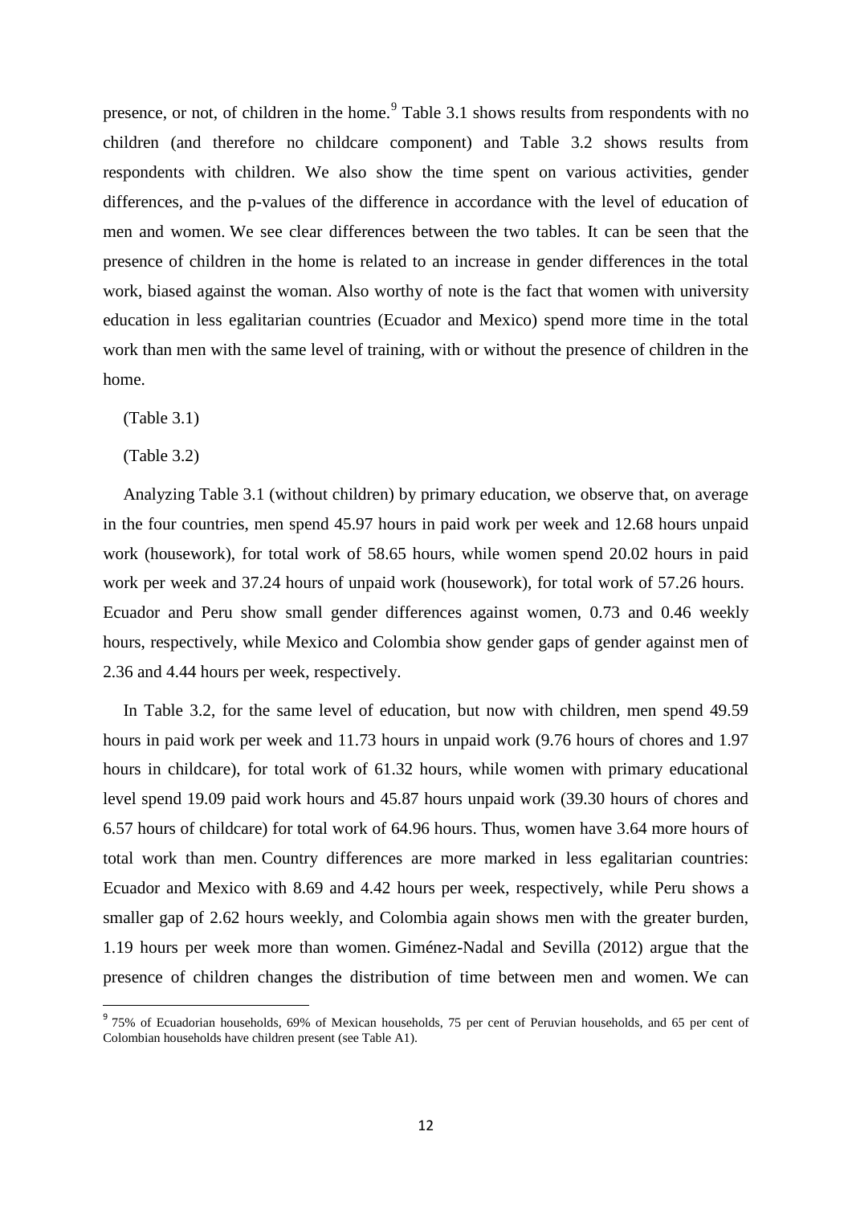presence, or not, of children in the home.[9] Table 3.1 shows results from respondents with no children (and therefore no childcare component) and Table 3.2 shows results from respondents with children. We also show the time spent on various activities, gender differences, and the p-values of the difference in accordance with the level of education of men and women. We see clear differences between the two tables. It can be seen that the presence of children in the home is related to an increase in gender differences in the total work, biased against the woman. Also worthy of note is the fact that women with university education in less egalitarian countries (Ecuador and Mexico) spend more time in the total work than men with the same level of training, with or without the presence of children in the home.

(Table 3.1)

(Table 3.2)

Analyzing Table 3.1 (without children) by primary education, we observe that, on average in the four countries, men spend 45.97 hours in paid work per week and 12.68 hours unpaid work (housework), for total work of 58.65 hours, while women spend 20.02 hours in paid work per week and 37.24 hours of unpaid work (housework), for total work of 57.26 hours. Ecuador and Peru show small gender differences against women, 0.73 and 0.46 weekly hours, respectively, while Mexico and Colombia show gender gaps of gender against men of 2.36 and 4.44 hours per week, respectively.

In Table 3.2, for the same level of education, but now with children, men spend 49.59 hours in paid work per week and 11.73 hours in unpaid work (9.76 hours of chores and 1.97 hours in childcare), for total work of 61.32 hours, while women with primary educational level spend 19.09 paid work hours and 45.87 hours unpaid work (39.30 hours of chores and 6.57 hours of childcare) for total work of 64.96 hours. Thus, women have 3.64 more hours of total work than men. Country differences are more marked in less egalitarian countries: Ecuador and Mexico with 8.69 and 4.42 hours per week, respectively, while Peru shows a smaller gap of 2.62 hours weekly, and Colombia again shows men with the greater burden, 1.19 hours per week more than women. Giménez-Nadal and Sevilla (2012) argue that the presence of children changes the distribution of time between men and women. We can

[9] 75% of Ecuadorian households, 69% of Mexican households, 75 per cent of Peruvian households, and 65 per cent of Colombian households have children present (see Table A1).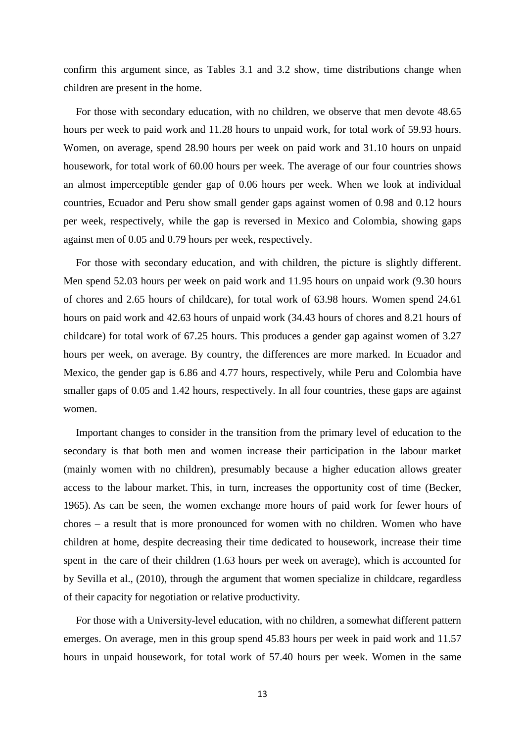confirm this argument since, as Tables 3.1 and 3.2 show, time distributions change when children are present in the home.

For those with secondary education, with no children, we observe that men devote 48.65 hours per week to paid work and 11.28 hours to unpaid work, for total work of 59.93 hours. Women, on average, spend 28.90 hours per week on paid work and 31.10 hours on unpaid housework, for total work of 60.00 hours per week. The average of our four countries shows an almost imperceptible gender gap of 0.06 hours per week. When we look at individual countries, Ecuador and Peru show small gender gaps against women of 0.98 and 0.12 hours per week, respectively, while the gap is reversed in Mexico and Colombia, showing gaps against men of 0.05 and 0.79 hours per week, respectively.

For those with secondary education, and with children, the picture is slightly different. Men spend 52.03 hours per week on paid work and 11.95 hours on unpaid work (9.30 hours of chores and 2.65 hours of childcare), for total work of 63.98 hours. Women spend 24.61 hours on paid work and 42.63 hours of unpaid work (34.43 hours of chores and 8.21 hours of childcare) for total work of 67.25 hours. This produces a gender gap against women of 3.27 hours per week, on average. By country, the differences are more marked. In Ecuador and Mexico, the gender gap is 6.86 and 4.77 hours, respectively, while Peru and Colombia have smaller gaps of 0.05 and 1.42 hours, respectively. In all four countries, these gaps are against women.

Important changes to consider in the transition from the primary level of education to the secondary is that both men and women increase their participation in the labour market (mainly women with no children), presumably because a higher education allows greater access to the labour market. This, in turn, increases the opportunity cost of time (Becker, 1965). As can be seen, the women exchange more hours of paid work for fewer hours of chores – a result that is more pronounced for women with no children. Women who have children at home, despite decreasing their time dedicated to housework, increase their time spent in the care of their children (1.63 hours per week on average), which is accounted for by Sevilla et al., (2010), through the argument that women specialize in childcare, regardless of their capacity for negotiation or relative productivity.

For those with a University-level education, with no children, a somewhat different pattern emerges. On average, men in this group spend 45.83 hours per week in paid work and 11.57 hours in unpaid housework, for total work of 57.40 hours per week. Women in the same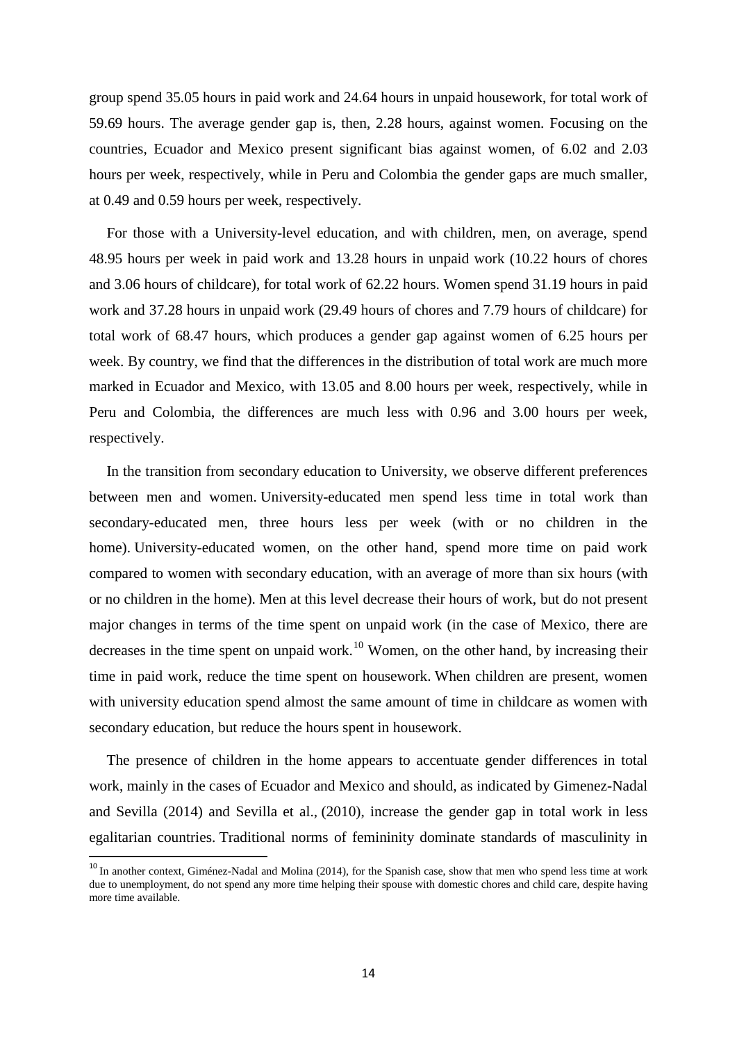group spend 35.05 hours in paid work and 24.64 hours in unpaid housework, for total work of 59.69 hours. The average gender gap is, then, 2.28 hours, against women. Focusing on the countries, Ecuador and Mexico present significant bias against women, of 6.02 and 2.03 hours per week, respectively, while in Peru and Colombia the gender gaps are much smaller, at 0.49 and 0.59 hours per week, respectively.

For those with a University-level education, and with children, men, on average, spend 48.95 hours per week in paid work and 13.28 hours in unpaid work (10.22 hours of chores and 3.06 hours of childcare), for total work of 62.22 hours. Women spend 31.19 hours in paid work and 37.28 hours in unpaid work (29.49 hours of chores and 7.79 hours of childcare) for total work of 68.47 hours, which produces a gender gap against women of 6.25 hours per week. By country, we find that the differences in the distribution of total work are much more marked in Ecuador and Mexico, with 13.05 and 8.00 hours per week, respectively, while in Peru and Colombia, the differences are much less with 0.96 and 3.00 hours per week, respectively.

In the transition from secondary education to University, we observe different preferences between men and women. University-educated men spend less time in total work than secondary-educated men, three hours less per week (with or no children in the home). University-educated women, on the other hand, spend more time on paid work compared to women with secondary education, with an average of more than six hours (with or no children in the home). Men at this level decrease their hours of work, but do not present major changes in terms of the time spent on unpaid work (in the case of Mexico, there are decreases in the time spent on unpaid work.[10] Women, on the other hand, by increasing their time in paid work, reduce the time spent on housework. When children are present, women with university education spend almost the same amount of time in childcare as women with secondary education, but reduce the hours spent in housework.

The presence of children in the home appears to accentuate gender differences in total work, mainly in the cases of Ecuador and Mexico and should, as indicated by Gimenez-Nadal and Sevilla (2014) and Sevilla et al., (2010), increase the gender gap in total work in less egalitarian countries. Traditional norms of femininity dominate standards of masculinity in

[10] In another context, Giménez-Nadal and Molina (2014), for the Spanish case, show that men who spend less time at work due to unemployment, do not spend any more time helping their spouse with domestic chores and child care, despite having more time available.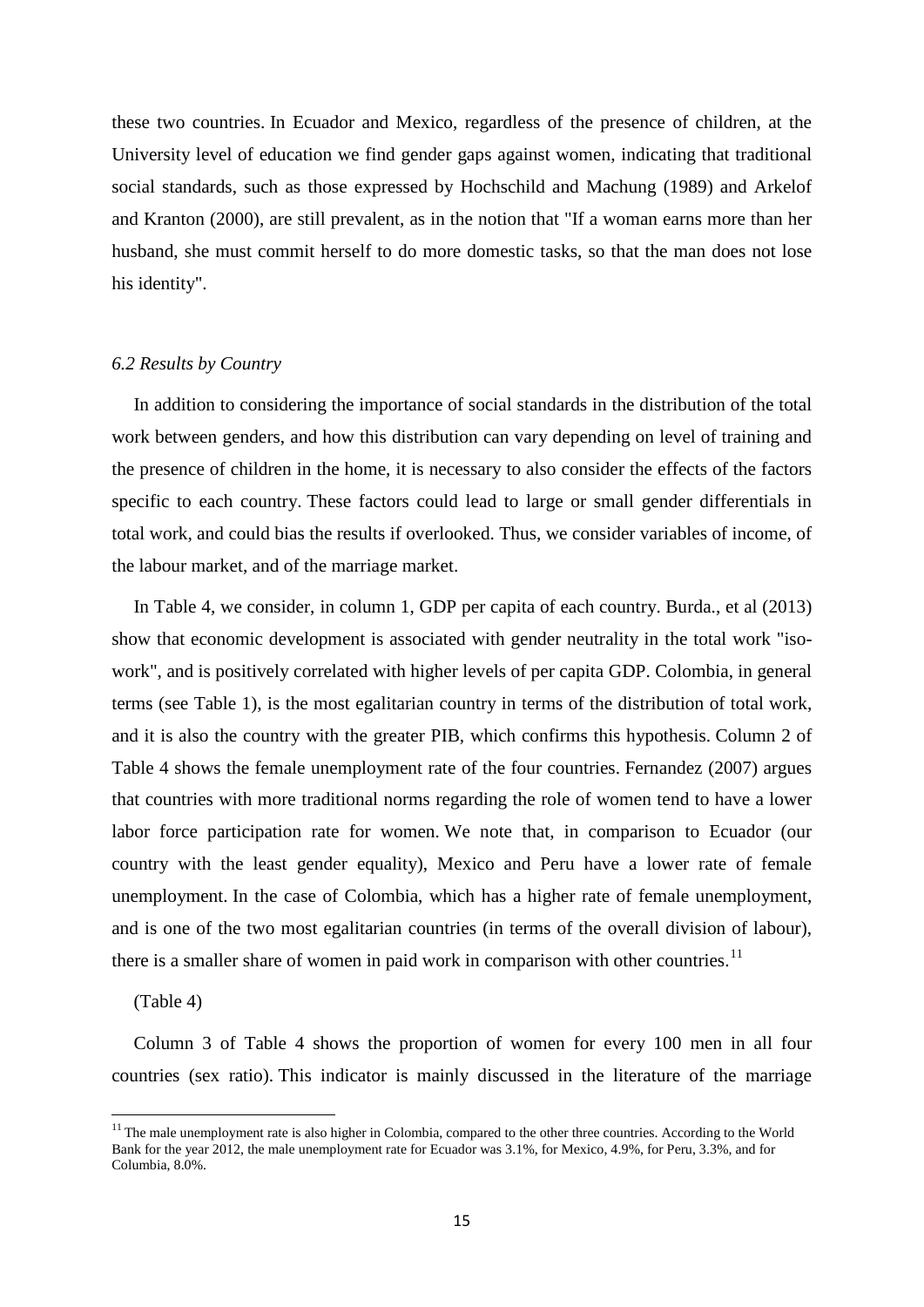these two countries. In Ecuador and Mexico, regardless of the presence of children, at the University level of education we find gender gaps against women, indicating that traditional social standards, such as those expressed by Hochschild and Machung (1989) and Arkelof and Kranton (2000), are still prevalent, as in the notion that "If a woman earns more than her husband, she must commit herself to do more domestic tasks, so that the man does not lose his identity".

### *6.2 Results by Country*

In addition to considering the importance of social standards in the distribution of the total work between genders, and how this distribution can vary depending on level of training and the presence of children in the home, it is necessary to also consider the effects of the factors specific to each country. These factors could lead to large or small gender differentials in total work, and could bias the results if overlooked. Thus, we consider variables of income, of the labour market, and of the marriage market.

In Table 4, we consider, in column 1, GDP per capita of each country. Burda., et al (2013) show that economic development is associated with gender neutrality in the total work "iso-work", and is positively correlated with higher levels of per capita GDP. Colombia, in general terms (see Table 1), is the most egalitarian country in terms of the distribution of total work, and it is also the country with the greater PIB, which confirms this hypothesis. Column 2 of Table 4 shows the female unemployment rate of the four countries. Fernandez (2007) argues that countries with more traditional norms regarding the role of women tend to have a lower labor force participation rate for women. We note that, in comparison to Ecuador (our country with the least gender equality), Mexico and Peru have a lower rate of female unemployment. In the case of Colombia, which has a higher rate of female unemployment, and is one of the two most egalitarian countries (in terms of the overall division of labour), there is a smaller share of women in paid work in comparison with other countries.[11]

(Table 4)

Column 3 of Table 4 shows the proportion of women for every 100 men in all four countries (sex ratio). This indicator is mainly discussed in the literature of the marriage

[11] The male unemployment rate is also higher in Colombia, compared to the other three countries. According to the World Bank for the year 2012, the male unemployment rate for Ecuador was 3.1%, for Mexico, 4.9%, for Peru, 3.3%, and for Columbia, 8.0%.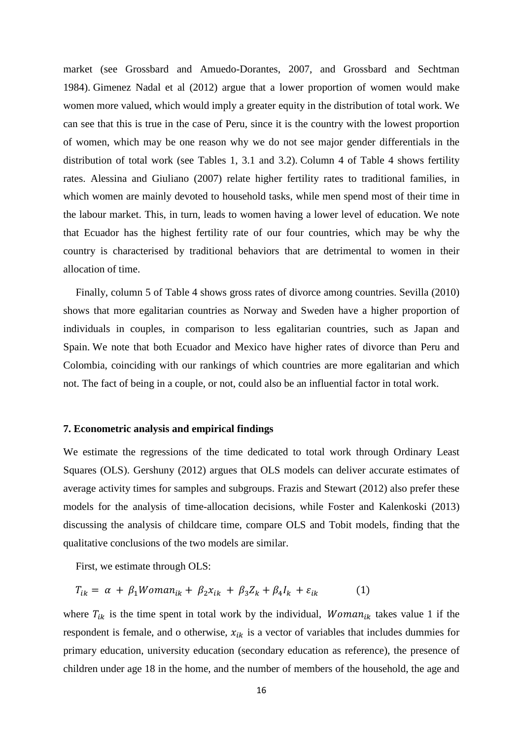market (see Grossbard and Amuedo-Dorantes, 2007, and Grossbard and Sechtman 1984). Gimenez Nadal et al (2012) argue that a lower proportion of women would make women more valued, which would imply a greater equity in the distribution of total work. We can see that this is true in the case of Peru, since it is the country with the lowest proportion of women, which may be one reason why we do not see major gender differentials in the distribution of total work (see Tables 1, 3.1 and 3.2). Column 4 of Table 4 shows fertility rates. Alessina and Giuliano (2007) relate higher fertility rates to traditional families, in which women are mainly devoted to household tasks, while men spend most of their time in the labour market. This, in turn, leads to women having a lower level of education. We note that Ecuador has the highest fertility rate of our four countries, which may be why the country is characterised by traditional behaviors that are detrimental to women in their allocation of time.

Finally, column 5 of Table 4 shows gross rates of divorce among countries. Sevilla (2010) shows that more egalitarian countries as Norway and Sweden have a higher proportion of individuals in couples, in comparison to less egalitarian countries, such as Japan and Spain. We note that both Ecuador and Mexico have higher rates of divorce than Peru and Colombia, coinciding with our rankings of which countries are more egalitarian and which not. The fact of being in a couple, or not, could also be an influential factor in total work.

### 7. Econometric analysis and empirical findings

We estimate the regressions of the time dedicated to total work through Ordinary Least Squares (OLS). Gershuny (2012) argues that OLS models can deliver accurate estimates of average activity times for samples and subgroups. Frazis and Stewart (2012) also prefer these models for the analysis of time-allocation decisions, while Foster and Kalenkoski (2013) discussing the analysis of childcare time, compare OLS and Tobit models, finding that the qualitative conclusions of the two models are similar.

First, we estimate through OLS:

$$T_{ik} = \alpha + \beta_1 Woman_{ik} + \beta_2 x_{ik} + \beta_3 Z_k + \beta_4 I_k + \varepsilon_{ik} \qquad (1)$$

where $T_{ik}$ is the time spent in total work by the individual, $Woman_{ik}$ takes value 1 if the respondent is female, and o otherwise, $x_{ik}$ is a vector of variables that includes dummies for primary education, university education (secondary education as reference), the presence of children under age 18 in the home, and the number of members of the household, the age and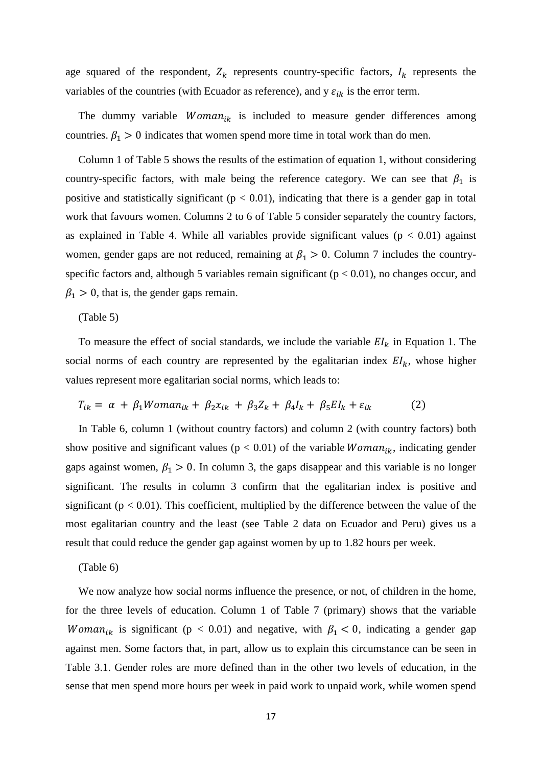age squared of the respondent, $Z_k$ represents country-specific factors, $I_k$ represents the variables of the countries (with Ecuador as reference), and y $\varepsilon_{ik}$ is the error term.

The dummy variable $Woman_{ik}$ is included to measure gender differences among countries. $\beta_1 > 0$ indicates that women spend more time in total work than do men.

Column 1 of Table 5 shows the results of the estimation of equation 1, without considering country-specific factors, with male being the reference category. We can see that $\beta_1$ is positive and statistically significant ($p < 0.01$), indicating that there is a gender gap in total work that favours women. Columns 2 to 6 of Table 5 consider separately the country factors, as explained in Table 4. While all variables provide significant values ($p < 0.01$) against women, gender gaps are not reduced, remaining at $\beta_1 > 0$. Column 7 includes the country-specific factors and, although 5 variables remain significant ($p < 0.01$), no changes occur, and $\beta_1 > 0$, that is, the gender gaps remain.

(Table 5)

To measure the effect of social standards, we include the variable $EI_k$ in Equation 1. The social norms of each country are represented by the egalitarian index $EI_k$, whose higher values represent more egalitarian social norms, which leads to:

$$T_{ik} = \alpha + \beta_1 Woman_{ik} + \beta_2 x_{ik} + \beta_3 Z_k + \beta_4 I_k + \beta_5 EI_k + \varepsilon_{ik} \qquad (2)$$

In Table 6, column 1 (without country factors) and column 2 (with country factors) both show positive and significant values ($p < 0.01$) of the variable $Woman_{ik}$, indicating gender gaps against women, $\beta_1 > 0$. In column 3, the gaps disappear and this variable is no longer significant. The results in column 3 confirm that the egalitarian index is positive and significant ($p < 0.01$). This coefficient, multiplied by the difference between the value of the most egalitarian country and the least (see Table 2 data on Ecuador and Peru) gives us a result that could reduce the gender gap against women by up to 1.82 hours per week.

(Table 6)

We now analyze how social norms influence the presence, or not, of children in the home, for the three levels of education. Column 1 of Table 7 (primary) shows that the variable $Woman_{ik}$ is significant ($p < 0.01$) and negative, with $\beta_1 < 0$, indicating a gender gap against men. Some factors that, in part, allow us to explain this circumstance can be seen in Table 3.1. Gender roles are more defined than in the other two levels of education, in the sense that men spend more hours per week in paid work to unpaid work, while women spend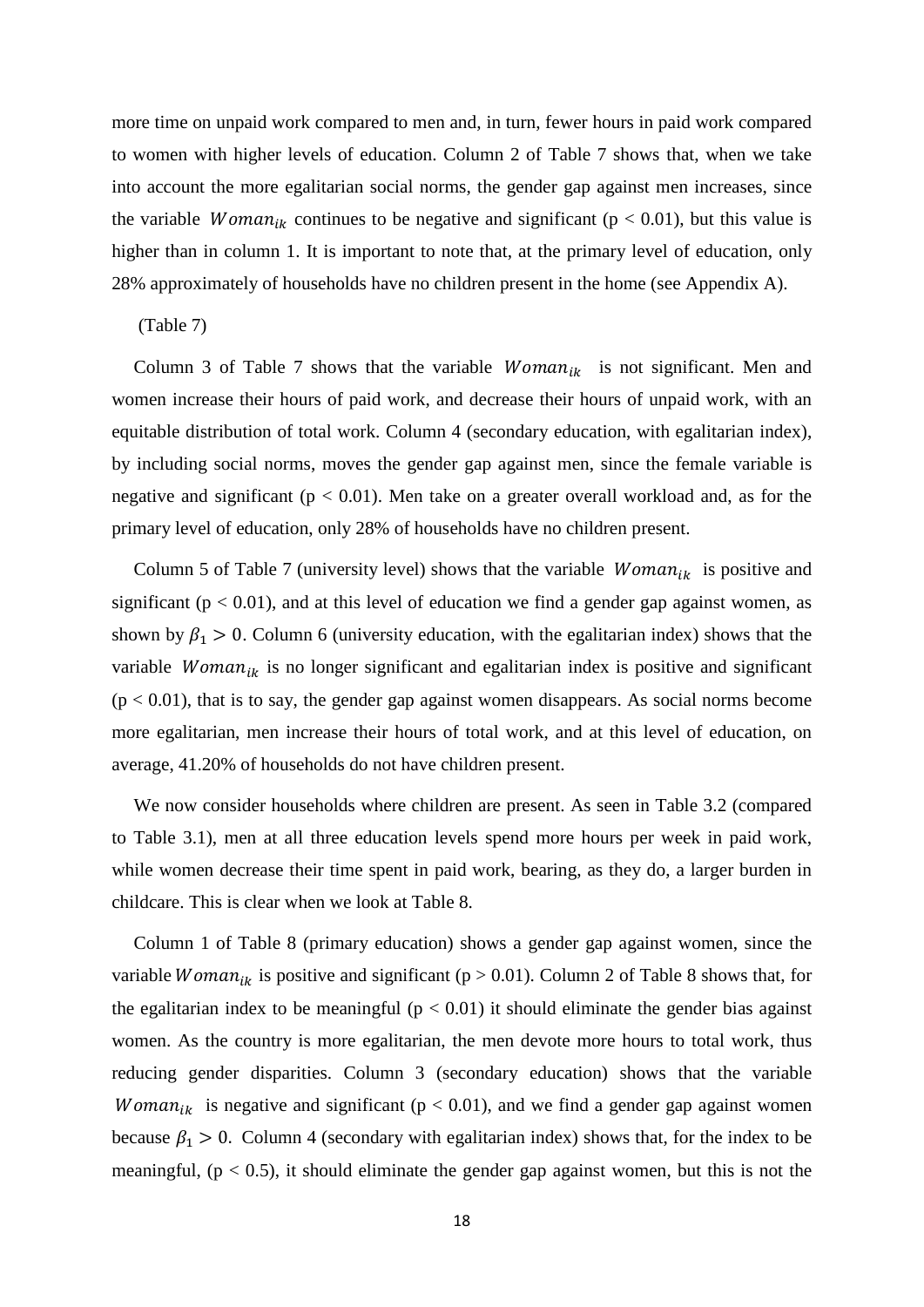more time on unpaid work compared to men and, in turn, fewer hours in paid work compared to women with higher levels of education. Column 2 of Table 7 shows that, when we take into account the more egalitarian social norms, the gender gap against men increases, since the variable $Woman_{ik}$ continues to be negative and significant ($p < 0.01$), but this value is higher than in column 1. It is important to note that, at the primary level of education, only 28% approximately of households have no children present in the home (see Appendix A).

(Table 7)

Column 3 of Table 7 shows that the variable $Woman_{ik}$ is not significant. Men and women increase their hours of paid work, and decrease their hours of unpaid work, with an equitable distribution of total work. Column 4 (secondary education, with egalitarian index), by including social norms, moves the gender gap against men, since the female variable is negative and significant ($p < 0.01$). Men take on a greater overall workload and, as for the primary level of education, only 28% of households have no children present.

Column 5 of Table 7 (university level) shows that the variable $Woman_{ik}$ is positive and significant ($p < 0.01$), and at this level of education we find a gender gap against women, as shown by $\beta_1 > 0$. Column 6 (university education, with the egalitarian index) shows that the variable $Woman_{ik}$ is no longer significant and egalitarian index is positive and significant ($p < 0.01$), that is to say, the gender gap against women disappears. As social norms become more egalitarian, men increase their hours of total work, and at this level of education, on average, 41.20% of households do not have children present.

We now consider households where children are present. As seen in Table 3.2 (compared to Table 3.1), men at all three education levels spend more hours per week in paid work, while women decrease their time spent in paid work, bearing, as they do, a larger burden in childcare. This is clear when we look at Table 8.

Column 1 of Table 8 (primary education) shows a gender gap against women, since the variable $Woman_{ik}$ is positive and significant ($p > 0.01$). Column 2 of Table 8 shows that, for the egalitarian index to be meaningful ($p < 0.01$) it should eliminate the gender bias against women. As the country is more egalitarian, the men devote more hours to total work, thus reducing gender disparities. Column 3 (secondary education) shows that the variable $Woman_{ik}$ is negative and significant ($p < 0.01$), and we find a gender gap against women because $\beta_1 > 0$. Column 4 (secondary with egalitarian index) shows that, for the index to be meaningful, ($p < 0.5$), it should eliminate the gender gap against women, but this is not the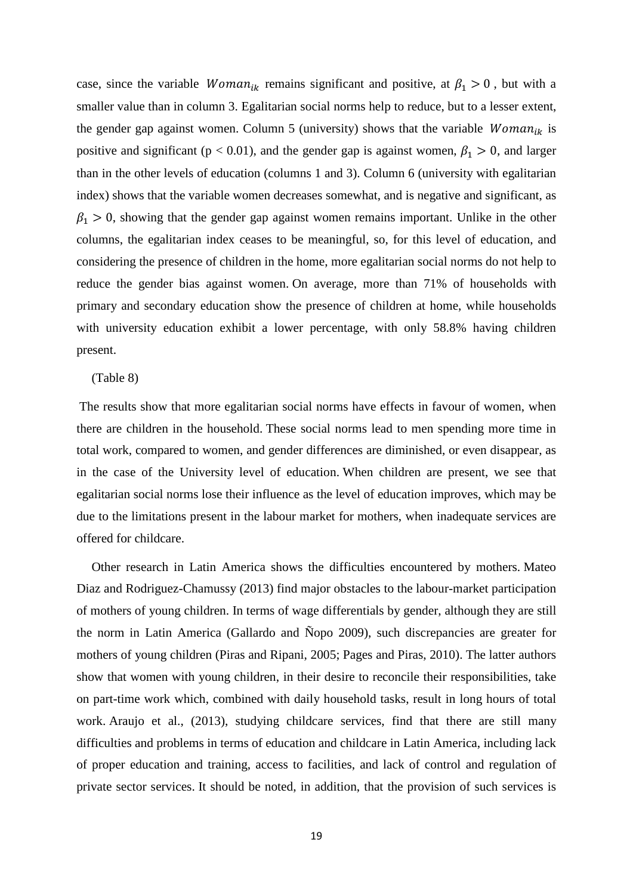case, since the variable $Woman_{ik}$ remains significant and positive, at $\beta_1 > 0$ , but with a smaller value than in column 3. Egalitarian social norms help to reduce, but to a lesser extent, the gender gap against women. Column 5 (university) shows that the variable $Woman_{ik}$ is positive and significant ($p < 0.01$), and the gender gap is against women, $\beta_1 > 0$, and larger than in the other levels of education (columns 1 and 3). Column 6 (university with egalitarian index) shows that the variable women decreases somewhat, and is negative and significant, as $\beta_1 > 0$, showing that the gender gap against women remains important. Unlike in the other columns, the egalitarian index ceases to be meaningful, so, for this level of education, and considering the presence of children in the home, more egalitarian social norms do not help to reduce the gender bias against women. On average, more than 71% of households with primary and secondary education show the presence of children at home, while households with university education exhibit a lower percentage, with only 58.8% having children present.

(Table 8)

The results show that more egalitarian social norms have effects in favour of women, when there are children in the household. These social norms lead to men spending more time in total work, compared to women, and gender differences are diminished, or even disappear, as in the case of the University level of education. When children are present, we see that egalitarian social norms lose their influence as the level of education improves, which may be due to the limitations present in the labour market for mothers, when inadequate services are offered for childcare.

Other research in Latin America shows the difficulties encountered by mothers. Mateo Diaz and Rodriguez-Chamussy (2013) find major obstacles to the labour-market participation of mothers of young children. In terms of wage differentials by gender, although they are still the norm in Latin America (Gallardo and Ñopo 2009), such discrepancies are greater for mothers of young children (Piras and Ripani, 2005; Pages and Piras, 2010). The latter authors show that women with young children, in their desire to reconcile their responsibilities, take on part-time work which, combined with daily household tasks, result in long hours of total work. Araujo et al., (2013), studying childcare services, find that there are still many difficulties and problems in terms of education and childcare in Latin America, including lack of proper education and training, access to facilities, and lack of control and regulation of private sector services. It should be noted, in addition, that the provision of such services is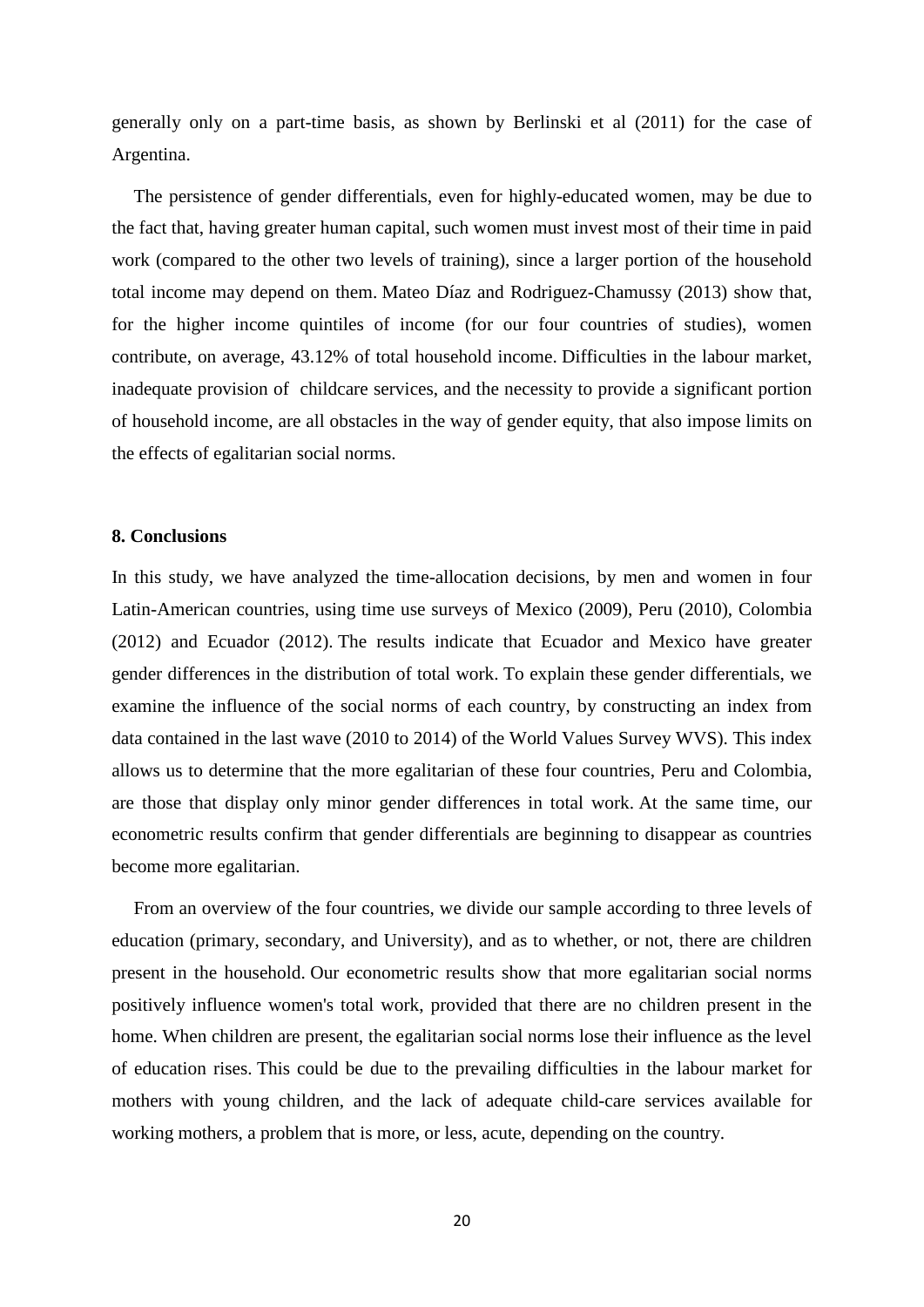generally only on a part-time basis, as shown by Berlinski et al (2011) for the case of Argentina.

The persistence of gender differentials, even for highly-educated women, may be due to the fact that, having greater human capital, such women must invest most of their time in paid work (compared to the other two levels of training), since a larger portion of the household total income may depend on them. Mateo Díaz and Rodriguez-Chamussy (2013) show that, for the higher income quintiles of income (for our four countries of studies), women contribute, on average, 43.12% of total household income. Difficulties in the labour market, inadequate provision of childcare services, and the necessity to provide a significant portion of household income, are all obstacles in the way of gender equity, that also impose limits on the effects of egalitarian social norms.

### 8. Conclusions

In this study, we have analyzed the time-allocation decisions, by men and women in four Latin-American countries, using time use surveys of Mexico (2009), Peru (2010), Colombia (2012) and Ecuador (2012). The results indicate that Ecuador and Mexico have greater gender differences in the distribution of total work. To explain these gender differentials, we examine the influence of the social norms of each country, by constructing an index from data contained in the last wave (2010 to 2014) of the World Values Survey WVS). This index allows us to determine that the more egalitarian of these four countries, Peru and Colombia, are those that display only minor gender differences in total work. At the same time, our econometric results confirm that gender differentials are beginning to disappear as countries become more egalitarian.

From an overview of the four countries, we divide our sample according to three levels of education (primary, secondary, and University), and as to whether, or not, there are children present in the household. Our econometric results show that more egalitarian social norms positively influence women's total work, provided that there are no children present in the home. When children are present, the egalitarian social norms lose their influence as the level of education rises. This could be due to the prevailing difficulties in the labour market for mothers with young children, and the lack of adequate child-care services available for working mothers, a problem that is more, or less, acute, depending on the country.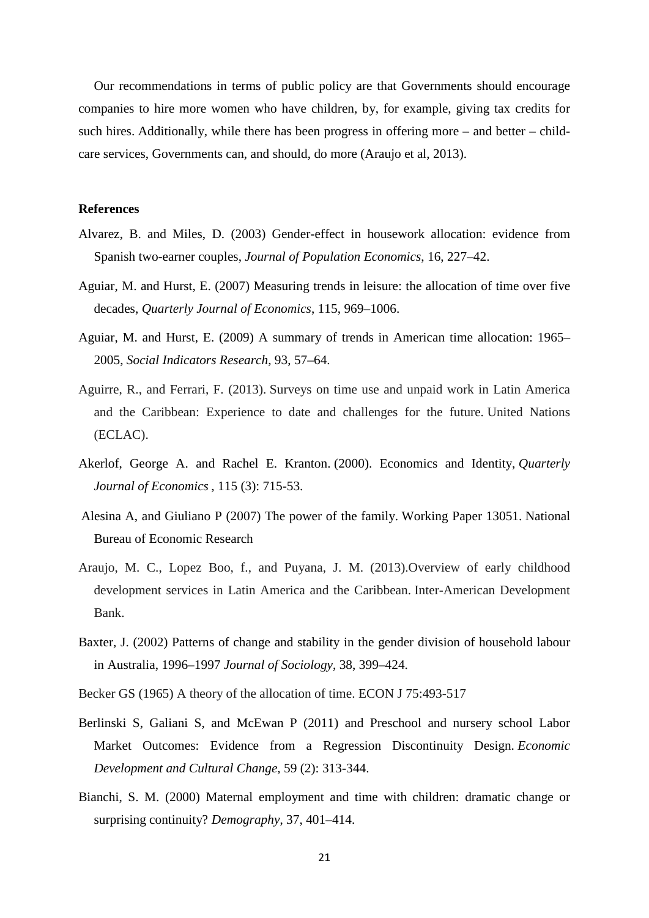Our recommendations in terms of public policy are that Governments should encourage companies to hire more women who have children, by, for example, giving tax credits for such hires. Additionally, while there has been progress in offering more – and better – child-care services, Governments can, and should, do more (Araujo et al, 2013).

**References**

Alvarez, B. and Miles, D. (2003) Gender-effect in housework allocation: evidence from Spanish two-earner couples, *Journal of Population Economics*, 16, 227–42.

Aguiar, M. and Hurst, E. (2007) Measuring trends in leisure: the allocation of time over five decades, *Quarterly Journal of Economics*, 115, 969–1006.

Aguiar, M. and Hurst, E. (2009) A summary of trends in American time allocation: 1965–2005, *Social Indicators Research*, 93, 57–64.

Aguirre, R., and Ferrari, F. (2013). Surveys on time use and unpaid work in Latin America and the Caribbean: Experience to date and challenges for the future. United Nations (ECLAC).

Akerlof, George A. and Rachel E. Kranton. (2000). Economics and Identity, *Quarterly Journal of Economics* , 115 (3): 715-53.

Alesina A, and Giuliano P (2007) The power of the family. Working Paper 13051. National Bureau of Economic Research

Araujo, M. C., Lopez Boo, f., and Puyana, J. M. (2013).Overview of early childhood development services in Latin America and the Caribbean. Inter-American Development Bank.

Baxter, J. (2002) Patterns of change and stability in the gender division of household labour in Australia, 1996–1997 *Journal of Sociology*, 38, 399–424.

Becker GS (1965) A theory of the allocation of time. ECON J 75:493-517

Berlinski S, Galiani S, and McEwan P (2011) and Preschool and nursery school Labor Market Outcomes: Evidence from a Regression Discontinuity Design. *Economic Development and Cultural Change,* 59 (2): 313-344.

Bianchi, S. M. (2000) Maternal employment and time with children: dramatic change or surprising continuity? *Demography*, 37, 401–414.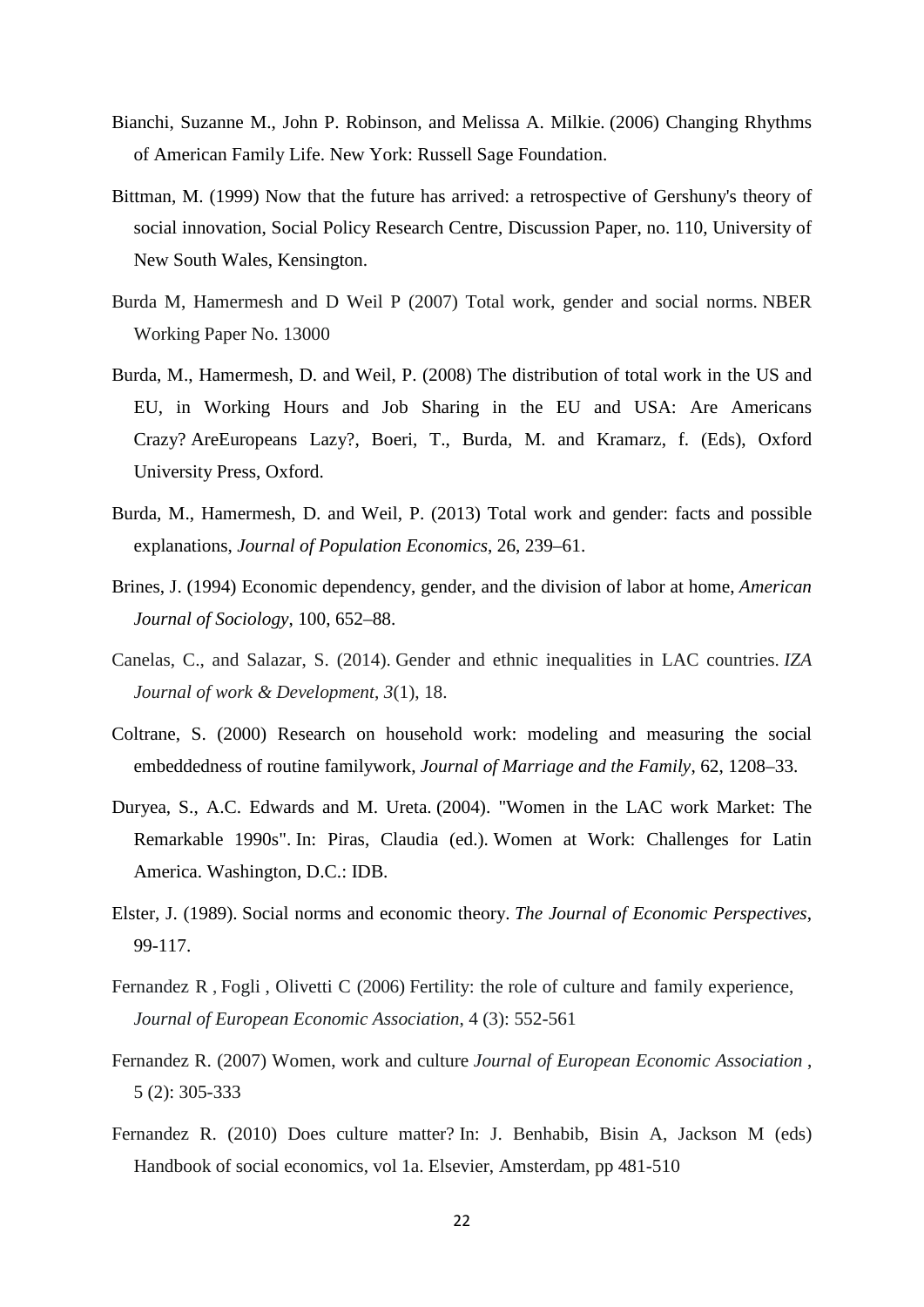Bianchi, Suzanne M., John P. Robinson, and Melissa A. Milkie. (2006) Changing Rhythms of American Family Life. New York: Russell Sage Foundation.

Bittman, M. (1999) Now that the future has arrived: a retrospective of Gershuny's theory of social innovation, Social Policy Research Centre, Discussion Paper, no. 110, University of New South Wales, Kensington.

Burda M, Hamermesh and D Weil P (2007) Total work, gender and social norms. NBER Working Paper No. 13000

Burda, M., Hamermesh, D. and Weil, P. (2008) The distribution of total work in the US and EU, in Working Hours and Job Sharing in the EU and USA: Are Americans Crazy? AreEuropeans Lazy?, Boeri, T., Burda, M. and Kramarz, f. (Eds), Oxford University Press, Oxford.

Burda, M., Hamermesh, D. and Weil, P. (2013) Total work and gender: facts and possible explanations, *Journal of Population Economics*, 26, 239–61.

Brines, J. (1994) Economic dependency, gender, and the division of labor at home, *American Journal of Sociology*, 100, 652–88.

Canelas, C., and Salazar, S. (2014). Gender and ethnic inequalities in LAC countries. *IZA Journal of work & Development*, *3*(1), 18.

Coltrane, S. (2000) Research on household work: modeling and measuring the social embeddedness of routine familywork, *Journal of Marriage and the Family*, 62, 1208–33.

Duryea, S., A.C. Edwards and M. Ureta. (2004). "Women in the LAC work Market: The Remarkable 1990s". In: Piras, Claudia (ed.). Women at Work: Challenges for Latin America. Washington, D.C.: IDB.

Elster, J. (1989). Social norms and economic theory. *The Journal of Economic Perspectives*, 99-117.

Fernandez R , Fogli , Olivetti C (2006) Fertility: the role of culture and family experience, *Journal of European Economic Association*, 4 (3): 552-561

Fernandez R. (2007) Women, work and culture *Journal of European Economic Association* , 5 (2): 305-333

Fernandez R. (2010) Does culture matter? In: J. Benhabib, Bisin A, Jackson M (eds) Handbook of social economics, vol 1a. Elsevier, Amsterdam, pp 481-510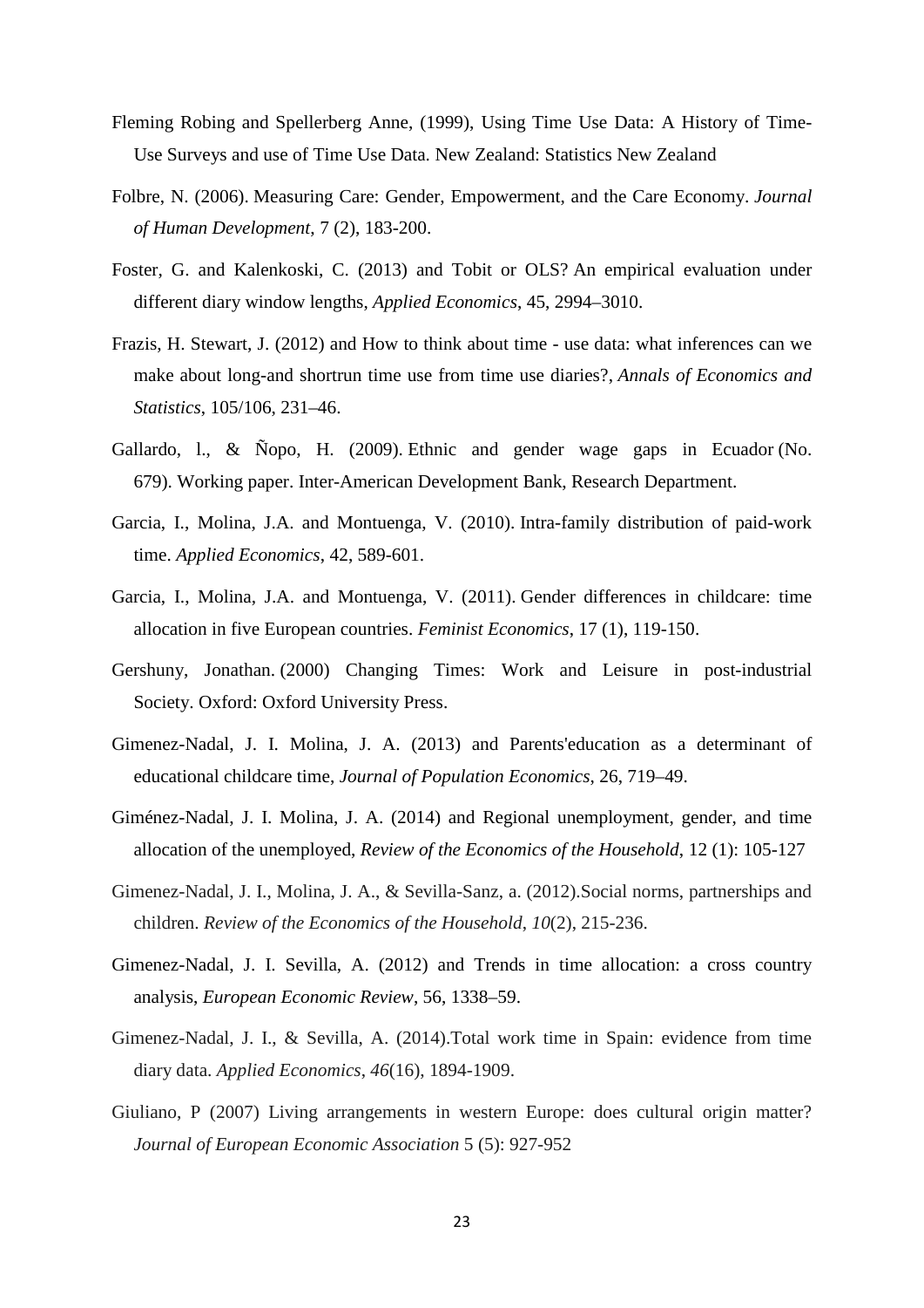Fleming Robing and Spellerberg Anne, (1999), Using Time Use Data: A History of Time-Use Surveys and use of Time Use Data. New Zealand: Statistics New Zealand

Folbre, N. (2006). Measuring Care: Gender, Empowerment, and the Care Economy. *Journal of Human Development*, 7 (2), 183-200.

Foster, G. and Kalenkoski, C. (2013) and Tobit or OLS? An empirical evaluation under different diary window lengths, *Applied Economics*, 45, 2994–3010.

Frazis, H. Stewart, J. (2012) and How to think about time - use data: what inferences can we make about long-and shortrun time use from time use diaries?, *Annals of Economics and Statistics*, 105/106, 231–46.

Gallardo, l., & Ñopo, H. (2009). Ethnic and gender wage gaps in Ecuador (No. 679). Working paper. Inter-American Development Bank, Research Department.

Garcia, I., Molina, J.A. and Montuenga, V. (2010). Intra-family distribution of paid-work time. *Applied Economics*, 42, 589-601.

Garcia, I., Molina, J.A. and Montuenga, V. (2011). Gender differences in childcare: time allocation in five European countries. *Feminist Economics*, 17 (1), 119-150.

Gershuny, Jonathan. (2000) Changing Times: Work and Leisure in post-industrial Society. Oxford: Oxford University Press.

Gimenez-Nadal, J. I. Molina, J. A. (2013) and Parents'education as a determinant of educational childcare time, *Journal of Population Economics*, 26, 719–49.

Giménez-Nadal, J. I. Molina, J. A. (2014) and Regional unemployment, gender, and time allocation of the unemployed, *Review of the Economics of the Household*, 12 (1): 105-127

Gimenez-Nadal, J. I., Molina, J. A., & Sevilla-Sanz, a. (2012).Social norms, partnerships and children. *Review of the Economics of the Household*, *10*(2), 215-236.

Gimenez-Nadal, J. I. Sevilla, A. (2012) and Trends in time allocation: a cross country analysis, *European Economic Review*, 56, 1338–59.

Gimenez-Nadal, J. I., & Sevilla, A. (2014).Total work time in Spain: evidence from time diary data. *Applied Economics*, *46*(16), 1894-1909.

Giuliano, P (2007) Living arrangements in western Europe: does cultural origin matter? *Journal of European Economic Association* 5 (5): 927-952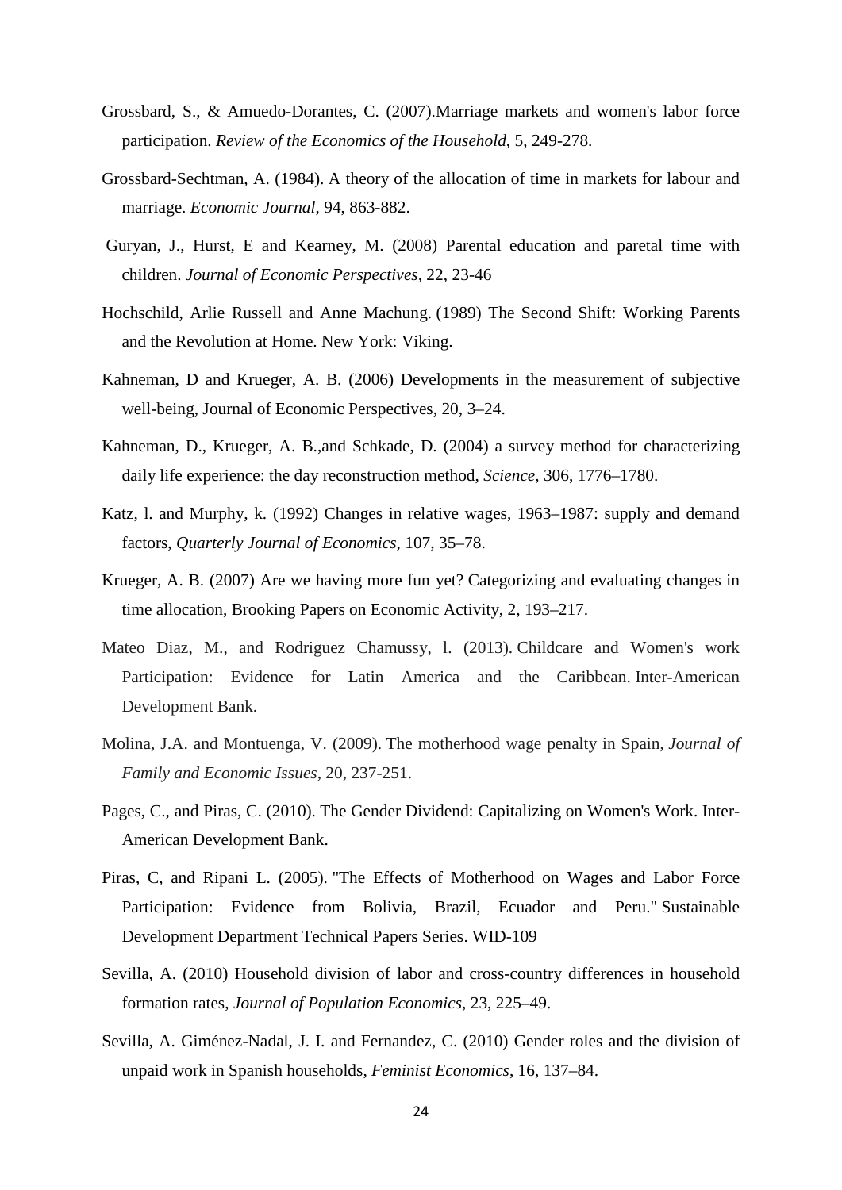Grossbard, S., & Amuedo-Dorantes, C. (2007).Marriage markets and women's labor force participation. *Review of the Economics of the Household*, 5, 249-278.

Grossbard-Sechtman, A. (1984). A theory of the allocation of time in markets for labour and marriage. *Economic Journal*, 94, 863-882.

Guryan, J., Hurst, E and Kearney, M. (2008) Parental education and paretal time with children. *Journal of Economic Perspectives*, 22, 23-46

Hochschild, Arlie Russell and Anne Machung. (1989) The Second Shift: Working Parents and the Revolution at Home. New York: Viking.

Kahneman, D and Krueger, A. B. (2006) Developments in the measurement of subjective well-being, Journal of Economic Perspectives, 20, 3–24.

Kahneman, D., Krueger, A. B.,and Schkade, D. (2004) a survey method for characterizing daily life experience: the day reconstruction method, *Science*, 306, 1776–1780.

Katz, l. and Murphy, k. (1992) Changes in relative wages, 1963–1987: supply and demand factors, *Quarterly Journal of Economics*, 107, 35–78.

Krueger, A. B. (2007) Are we having more fun yet? Categorizing and evaluating changes in time allocation, Brooking Papers on Economic Activity, 2, 193–217.

Mateo Diaz, M., and Rodriguez Chamussy, l. (2013). Childcare and Women's work Participation: Evidence for Latin America and the Caribbean. Inter-American Development Bank.

Molina, J.A. and Montuenga, V. (2009). The motherhood wage penalty in Spain, *Journal of Family and Economic Issues*, 20, 237-251.

Pages, C., and Piras, C. (2010). The Gender Dividend: Capitalizing on Women's Work. Inter-American Development Bank.

Piras, C, and Ripani L. (2005). "The Effects of Motherhood on Wages and Labor Force Participation: Evidence from Bolivia, Brazil, Ecuador and Peru." Sustainable Development Department Technical Papers Series. WID-109

Sevilla, A. (2010) Household division of labor and cross-country differences in household formation rates, *Journal of Population Economics*, 23, 225–49.

Sevilla, A. Giménez-Nadal, J. I. and Fernandez, C. (2010) Gender roles and the division of unpaid work in Spanish households, *Feminist Economics*, 16, 137–84.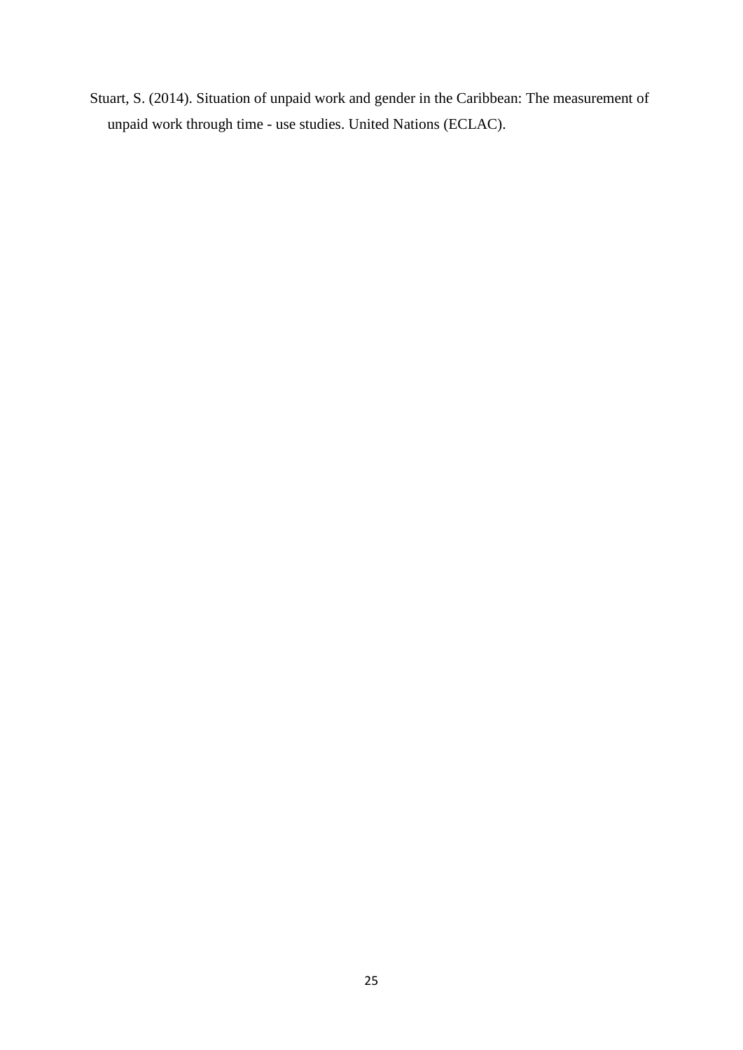Stuart, S. (2014). Situation of unpaid work and gender in the Caribbean: The measurement of unpaid work through time - use studies. United Nations (ECLAC).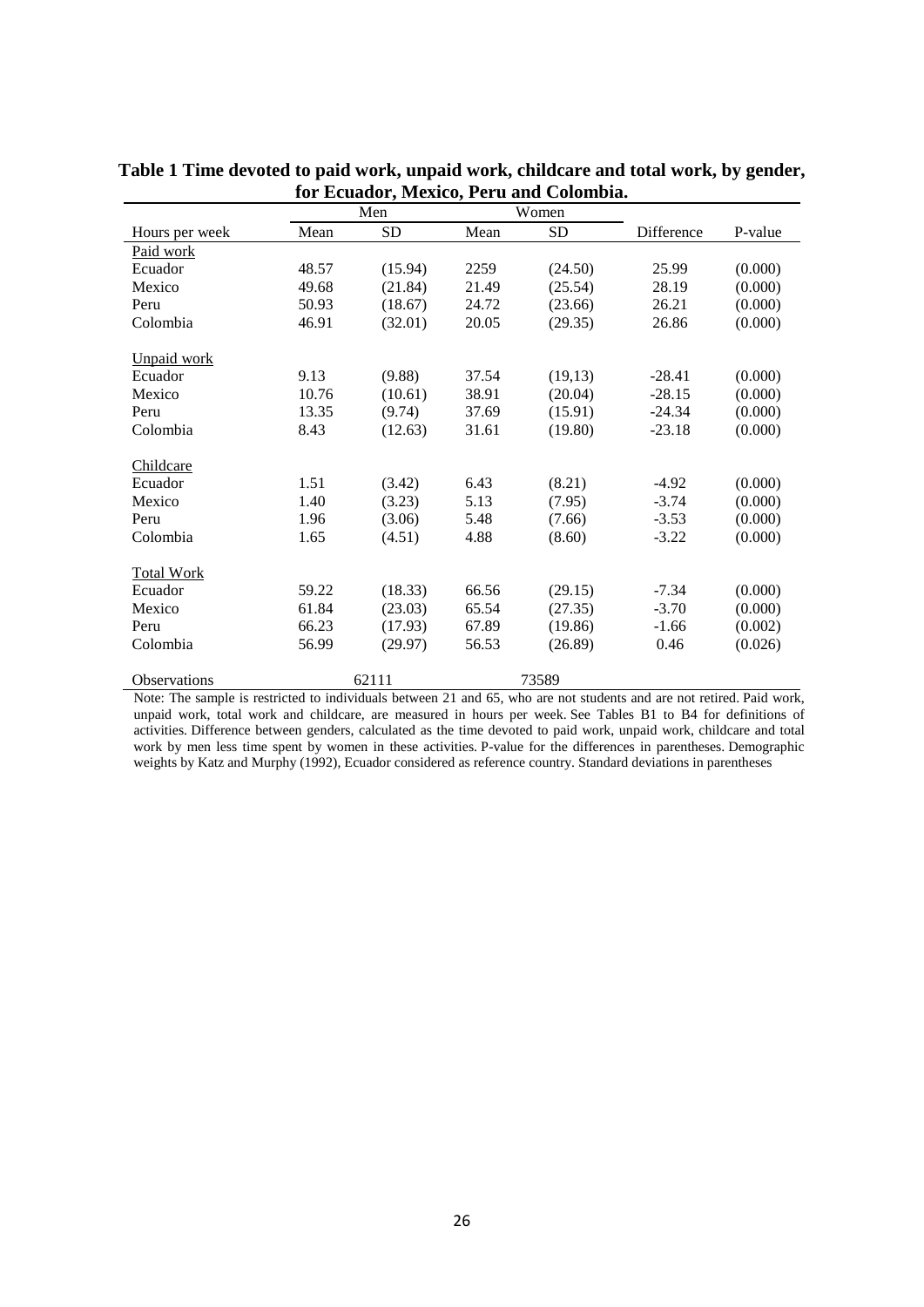**Table 1 Time devoted to paid work, unpaid work, childcare and total work, by gender, for Ecuador, Mexico, Peru and Colombia.**

| | Men | | Women | | | |
|---|---|---|---|---|---|---|
| Hours per week | Mean | SD | Mean | SD | Difference | P-value |
| Paid work | | | | | | |
| Ecuador | 48.57 | (15.94) | 2259 | (24.50) | 25.99 | (0.000) |
| Mexico | 49.68 | (21.84) | 21.49 | (25.54) | 28.19 | (0.000) |
| Peru | 50.93 | (18.67) | 24.72 | (23.66) | 26.21 | (0.000) |
| Colombia | 46.91 | (32.01) | 20.05 | (29.35) | 26.86 | (0.000) |
| Unpaid work | | | | | | |
| Ecuador | 9.13 | (9.88) | 37.54 | (19,13) | -28.41 | (0.000) |
| Mexico | 10.76 | (10.61) | 38.91 | (20.04) | -28.15 | (0.000) |
| Peru | 13.35 | (9.74) | 37.69 | (15.91) | -24.34 | (0.000) |
| Colombia | 8.43 | (12.63) | 31.61 | (19.80) | -23.18 | (0.000) |
| Childcare | | | | | | |
| Ecuador | 1.51 | (3.42) | 6.43 | (8.21) | -4.92 | (0.000) |
| Mexico | 1.40 | (3.23) | 5.13 | (7.95) | -3.74 | (0.000) |
| Peru | 1.96 | (3.06) | 5.48 | (7.66) | -3.53 | (0.000) |
| Colombia | 1.65 | (4.51) | 4.88 | (8.60) | -3.22 | (0.000) |
| Total Work | | | | | | |
| Ecuador | 59.22 | (18.33) | 66.56 | (29.15) | -7.34 | (0.000) |
| Mexico | 61.84 | (23.03) | 65.54 | (27.35) | -3.70 | (0.000) |
| Peru | 66.23 | (17.93) | 67.89 | (19.86) | -1.66 | (0.002) |
| Colombia | 56.99 | (29.97) | 56.53 | (26.89) | 0.46 | (0.026) |
| Observations | 62111 | | 73589 | | | |

Note: The sample is restricted to individuals between 21 and 65, who are not students and are not retired. Paid work, unpaid work, total work and childcare, are measured in hours per week. See Tables B1 to B4 for definitions of activities. Difference between genders, calculated as the time devoted to paid work, unpaid work, childcare and total work by men less time spent by women in these activities. P-value for the differences in parentheses. Demographic weights by Katz and Murphy (1992), Ecuador considered as reference country. Standard deviations in parentheses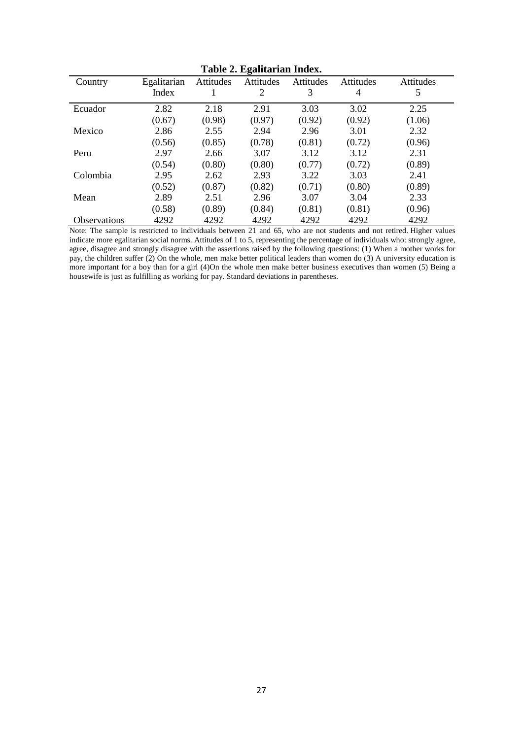**Table 2. Egalitarian Index.**

| Country | Egalitarian Index | Attitudes 1 | Attitudes 2 | Attitudes 3 | Attitudes 4 | Attitudes 5 |
|---|---|---|---|---|---|---|
| Ecuador | 2.82 | 2.18 | 2.91 | 3.03 | 3.02 | 2.25 |
| | (0.67) | (0.98) | (0.97) | (0.92) | (0.92) | (1.06) |
| Mexico | 2.86 | 2.55 | 2.94 | 2.96 | 3.01 | 2.32 |
| | (0.56) | (0.85) | (0.78) | (0.81) | (0.72) | (0.96) |
| Peru | 2.97 | 2.66 | 3.07 | 3.12 | 3.12 | 2.31 |
| | (0.54) | (0.80) | (0.80) | (0.77) | (0.72) | (0.89) |
| Colombia | 2.95 | 2.62 | 2.93 | 3.22 | 3.03 | 2.41 |
| | (0.52) | (0.87) | (0.82) | (0.71) | (0.80) | (0.89) |
| Mean | 2.89 | 2.51 | 2.96 | 3.07 | 3.04 | 2.33 |
| | (0.58) | (0.89) | (0.84) | (0.81) | (0.81) | (0.96) |
| Observations | 4292 | 4292 | 4292 | 4292 | 4292 | 4292 |

Note: The sample is restricted to individuals between 21 and 65, who are not students and not retired. Higher values indicate more egalitarian social norms. Attitudes of 1 to 5, representing the percentage of individuals who: strongly agree, agree, disagree and strongly disagree with the assertions raised by the following questions: (1) When a mother works for pay, the children suffer (2) On the whole, men make better political leaders than women do (3) A university education is more important for a boy than for a girl (4)On the whole men make better business executives than women (5) Being a housewife is just as fulfilling as working for pay. Standard deviations in parentheses.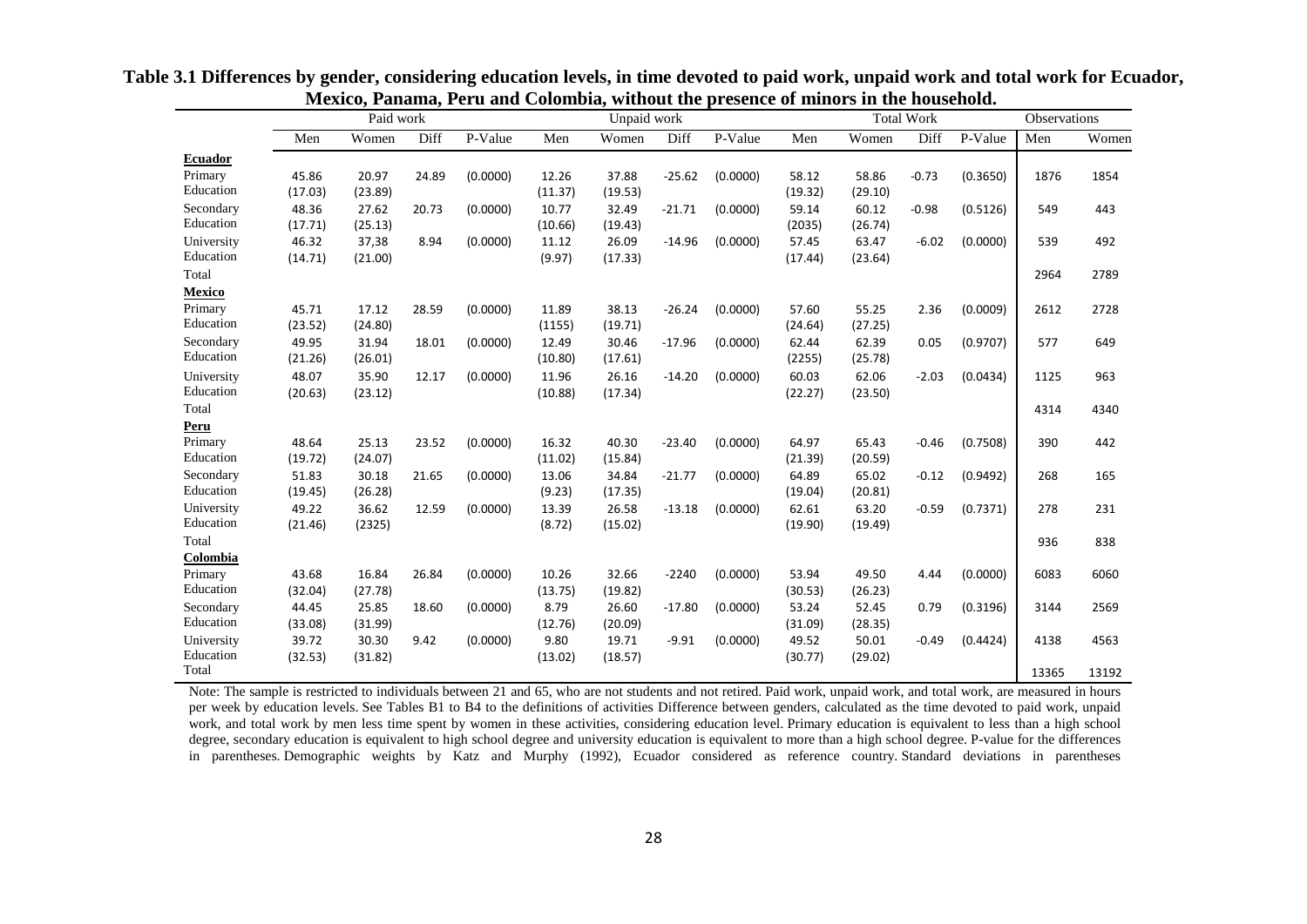**Table 3.1 Differences by gender, considering education levels, in time devoted to paid work, unpaid work and total work for Ecuador, Mexico, Panama, Peru and Colombia, without the presence of minors in the household.**

| | Paid work | | | | Unpaid work | | | | Total Work | | | | Observations | |
|---|---|---|---|---|---|---|---|---|---|---|---|---|---|---|
| | Men | Women | Diff | P-Value | Men | Women | Diff | P-Value | Men | Women | Diff | P-Value | Men | Women |
| **Ecuador** | | | | | | | | | | | | | | |
| Primary Education | 45.86 (17.03) | 20.97 (23.89) | 24.89 | (0.0000) | 12.26 (11.37) | 37.88 (19.53) | -25.62 | (0.0000) | 58.12 (19.32) | 58.86 (29.10) | -0.73 | (0.3650) | 1876 | 1854 |
| Secondary Education | 48.36 (17.71) | 27.62 (25.13) | 20.73 | (0.0000) | 10.77 (10.66) | 32.49 (19.43) | -21.71 | (0.0000) | 59.14 (2035) | 60.12 (26.74) | -0.98 | (0.5126) | 549 | 443 |
| University Education | 46.32 (14.71) | 37,38 (21.00) | 8.94 | (0.0000) | 11.12 (9.97) | 26.09 (17.33) | -14.96 | (0.0000) | 57.45 (17.44) | 63.47 (23.64) | -6.02 | (0.0000) | 539 | 492 |
| Total | | | | | | | | | | | | | 2964 | 2789 |
| **Mexico** | | | | | | | | | | | | | | |
| Primary Education | 45.71 (23.52) | 17.12 (24.80) | 28.59 | (0.0000) | 11.89 (1155) | 38.13 (19.71) | -26.24 | (0.0000) | 57.60 (24.64) | 55.25 (27.25) | 2.36 | (0.0009) | 2612 | 2728 |
| Secondary Education | 49.95 (21.26) | 31.94 (26.01) | 18.01 | (0.0000) | 12.49 (10.80) | 30.46 (17.61) | -17.96 | (0.0000) | 62.44 (2255) | 62.39 (25.78) | 0.05 | (0.9707) | 577 | 649 |
| University Education | 48.07 (20.63) | 35.90 (23.12) | 12.17 | (0.0000) | 11.96 (10.88) | 26.16 (17.34) | -14.20 | (0.0000) | 60.03 (22.27) | 62.06 (23.50) | -2.03 | (0.0434) | 1125 | 963 |
| Total | | | | | | | | | | | | | 4314 | 4340 |
| **Peru** | | | | | | | | | | | | | | |
| Primary Education | 48.64 (19.72) | 25.13 (24.07) | 23.52 | (0.0000) | 16.32 (11.02) | 40.30 (15.84) | -23.40 | (0.0000) | 64.97 (21.39) | 65.43 (20.59) | -0.46 | (0.7508) | 390 | 442 |
| Secondary Education | 51.83 (19.45) | 30.18 (26.28) | 21.65 | (0.0000) | 13.06 (9.23) | 34.84 (17.35) | -21.77 | (0.0000) | 64.89 (19.04) | 65.02 (20.81) | -0.12 | (0.9492) | 268 | 165 |
| University Education | 49.22 (21.46) | 36.62 (2325) | 12.59 | (0.0000) | 13.39 (8.72) | 26.58 (15.02) | -13.18 | (0.0000) | 62.61 (19.90) | 63.20 (19.49) | -0.59 | (0.7371) | 278 | 231 |
| Total | | | | | | | | | | | | | 936 | 838 |
| **Colombia** | | | | | | | | | | | | | | |
| Primary Education | 43.68 (32.04) | 16.84 (27.78) | 26.84 | (0.0000) | 10.26 (13.75) | 32.66 (19.82) | -2240 | (0.0000) | 53.94 (30.53) | 49.50 (26.23) | 4.44 | (0.0000) | 6083 | 6060 |
| Secondary Education | 44.45 (33.08) | 25.85 (31.99) | 18.60 | (0.0000) | 8.79 (12.76) | 26.60 (20.09) | -17.80 | (0.0000) | 53.24 (31.09) | 52.45 (28.35) | 0.79 | (0.3196) | 3144 | 2569 |
| University Education | 39.72 (32.53) | 30.30 (31.82) | 9.42 | (0.0000) | 9.80 (13.02) | 19.71 (18.57) | -9.91 | (0.0000) | 49.52 (30.77) | 50.01 (29.02) | -0.49 | (0.4424) | 4138 | 4563 |
| Total | | | | | | | | | | | | | 13365 | 13192 |

Note: The sample is restricted to individuals between 21 and 65, who are not students and not retired. Paid work, unpaid work, and total work, are measured in hours per week by education levels. See Tables B1 to B4 to the definitions of activities Difference between genders, calculated as the time devoted to paid work, unpaid work, and total work by men less time spent by women in these activities, considering education level. Primary education is equivalent to less than a high school degree, secondary education is equivalent to high school degree and university education is equivalent to more than a high school degree. P-value for the differences in parentheses. Demographic weights by Katz and Murphy (1992), Ecuador considered as reference country. Standard deviations in parentheses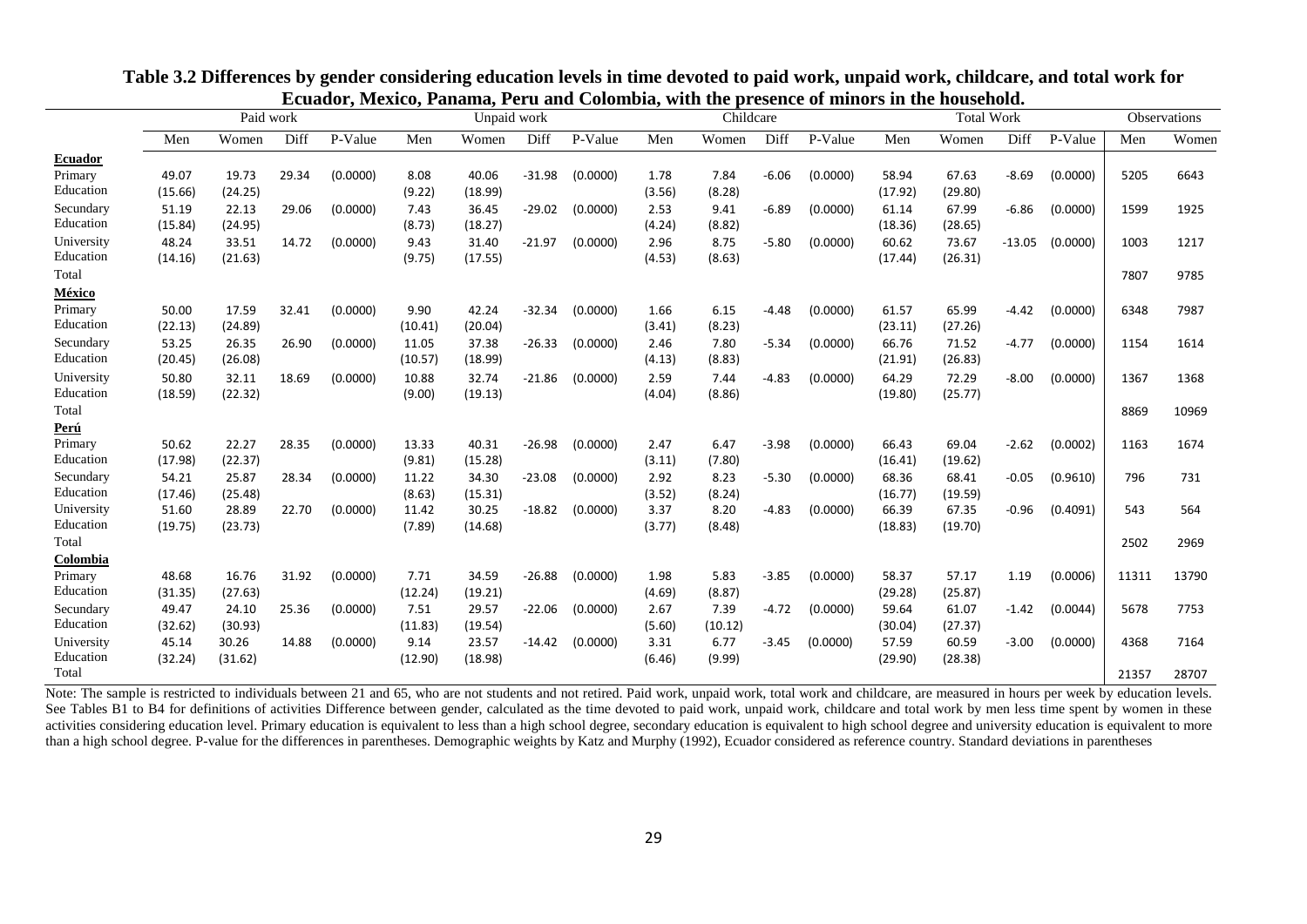**Table 3.2 Differences by gender considering education levels in time devoted to paid work, unpaid work, childcare, and total work for Ecuador, Mexico, Panama, Peru and Colombia, with the presence of minors in the household.**

| | Paid work | | | | Unpaid work | | | | Childcare | | | | Total Work | | | | Observations | |
|---|---|---|---|---|---|---|---|---|---|---|---|---|---|---|---|---|---|---|
| | Men | Women | Diff | P-Value | Men | Women | Diff | P-Value | Men | Women | Diff | P-Value | Men | Women | Diff | P-Value | Men | Women |
| **Ecuador** | | | | | | | | | | | | | | | | | | |
| Primary Education | 49.07 | 19.73 | 29.34 | (0.0000) | 8.08 | 40.06 | -31.98 | (0.0000) | 1.78 | 7.84 | -6.06 | (0.0000) | 58.94 | 67.63 | -8.69 | (0.0000) | 5205 | 6643 |
| | (15.66) | (24.25) | | | (9.22) | (18.99) | | | (3.56) | (8.28) | | | (17.92) | (29.80) | | | | |
| Secundary Education | 51.19 | 22.13 | 29.06 | (0.0000) | 7.43 | 36.45 | -29.02 | (0.0000) | 2.53 | 9.41 | -6.89 | (0.0000) | 61.14 | 67.99 | -6.86 | (0.0000) | 1599 | 1925 |
| | (15.84) | (24.95) | | | (8.73) | (18.27) | | | (4.24) | (8.82) | | | (18.36) | (28.65) | | | | |
| University Education | 48.24 | 33.51 | 14.72 | (0.0000) | 9.43 | 31.40 | -21.97 | (0.0000) | 2.96 | 8.75 | -5.80 | (0.0000) | 60.62 | 73.67 | -13.05 | (0.0000) | 1003 | 1217 |
| | (14.16) | (21.63) | | | (9.75) | (17.55) | | | (4.53) | (8.63) | | | (17.44) | (26.31) | | | | |
| Total | | | | | | | | | | | | | | | | | 7807 | 9785 |
| **México** | | | | | | | | | | | | | | | | | | |
| Primary Education | 50.00 | 17.59 | 32.41 | (0.0000) | 9.90 | 42.24 | -32.34 | (0.0000) | 1.66 | 6.15 | -4.48 | (0.0000) | 61.57 | 65.99 | -4.42 | (0.0000) | 6348 | 7987 |
| | (22.13) | (24.89) | | | (10.41) | (20.04) | | | (3.41) | (8.23) | | | (23.11) | (27.26) | | | | |
| Secundary Education | 53.25 | 26.35 | 26.90 | (0.0000) | 11.05 | 37.38 | -26.33 | (0.0000) | 2.46 | 7.80 | -5.34 | (0.0000) | 66.76 | 71.52 | -4.77 | (0.0000) | 1154 | 1614 |
| | (20.45) | (26.08) | | | (10.57) | (18.99) | | | (4.13) | (8.83) | | | (21.91) | (26.83) | | | | |
| University Education | 50.80 | 32.11 | 18.69 | (0.0000) | 10.88 | 32.74 | -21.86 | (0.0000) | 2.59 | 7.44 | -4.83 | (0.0000) | 64.29 | 72.29 | -8.00 | (0.0000) | 1367 | 1368 |
| | (18.59) | (22.32) | | | (9.00) | (19.13) | | | (4.04) | (8.86) | | | (19.80) | (25.77) | | | | |
| Total | | | | | | | | | | | | | | | | | 8869 | 10969 |
| **Perú** | | | | | | | | | | | | | | | | | | |
| Primary Education | 50.62 | 22.27 | 28.35 | (0.0000) | 13.33 | 40.31 | -26.98 | (0.0000) | 2.47 | 6.47 | -3.98 | (0.0000) | 66.43 | 69.04 | -2.62 | (0.0002) | 1163 | 1674 |
| | (17.98) | (22.37) | | | (9.81) | (15.28) | | | (3.11) | (7.80) | | | (16.41) | (19.62) | | | | |
| Secundary Education | 54.21 | 25.87 | 28.34 | (0.0000) | 11.22 | 34.30 | -23.08 | (0.0000) | 2.92 | 8.23 | -5.30 | (0.0000) | 68.36 | 68.41 | -0.05 | (0.9610) | 796 | 731 |
| | (17.46) | (25.48) | | | (8.63) | (15.31) | | | (3.52) | (8.24) | | | (16.77) | (19.59) | | | | |
| University Education | 51.60 | 28.89 | 22.70 | (0.0000) | 11.42 | 30.25 | -18.82 | (0.0000) | 3.37 | 8.20 | -4.83 | (0.0000) | 66.39 | 67.35 | -0.96 | (0.4091) | 543 | 564 |
| | (19.75) | (23.73) | | | (7.89) | (14.68) | | | (3.77) | (8.48) | | | (18.83) | (19.70) | | | | |
| Total | | | | | | | | | | | | | | | | | 2502 | 2969 |
| **Colombia** | | | | | | | | | | | | | | | | | | |
| Primary Education | 48.68 | 16.76 | 31.92 | (0.0000) | 7.71 | 34.59 | -26.88 | (0.0000) | 1.98 | 5.83 | -3.85 | (0.0000) | 58.37 | 57.17 | 1.19 | (0.0006) | 11311 | 13790 |
| | (31.35) | (27.63) | | | (12.24) | (19.21) | | | (4.69) | (8.87) | | | (29.28) | (25.87) | | | | |
| Secundary Education | 49.47 | 24.10 | 25.36 | (0.0000) | 7.51 | 29.57 | -22.06 | (0.0000) | 2.67 | 7.39 | -4.72 | (0.0000) | 59.64 | 61.07 | -1.42 | (0.0044) | 5678 | 7753 |
| | (32.62) | (30.93) | | | (11.83) | (19.54) | | | (5.60) | (10.12) | | | (30.04) | (27.37) | | | | |
| University Education | 45.14 | 30.26 | 14.88 | (0.0000) | 9.14 | 23.57 | -14.42 | (0.0000) | 3.31 | 6.77 | -3.45 | (0.0000) | 57.59 | 60.59 | -3.00 | (0.0000) | 4368 | 7164 |
| | (32.24) | (31.62) | | | (12.90) | (18.98) | | | (6.46) | (9.99) | | | (29.90) | (28.38) | | | | |
| Total | | | | | | | | | | | | | | | | | 21357 | 28707 |

Note: The sample is restricted to individuals between 21 and 65, who are not students and not retired. Paid work, unpaid work, total work and childcare, are measured in hours per week by education levels. See Tables B1 to B4 for definitions of activities Difference between gender, calculated as the time devoted to paid work, unpaid work, childcare and total work by men less time spent by women in these activities considering education level. Primary education is equivalent to less than a high school degree, secondary education is equivalent to high school degree and university education is equivalent to more than a high school degree. P-value for the differences in parentheses. Demographic weights by Katz and Murphy (1992), Ecuador considered as reference country. Standard deviations in parentheses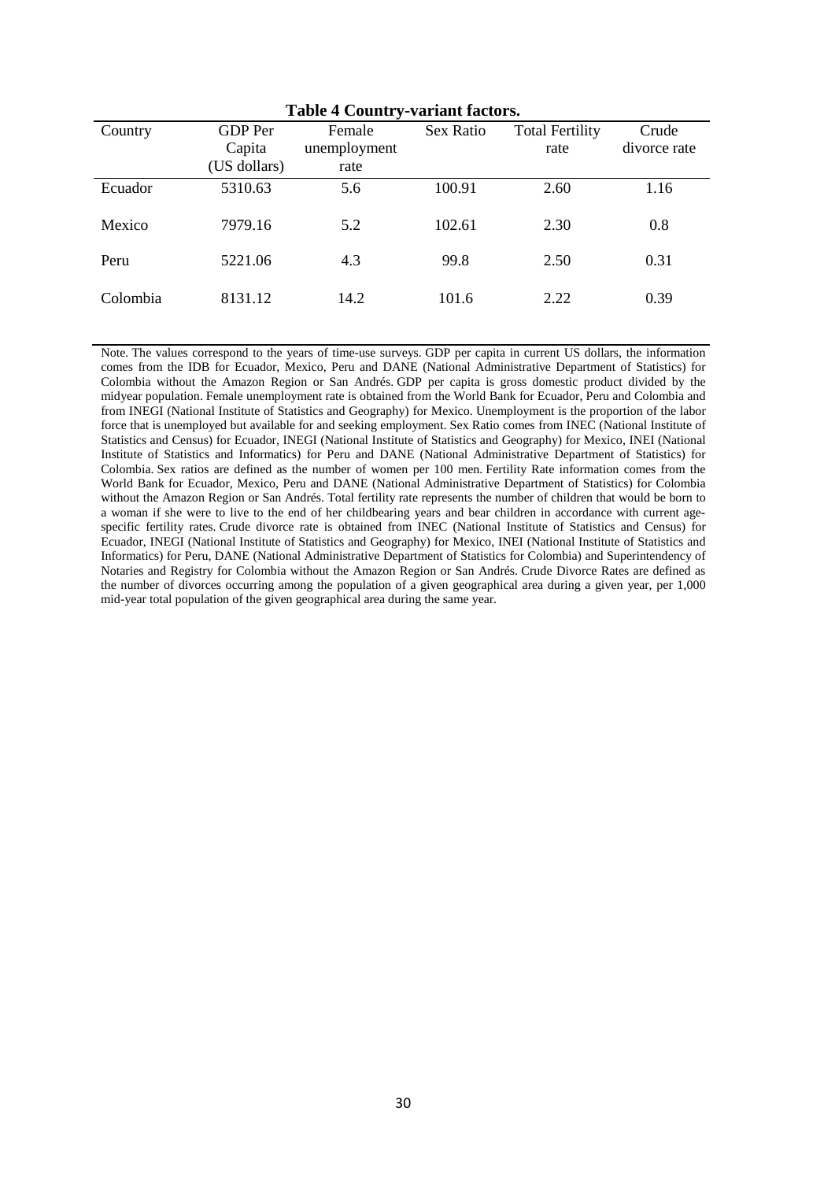**Table 4 Country-variant factors.**

| Country | GDP Per Capita (US dollars) | Female unemployment rate | Sex Ratio | Total Fertility rate | Crude divorce rate |
|---|---|---|---|---|---|
| Ecuador | 5310.63 | 5.6 | 100.91 | 2.60 | 1.16 |
| Mexico | 7979.16 | 5.2 | 102.61 | 2.30 | 0.8 |
| Peru | 5221.06 | 4.3 | 99.8 | 2.50 | 0.31 |
| Colombia | 8131.12 | 14.2 | 101.6 | 2.22 | 0.39 |

Note. The values correspond to the years of time-use surveys. GDP per capita in current US dollars, the information comes from the IDB for Ecuador, Mexico, Peru and DANE (National Administrative Department of Statistics) for Colombia without the Amazon Region or San Andrés. GDP per capita is gross domestic product divided by the midyear population. Female unemployment rate is obtained from the World Bank for Ecuador, Peru and Colombia and from INEGI (National Institute of Statistics and Geography) for Mexico. Unemployment is the proportion of the labor force that is unemployed but available for and seeking employment. Sex Ratio comes from INEC (National Institute of Statistics and Census) for Ecuador, INEGI (National Institute of Statistics and Geography) for Mexico, INEI (National Institute of Statistics and Informatics) for Peru and DANE (National Administrative Department of Statistics) for Colombia. Sex ratios are defined as the number of women per 100 men. Fertility Rate information comes from the World Bank for Ecuador, Mexico, Peru and DANE (National Administrative Department of Statistics) for Colombia without the Amazon Region or San Andrés. Total fertility rate represents the number of children that would be born to a woman if she were to live to the end of her childbearing years and bear children in accordance with current age-specific fertility rates. Crude divorce rate is obtained from INEC (National Institute of Statistics and Census) for Ecuador, INEGI (National Institute of Statistics and Geography) for Mexico, INEI (National Institute of Statistics and Informatics) for Peru, DANE (National Administrative Department of Statistics for Colombia) and Superintendency of Notaries and Registry for Colombia without the Amazon Region or San Andrés. Crude Divorce Rates are defined as the number of divorces occurring among the population of a given geographical area during a given year, per 1,000 mid-year total population of the given geographical area during the same year.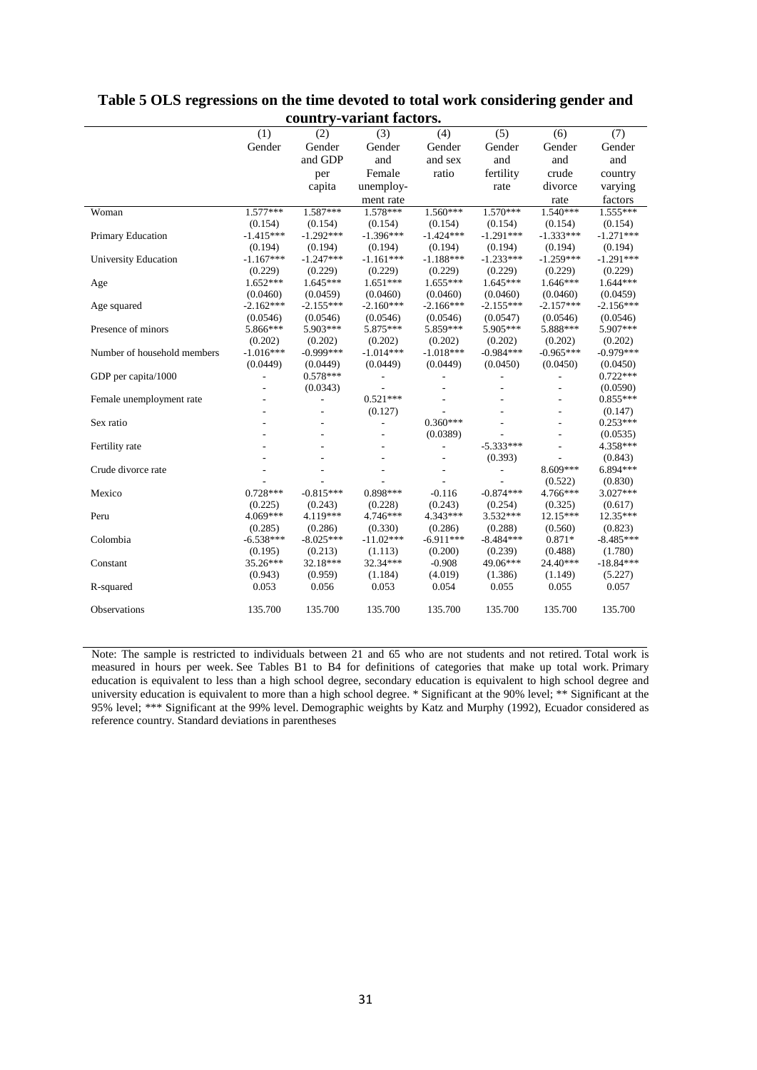**Table 5 OLS regressions on the time devoted to total work considering gender and country-variant factors.**

| | (1) | (2) | (3) | (4) | (5) | (6) | (7) |
|---|---|---|---|---|---|---|---|
| | Gender | Gender and GDP per capita | Gender and Female unemployment rate | Gender and sex ratio | Gender and fertility rate | Gender and crude divorce rate | Gender and country varying factors |
| Woman | 1.577*** | 1.587*** | 1.578*** | 1.560*** | 1.570*** | 1.540*** | 1.555*** |
| | (0.154) | (0.154) | (0.154) | (0.154) | (0.154) | (0.154) | (0.154) |
| Primary Education | -1.415*** | -1.292*** | -1.396*** | -1.424*** | -1.291*** | -1.333*** | -1.271*** |
| | (0.194) | (0.194) | (0.194) | (0.194) | (0.194) | (0.194) | (0.194) |
| University Education | -1.167*** | -1.247*** | -1.161*** | -1.188*** | -1.233*** | -1.259*** | -1.291*** |
| | (0.229) | (0.229) | (0.229) | (0.229) | (0.229) | (0.229) | (0.229) |
| Age | 1.652*** | 1.645*** | 1.651*** | 1.655*** | 1.645*** | 1.646*** | 1.644*** |
| | (0.0460) | (0.0459) | (0.0460) | (0.0460) | (0.0460) | (0.0460) | (0.0459) |
| Age squared | -2.162*** | -2.155*** | -2.160*** | -2.166*** | -2.155*** | -2.157*** | -2.156*** |
| | (0.0546) | (0.0546) | (0.0546) | (0.0546) | (0.0547) | (0.0546) | (0.0546) |
| Presence of minors | 5.866*** | 5.903*** | 5.875*** | 5.859*** | 5.905*** | 5.888*** | 5.907*** |
| | (0.202) | (0.202) | (0.202) | (0.202) | (0.202) | (0.202) | (0.202) |
| Number of household members | -1.016*** | -0.999*** | -1.014*** | -1.018*** | -0.984*** | -0.965*** | -0.979*** |
| | (0.0449) | (0.0449) | (0.0449) | (0.0449) | (0.0450) | (0.0450) | (0.0450) |
| GDP per capita/1000 | - | 0.578*** | - | - | - | - | 0.722*** |
| | - | (0.0343) | - | - | - | - | (0.0590) |
| Female unemployment rate | - | - | 0.521*** | - | - | - | 0.855*** |
| | - | - | (0.127) | - | - | - | (0.147) |
| Sex ratio | - | - | - | 0.360*** | - | - | 0.253*** |
| | - | - | - | (0.0389) | - | - | (0.0535) |
| Fertility rate | - | - | - | - | -5.333*** | - | 4.358*** |
| | - | - | - | - | (0.393) | - | (0.843) |
| Crude divorce rate | - | - | - | - | - | 8.609*** | 6.894*** |
| | - | - | - | - | - | (0.522) | (0.830) |
| Mexico | 0.728*** | -0.815*** | 0.898*** | -0.116 | -0.874*** | 4.766*** | 3.027*** |
| | (0.225) | (0.243) | (0.228) | (0.243) | (0.254) | (0.325) | (0.617) |
| Peru | 4.069*** | 4.119*** | 4.746*** | 4.343*** | 3.532*** | 12.15*** | 12.35*** |
| | (0.285) | (0.286) | (0.330) | (0.286) | (0.288) | (0.560) | (0.823) |
| Colombia | -6.538*** | -8.025*** | -11.02*** | -6.911*** | -8.484*** | 0.871* | -8.485*** |
| | (0.195) | (0.213) | (1.113) | (0.200) | (0.239) | (0.488) | (1.780) |
| Constant | 35.26*** | 32.18*** | 32.34*** | -0.908 | 49.06*** | 24.40*** | -18.84*** |
| | (0.943) | (0.959) | (1.184) | (4.019) | (1.386) | (1.149) | (5.227) |
| R-squared | 0.053 | 0.056 | 0.053 | 0.054 | 0.055 | 0.055 | 0.057 |
| Observations | 135.700 | 135.700 | 135.700 | 135.700 | 135.700 | 135.700 | 135.700 |

Note: The sample is restricted to individuals between 21 and 65 who are not students and not retired. Total work is measured in hours per week. See Tables B1 to B4 for definitions of categories that make up total work. Primary education is equivalent to less than a high school degree, secondary education is equivalent to high school degree and university education is equivalent to more than a high school degree. * Significant at the 90% level; ** Significant at the 95% level; *** Significant at the 99% level. Demographic weights by Katz and Murphy (1992), Ecuador considered as reference country. Standard deviations in parentheses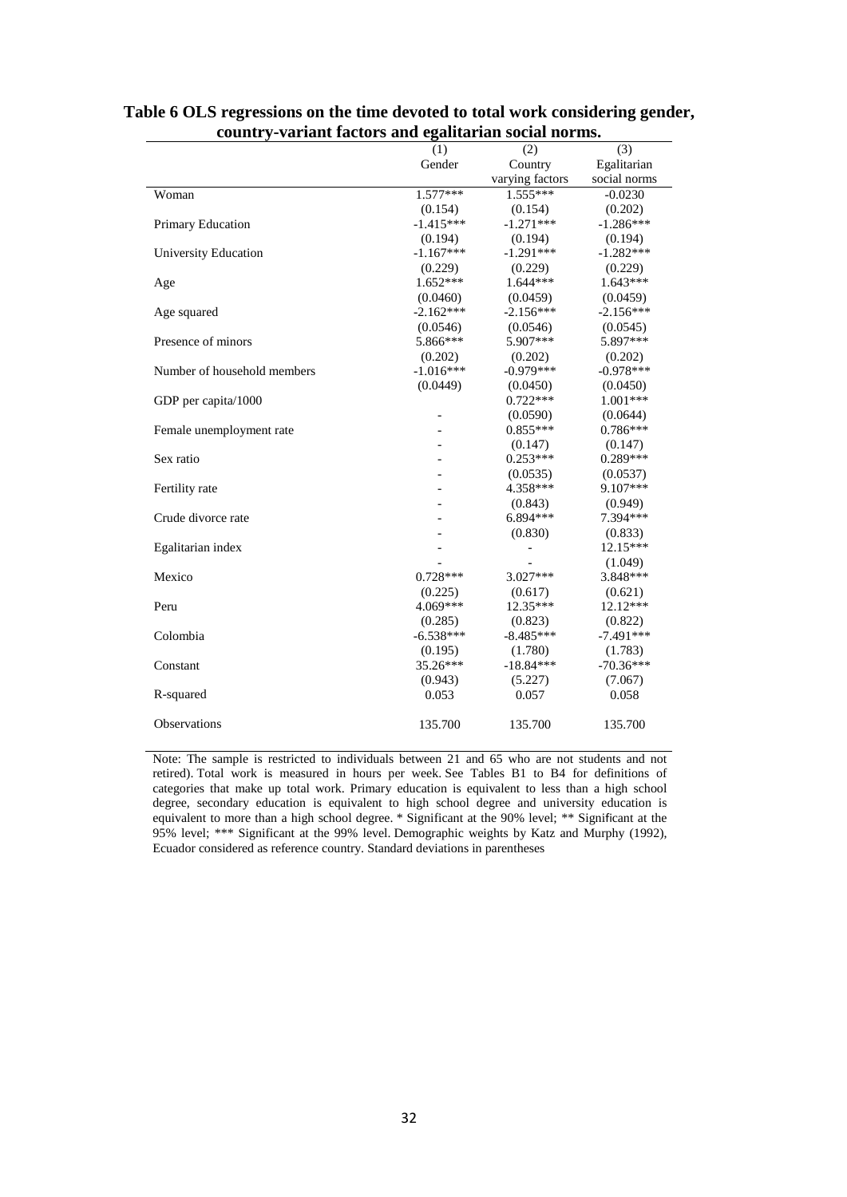**Table 6 OLS regressions on the time devoted to total work considering gender, country-variant factors and egalitarian social norms.**

| | (1) | (2) | (3) |
|---|---|---|---|
| | Gender | Country varying factors | Egalitarian social norms |
| Woman | 1.577*** | 1.555*** | -0.0230 |
| | (0.154) | (0.154) | (0.202) |
| Primary Education | -1.415*** | -1.271*** | -1.286*** |
| | (0.194) | (0.194) | (0.194) |
| University Education | -1.167*** | -1.291*** | -1.282*** |
| | (0.229) | (0.229) | (0.229) |
| Age | 1.652*** | 1.644*** | 1.643*** |
| | (0.0460) | (0.0459) | (0.0459) |
| Age squared | -2.162*** | -2.156*** | -2.156*** |
| | (0.0546) | (0.0546) | (0.0545) |
| Presence of minors | 5.866*** | 5.907*** | 5.897*** |
| | (0.202) | (0.202) | (0.202) |
| Number of household members | -1.016*** | -0.979*** | -0.978*** |
| | (0.0449) | (0.0450) | (0.0450) |
| GDP per capita/1000 | | 0.722*** | 1.001*** |
| | - | (0.0590) | (0.0644) |
| Female unemployment rate | - | 0.855*** | 0.786*** |
| | - | (0.147) | (0.147) |
| Sex ratio | - | 0.253*** | 0.289*** |
| | - | (0.0535) | (0.0537) |
| Fertility rate | - | 4.358*** | 9.107*** |
| | - | (0.843) | (0.949) |
| Crude divorce rate | - | 6.894*** | 7.394*** |
| | - | (0.830) | (0.833) |
| Egalitarian index | - | - | 12.15*** |
| | - | - | (1.049) |
| Mexico | 0.728*** | 3.027*** | 3.848*** |
| | (0.225) | (0.617) | (0.621) |
| Peru | 4.069*** | 12.35*** | 12.12*** |
| | (0.285) | (0.823) | (0.822) |
| Colombia | -6.538*** | -8.485*** | -7.491*** |
| | (0.195) | (1.780) | (1.783) |
| Constant | 35.26*** | -18.84*** | -70.36*** |
| | (0.943) | (5.227) | (7.067) |
| R-squared | 0.053 | 0.057 | 0.058 |
| Observations | 135.700 | 135.700 | 135.700 |

Note: The sample is restricted to individuals between 21 and 65 who are not students and not retired). Total work is measured in hours per week. See Tables B1 to B4 for definitions of categories that make up total work. Primary education is equivalent to less than a high school degree, secondary education is equivalent to high school degree and university education is equivalent to more than a high school degree. * Significant at the 90% level; ** Significant at the 95% level; *** Significant at the 99% level. Demographic weights by Katz and Murphy (1992), Ecuador considered as reference country. Standard deviations in parentheses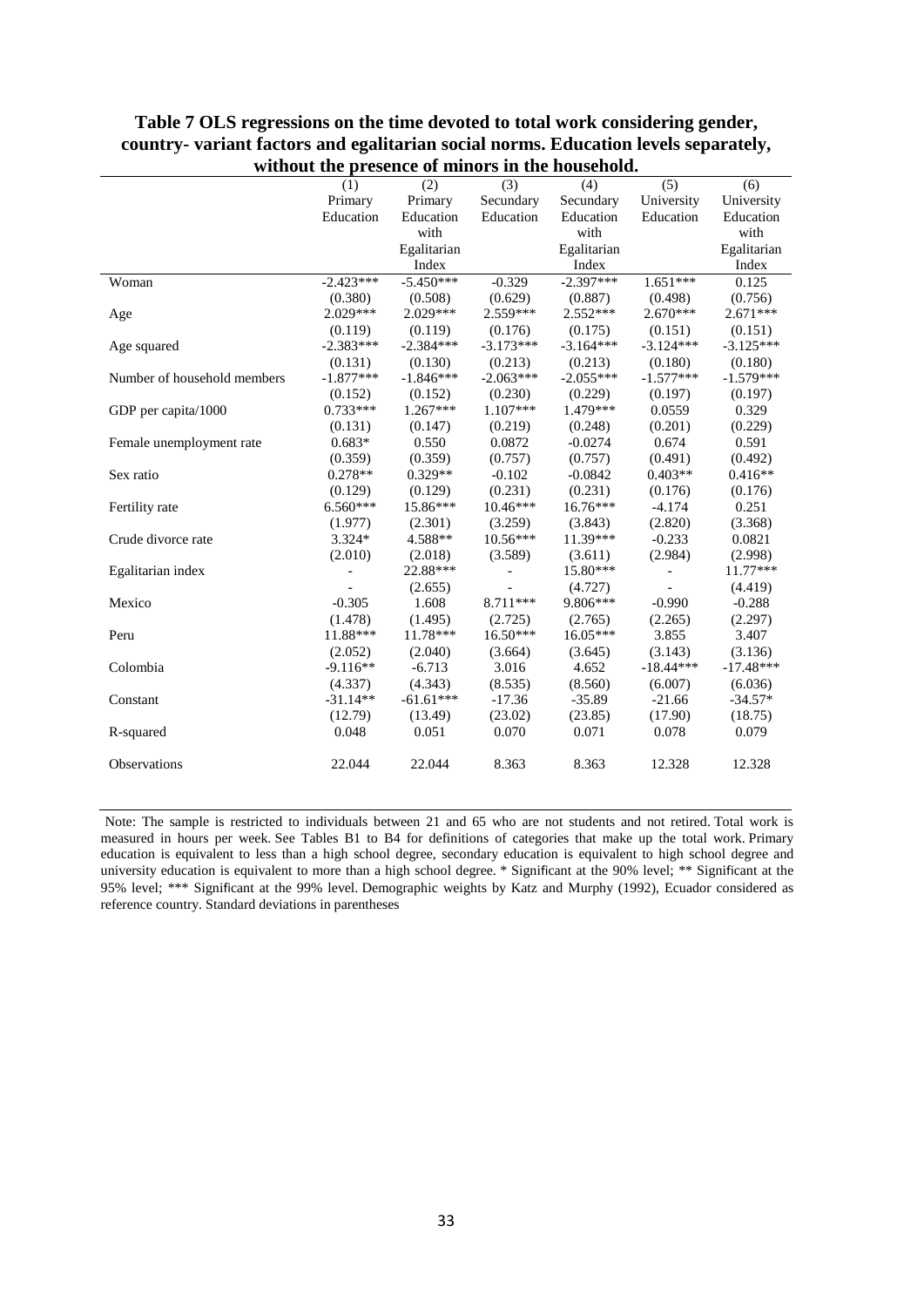**Table 7 OLS regressions on the time devoted to total work considering gender, country- variant factors and egalitarian social norms. Education levels separately, without the presence of minors in the household.**

| | (1) Primary Education | (2) Primary Education with Egalitarian Index | (3) Secundary Education | (4) Secundary Education with Egalitarian Index | (5) University Education | (6) University Education with Egalitarian Index |
|---|---|---|---|---|---|---|
| Woman | -2.423*** | -5.450*** | -0.329 | -2.397*** | 1.651*** | 0.125 |
| | (0.380) | (0.508) | (0.629) | (0.887) | (0.498) | (0.756) |
| Age | 2.029*** | 2.029*** | 2.559*** | 2.552*** | 2.670*** | 2.671*** |
| | (0.119) | (0.119) | (0.176) | (0.175) | (0.151) | (0.151) |
| Age squared | -2.383*** | -2.384*** | -3.173*** | -3.164*** | -3.124*** | -3.125*** |
| | (0.131) | (0.130) | (0.213) | (0.213) | (0.180) | (0.180) |
| Number of household members | -1.877*** | -1.846*** | -2.063*** | -2.055*** | -1.577*** | -1.579*** |
| | (0.152) | (0.152) | (0.230) | (0.229) | (0.197) | (0.197) |
| GDP per capita/1000 | 0.733*** | 1.267*** | 1.107*** | 1.479*** | 0.0559 | 0.329 |
| | (0.131) | (0.147) | (0.219) | (0.248) | (0.201) | (0.229) |
| Female unemployment rate | 0.683* | 0.550 | 0.0872 | -0.0274 | 0.674 | 0.591 |
| | (0.359) | (0.359) | (0.757) | (0.757) | (0.491) | (0.492) |
| Sex ratio | 0.278** | 0.329** | -0.102 | -0.0842 | 0.403** | 0.416** |
| | (0.129) | (0.129) | (0.231) | (0.231) | (0.176) | (0.176) |
| Fertility rate | 6.560*** | 15.86*** | 10.46*** | 16.76*** | -4.174 | 0.251 |
| | (1.977) | (2.301) | (3.259) | (3.843) | (2.820) | (3.368) |
| Crude divorce rate | 3.324* | 4.588** | 10.56*** | 11.39*** | -0.233 | 0.0821 |
| | (2.010) | (2.018) | (3.589) | (3.611) | (2.984) | (2.998) |
| Egalitarian index | - | 22.88*** | - | 15.80*** | - | 11.77*** |
| | - | (2.655) | - | (4.727) | - | (4.419) |
| Mexico | -0.305 | 1.608 | 8.711*** | 9.806*** | -0.990 | -0.288 |
| | (1.478) | (1.495) | (2.725) | (2.765) | (2.265) | (2.297) |
| Peru | 11.88*** | 11.78*** | 16.50*** | 16.05*** | 3.855 | 3.407 |
| | (2.052) | (2.040) | (3.664) | (3.645) | (3.143) | (3.136) |
| Colombia | -9.116** | -6.713 | 3.016 | 4.652 | -18.44*** | -17.48*** |
| | (4.337) | (4.343) | (8.535) | (8.560) | (6.007) | (6.036) |
| Constant | -31.14** | -61.61*** | -17.36 | -35.89 | -21.66 | -34.57* |
| | (12.79) | (13.49) | (23.02) | (23.85) | (17.90) | (18.75) |
| R-squared | 0.048 | 0.051 | 0.070 | 0.071 | 0.078 | 0.079 |
| Observations | 22.044 | 22.044 | 8.363 | 8.363 | 12.328 | 12.328 |

Note: The sample is restricted to individuals between 21 and 65 who are not students and not retired. Total work is measured in hours per week. See Tables B1 to B4 for definitions of categories that make up the total work. Primary education is equivalent to less than a high school degree, secondary education is equivalent to high school degree and university education is equivalent to more than a high school degree. * Significant at the 90% level; ** Significant at the 95% level; *** Significant at the 99% level. Demographic weights by Katz and Murphy (1992), Ecuador considered as reference country. Standard deviations in parentheses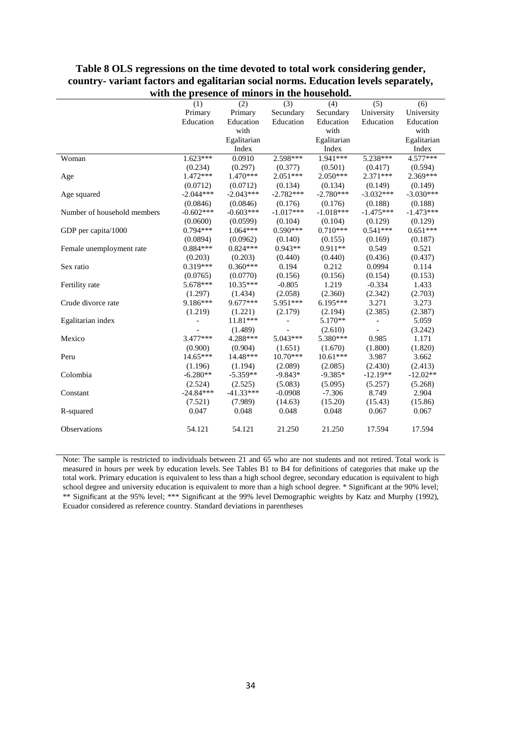**Table 8 OLS regressions on the time devoted to total work considering gender, country- variant factors and egalitarian social norms. Education levels separately, with the presence of minors in the household.**

| | (1) | (2) | (3) | (4) | (5) | (6) |
|---|---|---|---|---|---|---|
| | Primary Education | Primary Education with Egalitarian Index | Secundary Education | Secundary Education with Egalitarian Index | University Education | University Education with Egalitarian Index |
| Woman | 1.623*** | 0.0910 | 2.598*** | 1.941*** | 5.238*** | 4.577*** |
| | (0.234) | (0.297) | (0.377) | (0.501) | (0.417) | (0.594) |
| Age | 1.472*** | 1.470*** | 2.051*** | 2.050*** | 2.371*** | 2.369*** |
| | (0.0712) | (0.0712) | (0.134) | (0.134) | (0.149) | (0.149) |
| Age squared | -2.044*** | -2.043*** | -2.782*** | -2.780*** | -3.032*** | -3.030*** |
| | (0.0846) | (0.0846) | (0.176) | (0.176) | (0.188) | (0.188) |
| Number of household members | -0.602*** | -0.603*** | -1.017*** | -1.018*** | -1.475*** | -1.473*** |
| | (0.0600) | (0.0599) | (0.104) | (0.104) | (0.129) | (0.129) |
| GDP per capita/1000 | 0.794*** | 1.064*** | 0.590*** | 0.710*** | 0.541*** | 0.651*** |
| | (0.0894) | (0.0962) | (0.140) | (0.155) | (0.169) | (0.187) |
| Female unemployment rate | 0.884*** | 0.824*** | 0.943** | 0.911** | 0.549 | 0.521 |
| | (0.203) | (0.203) | (0.440) | (0.440) | (0.436) | (0.437) |
| Sex ratio | 0.319*** | 0.360*** | 0.194 | 0.212 | 0.0994 | 0.114 |
| | (0.0765) | (0.0770) | (0.156) | (0.156) | (0.154) | (0.153) |
| Fertility rate | 5.678*** | 10.35*** | -0.805 | 1.219 | -0.334 | 1.433 |
| | (1.297) | (1.434) | (2.058) | (2.360) | (2.342) | (2.703) |
| Crude divorce rate | 9.186*** | 9.677*** | 5.951*** | 6.195*** | 3.271 | 3.273 |
| | (1.219) | (1.221) | (2.179) | (2.194) | (2.385) | (2.387) |
| Egalitarian index | - | 11.81*** | - | 5.170** | - | 5.059 |
| | - | (1.489) | - | (2.610) | - | (3.242) |
| Mexico | 3.477*** | 4.288*** | 5.043*** | 5.380*** | 0.985 | 1.171 |
| | (0.900) | (0.904) | (1.651) | (1.670) | (1.800) | (1.820) |
| Peru | 14.65*** | 14.48*** | 10.70*** | 10.61*** | 3.987 | 3.662 |
| | (1.196) | (1.194) | (2.089) | (2.085) | (2.430) | (2.413) |
| Colombia | -6.280** | -5.359** | -9.843* | -9.385* | -12.19** | -12.02** |
| | (2.524) | (2.525) | (5.083) | (5.095) | (5.257) | (5.268) |
| Constant | -24.84*** | -41.33*** | -0.0908 | -7.306 | 8.749 | 2.904 |
| | (7.521) | (7.989) | (14.63) | (15.20) | (15.43) | (15.86) |
| R-squared | 0.047 | 0.048 | 0.048 | 0.048 | 0.067 | 0.067 |
| Observations | 54.121 | 54.121 | 21.250 | 21.250 | 17.594 | 17.594 |

Note: The sample is restricted to individuals between 21 and 65 who are not students and not retired. Total work is measured in hours per week by education levels. See Tables B1 to B4 for definitions of categories that make up the total work. Primary education is equivalent to less than a high school degree, secondary education is equivalent to high school degree and university education is equivalent to more than a high school degree. * Significant at the 90% level; ** Significant at the 95% level; *** Significant at the 99% level Demographic weights by Katz and Murphy (1992), Ecuador considered as reference country. Standard deviations in parentheses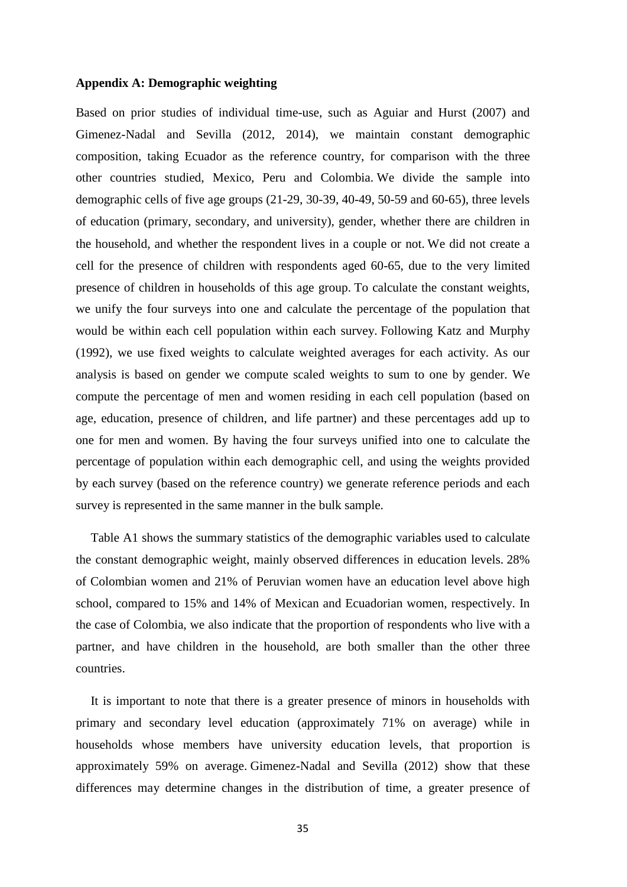**Appendix A: Demographic weighting**

Based on prior studies of individual time-use, such as Aguiar and Hurst (2007) and Gimenez-Nadal and Sevilla (2012, 2014), we maintain constant demographic composition, taking Ecuador as the reference country, for comparison with the three other countries studied, Mexico, Peru and Colombia. We divide the sample into demographic cells of five age groups (21-29, 30-39, 40-49, 50-59 and 60-65), three levels of education (primary, secondary, and university), gender, whether there are children in the household, and whether the respondent lives in a couple or not. We did not create a cell for the presence of children with respondents aged 60-65, due to the very limited presence of children in households of this age group. To calculate the constant weights, we unify the four surveys into one and calculate the percentage of the population that would be within each cell population within each survey. Following Katz and Murphy (1992), we use fixed weights to calculate weighted averages for each activity. As our analysis is based on gender we compute scaled weights to sum to one by gender. We compute the percentage of men and women residing in each cell population (based on age, education, presence of children, and life partner) and these percentages add up to one for men and women. By having the four surveys unified into one to calculate the percentage of population within each demographic cell, and using the weights provided by each survey (based on the reference country) we generate reference periods and each survey is represented in the same manner in the bulk sample.

Table A1 shows the summary statistics of the demographic variables used to calculate the constant demographic weight, mainly observed differences in education levels. 28% of Colombian women and 21% of Peruvian women have an education level above high school, compared to 15% and 14% of Mexican and Ecuadorian women, respectively. In the case of Colombia, we also indicate that the proportion of respondents who live with a partner, and have children in the household, are both smaller than the other three countries.

It is important to note that there is a greater presence of minors in households with primary and secondary level education (approximately 71% on average) while in households whose members have university education levels, that proportion is approximately 59% on average. Gimenez-Nadal and Sevilla (2012) show that these differences may determine changes in the distribution of time, a greater presence of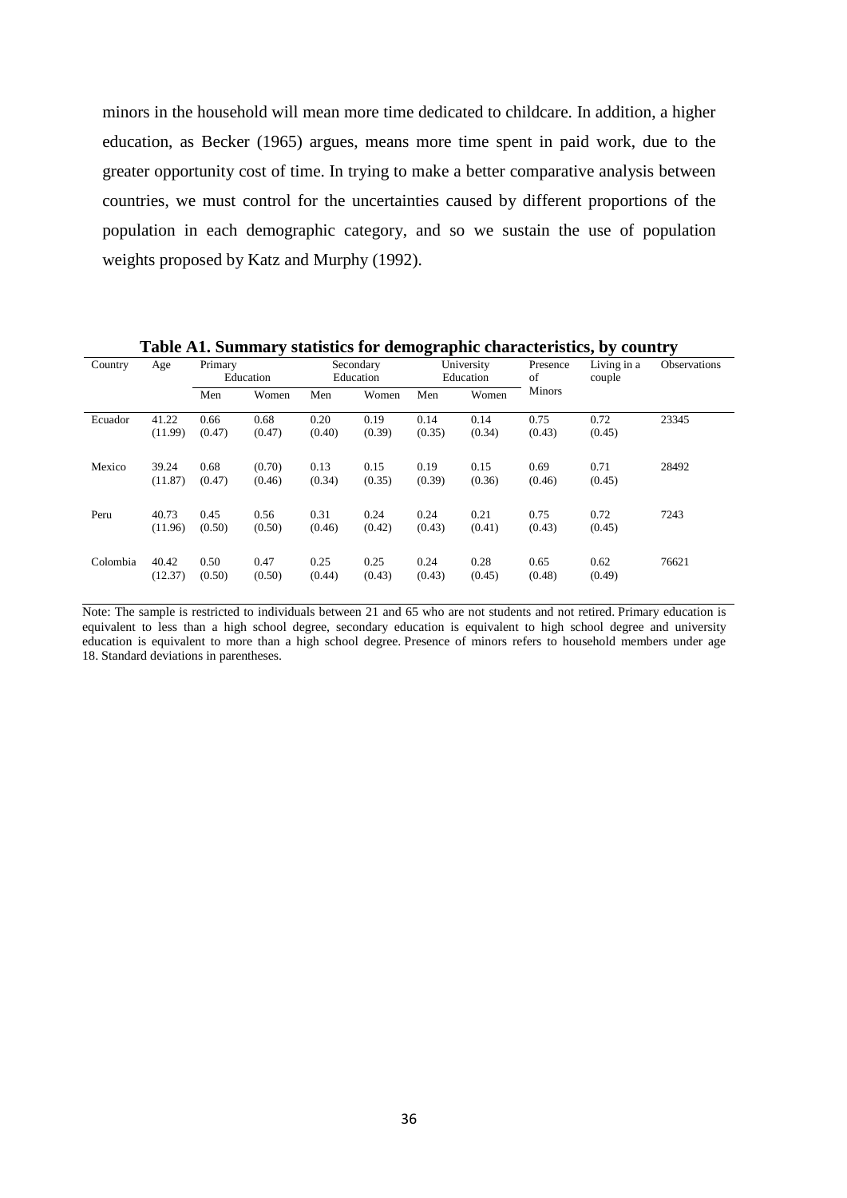minors in the household will mean more time dedicated to childcare. In addition, a higher education, as Becker (1965) argues, means more time spent in paid work, due to the greater opportunity cost of time. In trying to make a better comparative analysis between countries, we must control for the uncertainties caused by different proportions of the population in each demographic category, and so we sustain the use of population weights proposed by Katz and Murphy (1992).

**Table A1. Summary statistics for demographic characteristics, by country**

| Country | Age | Primary Education | | Secondary Education | | University Education | | Presence of Minors | Living in a couple | Observations |
|---|---|---|---|---|---|---|---|---|---|---|
| | | Men | Women | Men | Women | Men | Women | | | |
| Ecuador | 41.22 (11.99) | 0.66 (0.47) | 0.68 (0.47) | 0.20 (0.40) | 0.19 (0.39) | 0.14 (0.35) | 0.14 (0.34) | 0.75 (0.43) | 0.72 (0.45) | 23345 |
| Mexico | 39.24 (11.87) | 0.68 (0.47) | (0.70) (0.46) | 0.13 (0.34) | 0.15 (0.35) | 0.19 (0.39) | 0.15 (0.36) | 0.69 (0.46) | 0.71 (0.45) | 28492 |
| Peru | 40.73 (11.96) | 0.45 (0.50) | 0.56 (0.50) | 0.31 (0.46) | 0.24 (0.42) | 0.24 (0.43) | 0.21 (0.41) | 0.75 (0.43) | 0.72 (0.45) | 7243 |
| Colombia | 40.42 (12.37) | 0.50 (0.50) | 0.47 (0.50) | 0.25 (0.44) | 0.25 (0.43) | 0.24 (0.43) | 0.28 (0.45) | 0.65 (0.48) | 0.62 (0.49) | 76621 |

Note: The sample is restricted to individuals between 21 and 65 who are not students and not retired. Primary education is equivalent to less than a high school degree, secondary education is equivalent to high school degree and university education is equivalent to more than a high school degree. Presence of minors refers to household members under age 18. Standard deviations in parentheses.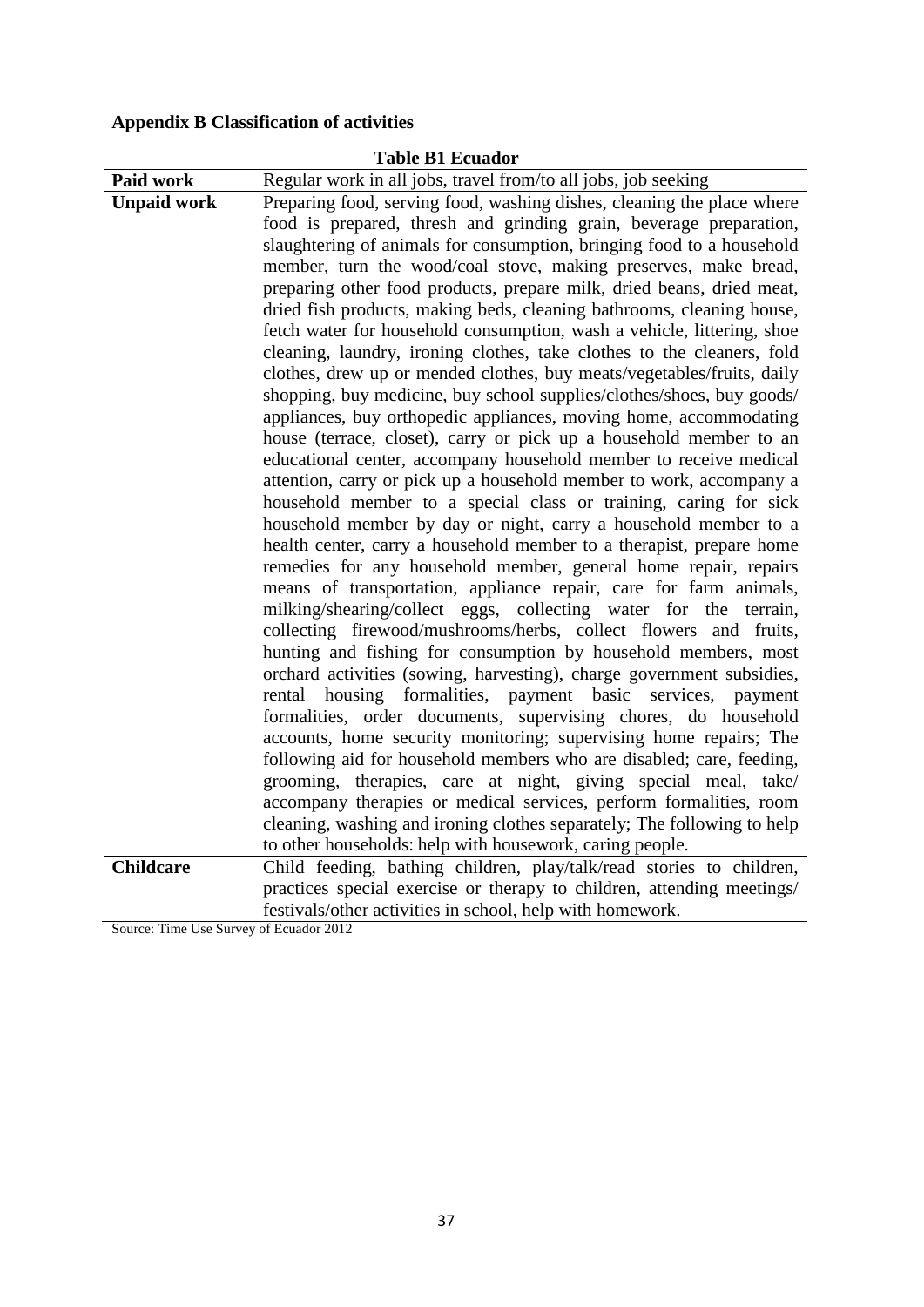## Appendix B Classification of activities

**Table B1 Ecuador**

| | |
|---|---|
| **Paid work** | Regular work in all jobs, travel from/to all jobs, job seeking |
| **Unpaid work** | Preparing food, serving food, washing dishes, cleaning the place where food is prepared, thresh and grinding grain, beverage preparation, slaughtering of animals for consumption, bringing food to a household member, turn the wood/coal stove, making preserves, make bread, preparing other food products, prepare milk, dried beans, dried meat, dried fish products, making beds, cleaning bathrooms, cleaning house, fetch water for household consumption, wash a vehicle, littering, shoe cleaning, laundry, ironing clothes, take clothes to the cleaners, fold clothes, drew up or mended clothes, buy meats/vegetables/fruits, daily shopping, buy medicine, buy school supplies/clothes/shoes, buy goods/ appliances, buy orthopedic appliances, moving home, accommodating house (terrace, closet), carry or pick up a household member to an educational center, accompany household member to receive medical attention, carry or pick up a household member to work, accompany a household member to a special class or training, caring for sick household member by day or night, carry a household member to a health center, carry a household member to a therapist, prepare home remedies for any household member, general home repair, repairs means of transportation, appliance repair, care for farm animals, milking/shearing/collect eggs, collecting water for the terrain, collecting firewood/mushrooms/herbs, collect flowers and fruits, hunting and fishing for consumption by household members, most orchard activities (sowing, harvesting), charge government subsidies, rental housing formalities, payment basic services, payment formalities, order documents, supervising chores, do household accounts, home security monitoring; supervising home repairs; The following aid for household members who are disabled; care, feeding, grooming, therapies, care at night, giving special meal, take/ accompany therapies or medical services, perform formalities, room cleaning, washing and ironing clothes separately; The following to help to other households: help with housework, caring people. |
| **Childcare** | Child feeding, bathing children, play/talk/read stories to children, practices special exercise or therapy to children, attending meetings/ festivals/other activities in school, help with homework. |

Source: Time Use Survey of Ecuador 2012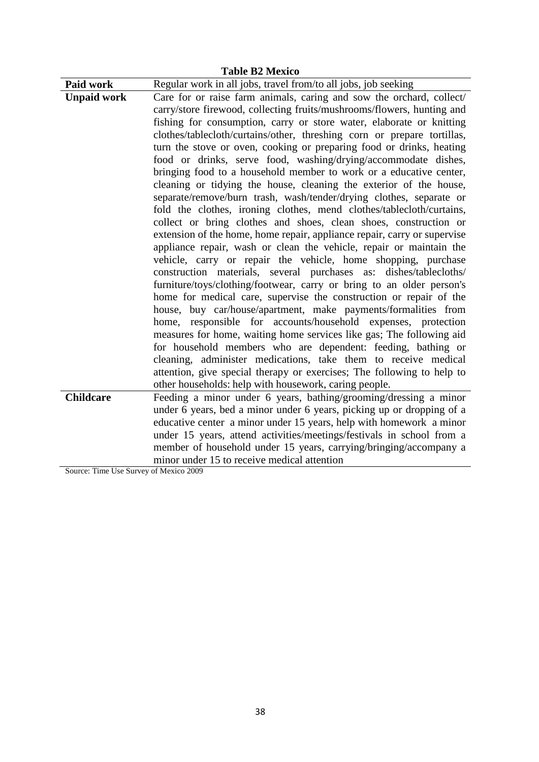**Table B2 Mexico**

| | |
|---|---|
| **Paid work** | Regular work in all jobs, travel from/to all jobs, job seeking |
| **Unpaid work** | Care for or raise farm animals, caring and sow the orchard, collect/ carry/store firewood, collecting fruits/mushrooms/flowers, hunting and fishing for consumption, carry or store water, elaborate or knitting clothes/tablecloth/curtains/other, threshing corn or prepare tortillas, turn the stove or oven, cooking or preparing food or drinks, heating food or drinks, serve food, washing/drying/accommodate dishes, bringing food to a household member to work or a educative center, cleaning or tidying the house, cleaning the exterior of the house, separate/remove/burn trash, wash/tender/drying clothes, separate or fold the clothes, ironing clothes, mend clothes/tablecloth/curtains, collect or bring clothes and shoes, clean shoes, construction or extension of the home, home repair, appliance repair, carry or supervise appliance repair, wash or clean the vehicle, repair or maintain the vehicle, carry or repair the vehicle, home shopping, purchase construction materials, several purchases as: dishes/tablecloths/ furniture/toys/clothing/footwear, carry or bring to an older person's home for medical care, supervise the construction or repair of the house, buy car/house/apartment, make payments/formalities from home, responsible for accounts/household expenses, protection measures for home, waiting home services like gas; The following aid for household members who are dependent: feeding, bathing or cleaning, administer medications, take them to receive medical attention, give special therapy or exercises; The following to help to other households: help with housework, caring people. |
| **Childcare** | Feeding a minor under 6 years, bathing/grooming/dressing a minor under 6 years, bed a minor under 6 years, picking up or dropping of a educative center a minor under 15 years, help with homework a minor under 15 years, attend activities/meetings/festivals in school from a member of household under 15 years, carrying/bringing/accompany a minor under 15 to receive medical attention |

Source: Time Use Survey of Mexico 2009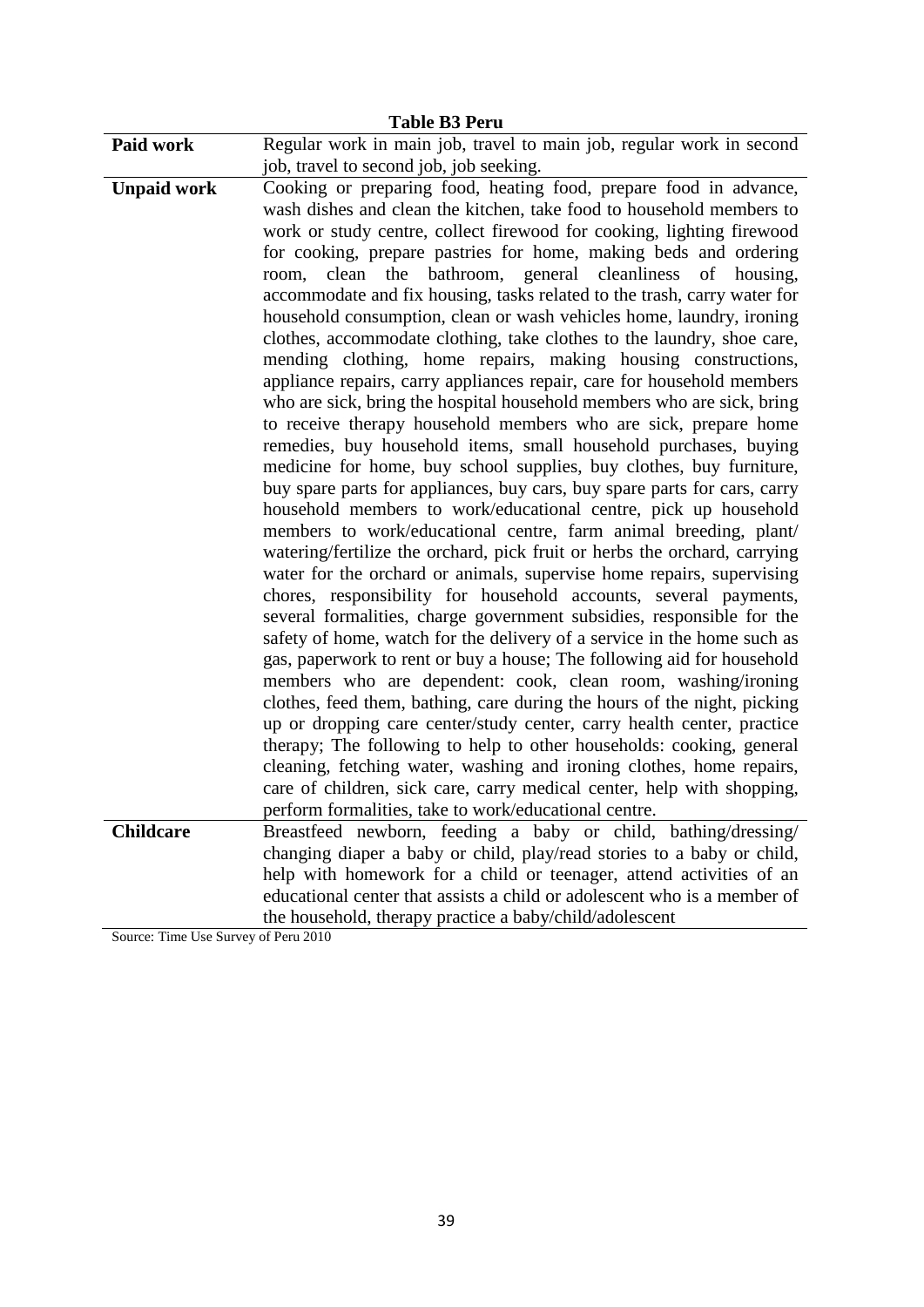**Table B3 Peru**

| | |
|---|---|
| **Paid work** | Regular work in main job, travel to main job, regular work in second job, travel to second job, job seeking. |
| **Unpaid work** | Cooking or preparing food, heating food, prepare food in advance, wash dishes and clean the kitchen, take food to household members to work or study centre, collect firewood for cooking, lighting firewood for cooking, prepare pastries for home, making beds and ordering room, clean the bathroom, general cleanliness of housing, accommodate and fix housing, tasks related to the trash, carry water for household consumption, clean or wash vehicles home, laundry, ironing clothes, accommodate clothing, take clothes to the laundry, shoe care, mending clothing, home repairs, making housing constructions, appliance repairs, carry appliances repair, care for household members who are sick, bring the hospital household members who are sick, bring to receive therapy household members who are sick, prepare home remedies, buy household items, small household purchases, buying medicine for home, buy school supplies, buy clothes, buy furniture, buy spare parts for appliances, buy cars, buy spare parts for cars, carry household members to work/educational centre, pick up household members to work/educational centre, farm animal breeding, plant/ watering/fertilize the orchard, pick fruit or herbs the orchard, carrying water for the orchard or animals, supervise home repairs, supervising chores, responsibility for household accounts, several payments, several formalities, charge government subsidies, responsible for the safety of home, watch for the delivery of a service in the home such as gas, paperwork to rent or buy a house; The following aid for household members who are dependent: cook, clean room, washing/ironing clothes, feed them, bathing, care during the hours of the night, picking up or dropping care center/study center, carry health center, practice therapy; The following to help to other households: cooking, general cleaning, fetching water, washing and ironing clothes, home repairs, care of children, sick care, carry medical center, help with shopping, perform formalities, take to work/educational centre. |
| **Childcare** | Breastfeed newborn, feeding a baby or child, bathing/dressing/ changing diaper a baby or child, play/read stories to a baby or child, help with homework for a child or teenager, attend activities of an educational center that assists a child or adolescent who is a member of the household, therapy practice a baby/child/adolescent |

Source: Time Use Survey of Peru 2010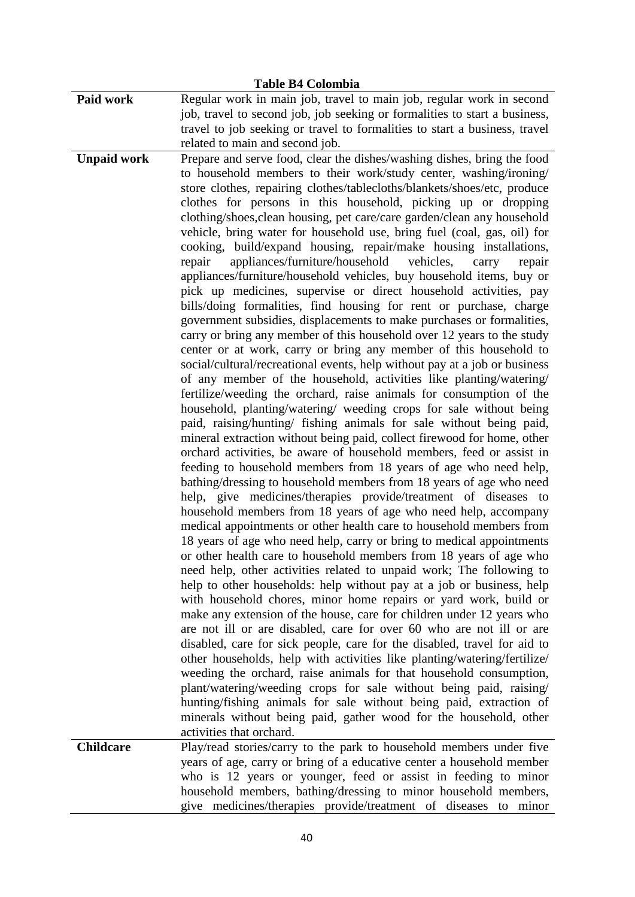**Table B4 Colombia**

| | |
|---|---|
| **Paid work** | Regular work in main job, travel to main job, regular work in second job, travel to second job, job seeking or formalities to start a business, travel to job seeking or travel to formalities to start a business, travel related to main and second job. |
| **Unpaid work** | Prepare and serve food, clear the dishes/washing dishes, bring the food to household members to their work/study center, washing/ironing/ store clothes, repairing clothes/tablecloths/blankets/shoes/etc, produce clothes for persons in this household, picking up or dropping clothing/shoes,clean housing, pet care/care garden/clean any household vehicle, bring water for household use, bring fuel (coal, gas, oil) for cooking, build/expand housing, repair/make housing installations, repair appliances/furniture/household vehicles, carry repair appliances/furniture/household vehicles, buy household items, buy or pick up medicines, supervise or direct household activities, pay bills/doing formalities, find housing for rent or purchase, charge government subsidies, displacements to make purchases or formalities, carry or bring any member of this household over 12 years to the study center or at work, carry or bring any member of this household to social/cultural/recreational events, help without pay at a job or business of any member of the household, activities like planting/watering/ fertilize/weeding the orchard, raise animals for consumption of the household, planting/watering/ weeding crops for sale without being paid, raising/hunting/ fishing animals for sale without being paid, mineral extraction without being paid, collect firewood for home, other orchard activities, be aware of household members, feed or assist in feeding to household members from 18 years of age who need help, bathing/dressing to household members from 18 years of age who need help, give medicines/therapies provide/treatment of diseases to household members from 18 years of age who need help, accompany medical appointments or other health care to household members from 18 years of age who need help, carry or bring to medical appointments or other health care to household members from 18 years of age who need help, other activities related to unpaid work; The following to help to other households: help without pay at a job or business, help with household chores, minor home repairs or yard work, build or make any extension of the house, care for children under 12 years who are not ill or are disabled, care for over 60 who are not ill or are disabled, care for sick people, care for the disabled, travel for aid to other households, help with activities like planting/watering/fertilize/ weeding the orchard, raise animals for that household consumption, plant/watering/weeding crops for sale without being paid, raising/ hunting/fishing animals for sale without being paid, extraction of minerals without being paid, gather wood for the household, other activities that orchard. |
| **Childcare** | Play/read stories/carry to the park to household members under five years of age, carry or bring of a educative center a household member who is 12 years or younger, feed or assist in feeding to minor household members, bathing/dressing to minor household members, give medicines/therapies provide/treatment of diseases to minor |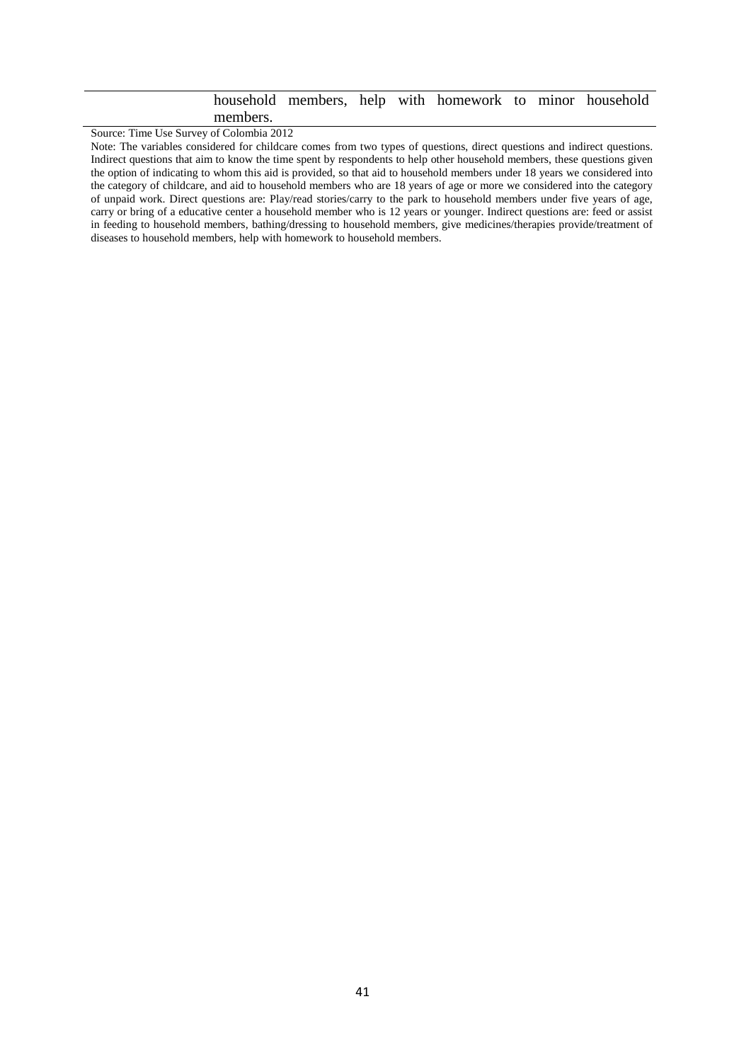| | |
|---|---|
| | household members, help with homework to minor household members. |

Source: Time Use Survey of Colombia 2012

Note: The variables considered for childcare comes from two types of questions, direct questions and indirect questions. Indirect questions that aim to know the time spent by respondents to help other household members, these questions given the option of indicating to whom this aid is provided, so that aid to household members under 18 years we considered into the category of childcare, and aid to household members who are 18 years of age or more we considered into the category of unpaid work. Direct questions are: Play/read stories/carry to the park to household members under five years of age, carry or bring of a educative center a household member who is 12 years or younger. Indirect questions are: feed or assist in feeding to household members, bathing/dressing to household members, give medicines/therapies provide/treatment of diseases to household members, help with homework to household members.